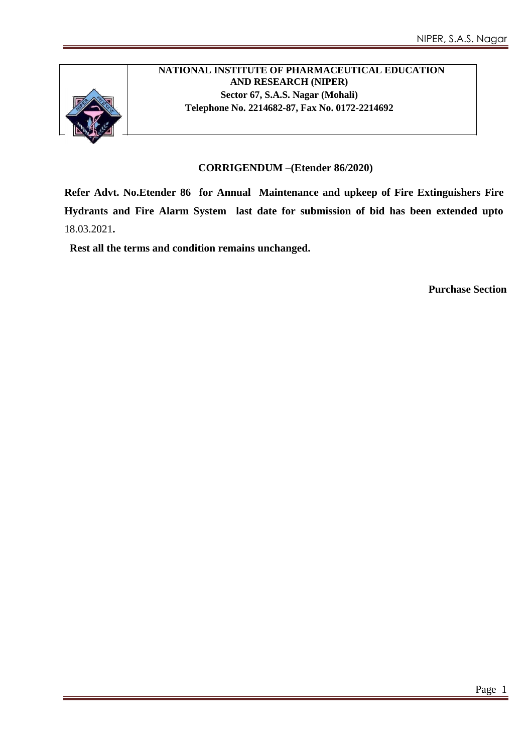**NATIONAL INSTITUTE OF PHARMACEUTICAL EDUCATION AND RESEARCH (NIPER)**
**Sector 67, S.A.S. Nagar (Mohali)**
**Telephone No. 2214682-87, Fax No. 0172-2214692**

## CORRIGENDUM –(Etender 86/2020)

**Refer Advt. No.Etender 86 for Annual Maintenance and upkeep of Fire Extinguishers Fire Hydrants and Fire Alarm System last date for submission of bid has been extended upto** 18.03.2021**.**

**Rest all the terms and condition remains unchanged.**

**Purchase Section**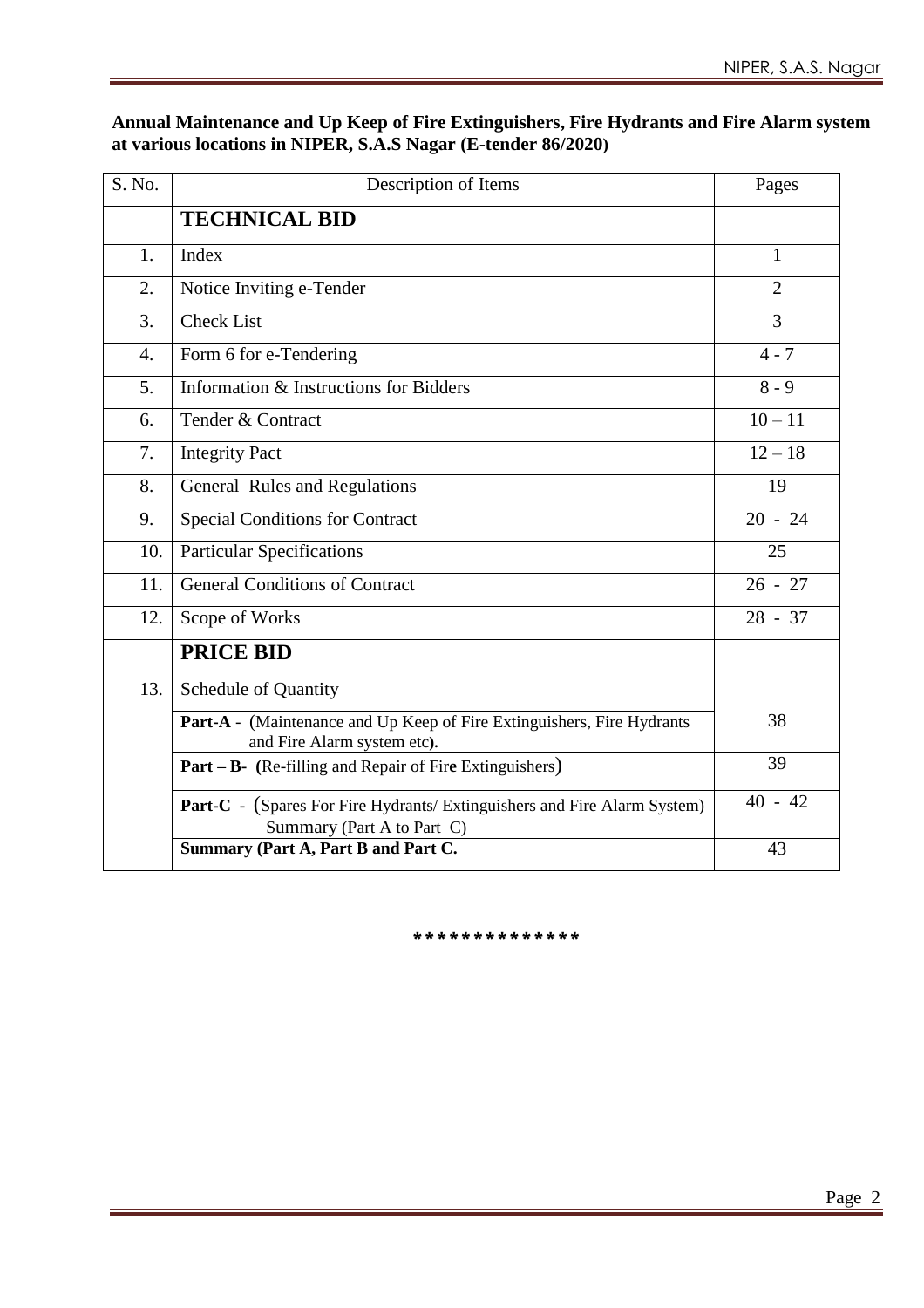**Annual Maintenance and Up Keep of Fire Extinguishers, Fire Hydrants and Fire Alarm system at various locations in NIPER, S.A.S Nagar (E-tender 86/2020)**

| S. No. | Description of Items | Pages |
|---|---|---|
| | **TECHNICAL BID** | |
| 1. | Index | 1 |
| 2. | Notice Inviting e-Tender | 2 |
| 3. | Check List | 3 |
| 4. | Form 6 for e-Tendering | 4 - 7 |
| 5. | Information & Instructions for Bidders | 8 - 9 |
| 6. | Tender & Contract | 10 – 11 |
| 7. | Integrity Pact | 12 – 18 |
| 8. | General Rules and Regulations | 19 |
| 9. | Special Conditions for Contract | 20 - 24 |
| 10. | Particular Specifications | 25 |
| 11. | General Conditions of Contract | 26 - 27 |
| 12. | Scope of Works | 28 - 37 |
| | **PRICE BID** | |
| 13. | Schedule of Quantity | |
| | **Part-A** - (Maintenance and Up Keep of Fire Extinguishers, Fire Hydrants and Fire Alarm system etc**).** | 38 |
| | **Part – B- (**Re-filling and Repair of Fir**e** Extinguishers) | 39 |
| | **Part-C** - (Spares For Fire Hydrants/ Extinguishers and Fire Alarm System) Summary (Part A to Part C) | 40 - 42 |
| | **Summary (Part A, Part B and Part C.** | 43 |

**\*\*\*\*\*\*\*\*\*\*\*\*\*\***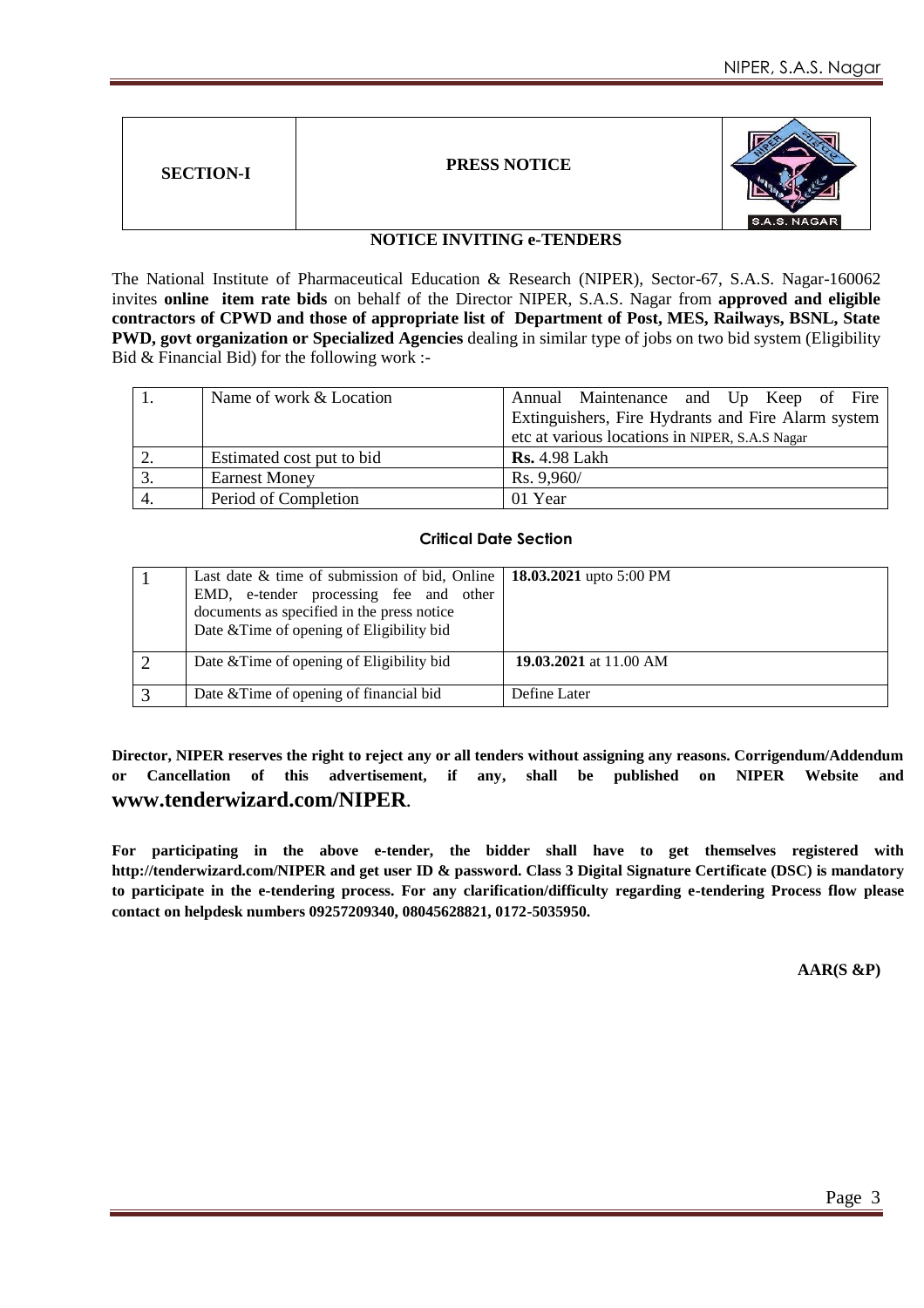| SECTION-I | PRESS NOTICE | |
|---|---|---|

## NOTICE INVITING e-TENDERS

The National Institute of Pharmaceutical Education & Research (NIPER), Sector-67, S.A.S. Nagar-160062 invites **online item rate bids** on behalf of the Director NIPER, S.A.S. Nagar from **approved and eligible contractors of CPWD and those of appropriate list of Department of Post, MES, Railways, BSNL, State PWD, govt organization or Specialized Agencies** dealing in similar type of jobs on two bid system (Eligibility Bid & Financial Bid) for the following work :-

| 1. | Name of work & Location | Annual Maintenance and Up Keep of Fire Extinguishers, Fire Hydrants and Fire Alarm system etc at various locations in NIPER, S.A.S Nagar |
|---|---|---|
| 2. | Estimated cost put to bid | **Rs.** 4.98 Lakh |
| 3. | Earnest Money | Rs. 9,960/ |
| 4. | Period of Completion | 01 Year |

### Critical Date Section

| 1 | Last date & time of submission of bid, Online EMD, e-tender processing fee and other documents as specified in the press notice Date &Time of opening of Eligibility bid | **18.03.2021** upto 5:00 PM |
|---|---|---|
| 2 | Date &Time of opening of Eligibility bid | **19.03.2021** at 11.00 AM |
| 3 | Date &Time of opening of financial bid | Define Later |

**Director, NIPER reserves the right to reject any or all tenders without assigning any reasons. Corrigendum/Addendum or Cancellation of this advertisement, if any, shall be published on NIPER Website and www.tenderwizard.com/NIPER.**

**For participating in the above e-tender, the bidder shall have to get themselves registered with http://tenderwizard.com/NIPER and get user ID & password. Class 3 Digital Signature Certificate (DSC) is mandatory to participate in the e-tendering process. For any clarification/difficulty regarding e-tendering Process flow please contact on helpdesk numbers 09257209340, 08045628821, 0172-5035950.**

**AAR(S &P)**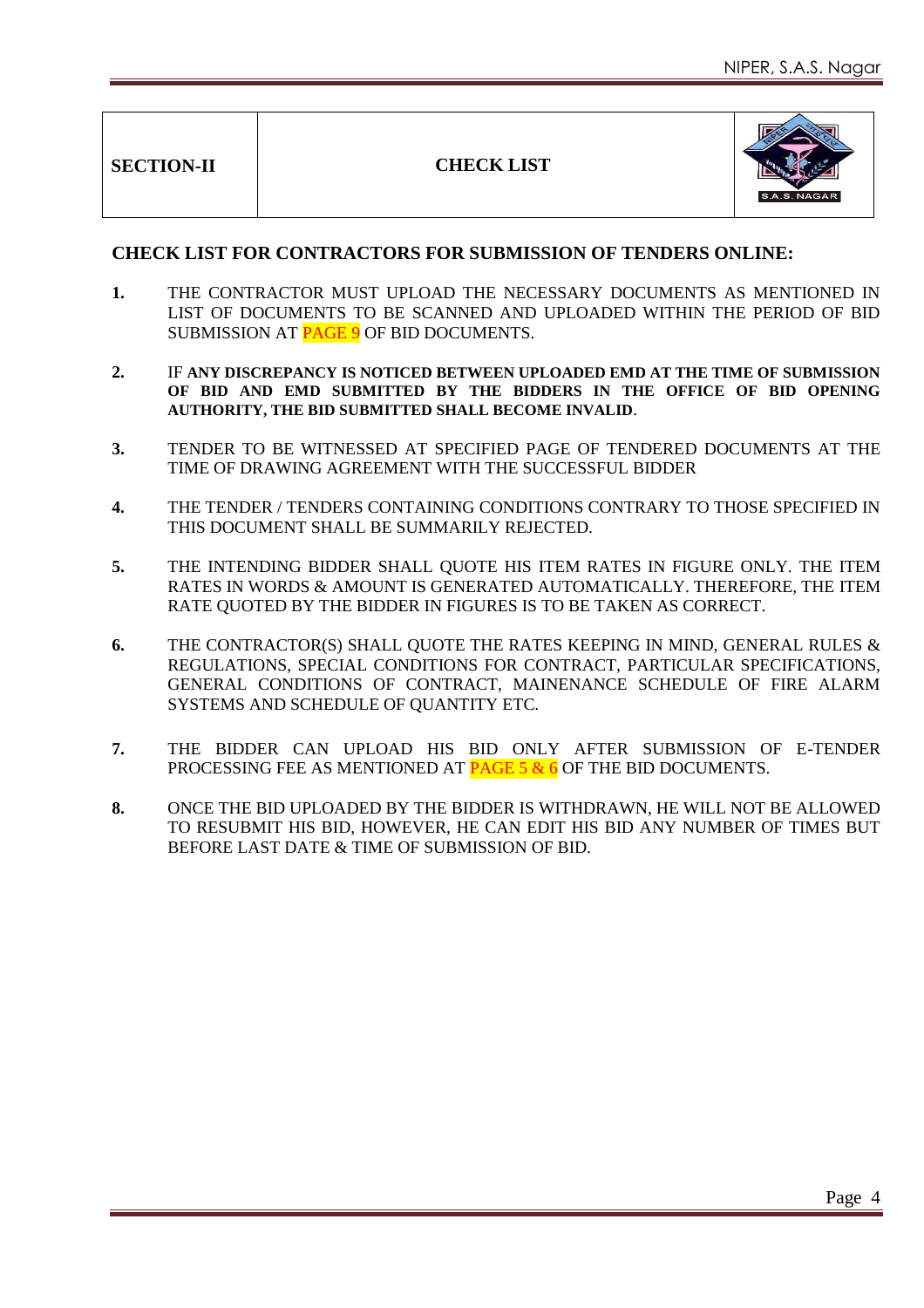| SECTION-II | CHECK LIST | |
|---|---|---|

**CHECK LIST FOR CONTRACTORS FOR SUBMISSION OF TENDERS ONLINE:**

**1.** THE CONTRACTOR MUST UPLOAD THE NECESSARY DOCUMENTS AS MENTIONED IN LIST OF DOCUMENTS TO BE SCANNED AND UPLOADED WITHIN THE PERIOD OF BID SUBMISSION AT PAGE 9 OF BID DOCUMENTS.

**2.** IF **ANY DISCREPANCY IS NOTICED BETWEEN UPLOADED EMD AT THE TIME OF SUBMISSION OF BID AND EMD SUBMITTED BY THE BIDDERS IN THE OFFICE OF BID OPENING AUTHORITY, THE BID SUBMITTED SHALL BECOME INVALID**.

**3.** TENDER TO BE WITNESSED AT SPECIFIED PAGE OF TENDERED DOCUMENTS AT THE TIME OF DRAWING AGREEMENT WITH THE SUCCESSFUL BIDDER

**4.** THE TENDER / TENDERS CONTAINING CONDITIONS CONTRARY TO THOSE SPECIFIED IN THIS DOCUMENT SHALL BE SUMMARILY REJECTED.

**5.** THE INTENDING BIDDER SHALL QUOTE HIS ITEM RATES IN FIGURE ONLY. THE ITEM RATES IN WORDS & AMOUNT IS GENERATED AUTOMATICALLY. THEREFORE, THE ITEM RATE QUOTED BY THE BIDDER IN FIGURES IS TO BE TAKEN AS CORRECT.

**6.** THE CONTRACTOR(S) SHALL QUOTE THE RATES KEEPING IN MIND, GENERAL RULES & REGULATIONS, SPECIAL CONDITIONS FOR CONTRACT, PARTICULAR SPECIFICATIONS, GENERAL CONDITIONS OF CONTRACT, MAINENANCE SCHEDULE OF FIRE ALARM SYSTEMS AND SCHEDULE OF QUANTITY ETC.

**7.** THE BIDDER CAN UPLOAD HIS BID ONLY AFTER SUBMISSION OF E-TENDER PROCESSING FEE AS MENTIONED AT PAGE 5 & 6 OF THE BID DOCUMENTS.

**8.** ONCE THE BID UPLOADED BY THE BIDDER IS WITHDRAWN, HE WILL NOT BE ALLOWED TO RESUBMIT HIS BID, HOWEVER, HE CAN EDIT HIS BID ANY NUMBER OF TIMES BUT BEFORE LAST DATE & TIME OF SUBMISSION OF BID.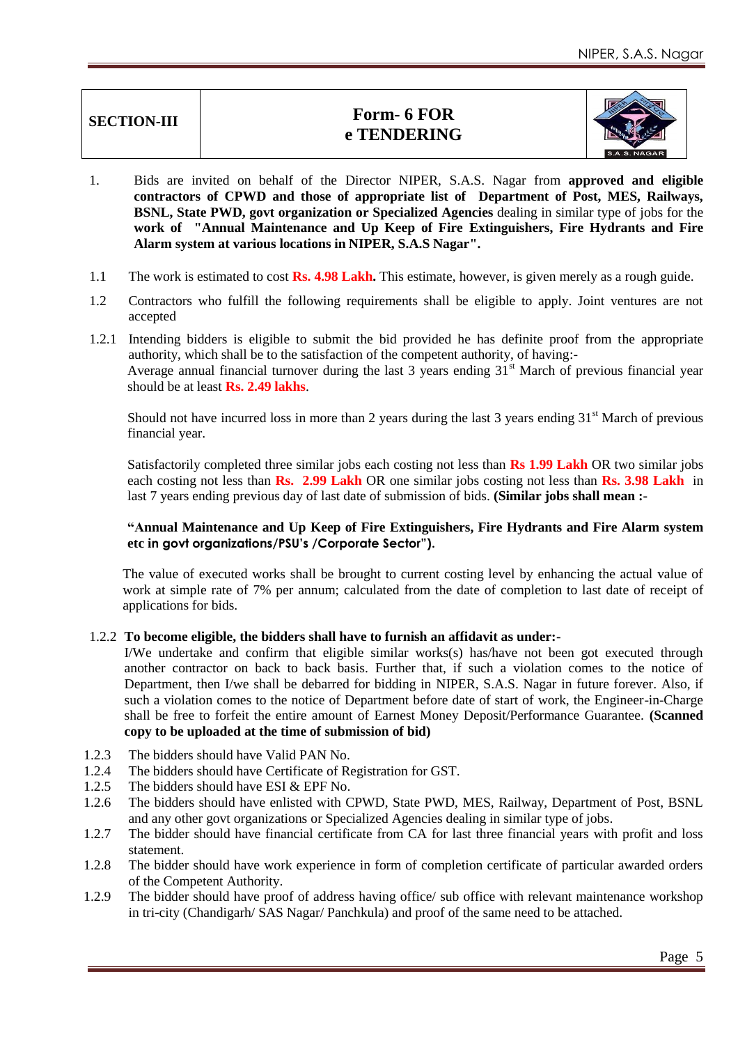| SECTION-III | Form- 6 FOR e TENDERING | |
|---|---|---|

1. Bids are invited on behalf of the Director NIPER, S.A.S. Nagar from **approved and eligible contractors of CPWD and those of appropriate list of Department of Post, MES, Railways, BSNL, State PWD, govt organization or Specialized Agencies** dealing in similar type of jobs for the **work of "Annual Maintenance and Up Keep of Fire Extinguishers, Fire Hydrants and Fire Alarm system at various locations in NIPER, S.A.S Nagar".**

1.1 The work is estimated to cost **Rs. 4.98 Lakh.** This estimate, however, is given merely as a rough guide.

1.2 Contractors who fulfill the following requirements shall be eligible to apply. Joint ventures are not accepted

1.2.1 Intending bidders is eligible to submit the bid provided he has definite proof from the appropriate authority, which shall be to the satisfaction of the competent authority, of having:-
Average annual financial turnover during the last 3 years ending 31st March of previous financial year should be at least **Rs. 2.49 lakhs**.

Should not have incurred loss in more than 2 years during the last 3 years ending 31st March of previous financial year.

Satisfactorily completed three similar jobs each costing not less than **Rs 1.99 Lakh** OR two similar jobs each costing not less than **Rs. 2.99 Lakh** OR one similar jobs costing not less than **Rs. 3.98 Lakh** in last 7 years ending previous day of last date of submission of bids. **(Similar jobs shall mean :-**

**"Annual Maintenance and Up Keep of Fire Extinguishers, Fire Hydrants and Fire Alarm system etc in govt organizations/PSU's /Corporate Sector").**

The value of executed works shall be brought to current costing level by enhancing the actual value of work at simple rate of 7% per annum; calculated from the date of completion to last date of receipt of applications for bids.

1.2.2 **To become eligible, the bidders shall have to furnish an affidavit as under:-**
I/We undertake and confirm that eligible similar works(s) has/have not been got executed through another contractor on back to back basis. Further that, if such a violation comes to the notice of Department, then I/we shall be debarred for bidding in NIPER, S.A.S. Nagar in future forever. Also, if such a violation comes to the notice of Department before date of start of work, the Engineer-in-Charge shall be free to forfeit the entire amount of Earnest Money Deposit/Performance Guarantee. **(Scanned copy to be uploaded at the time of submission of bid)**

1.2.3 The bidders should have Valid PAN No.
1.2.4 The bidders should have Certificate of Registration for GST.
1.2.5 The bidders should have ESI & EPF No.
1.2.6 The bidders should have enlisted with CPWD, State PWD, MES, Railway, Department of Post, BSNL and any other govt organizations or Specialized Agencies dealing in similar type of jobs.
1.2.7 The bidder should have financial certificate from CA for last three financial years with profit and loss statement.
1.2.8 The bidder should have work experience in form of completion certificate of particular awarded orders of the Competent Authority.
1.2.9 The bidder should have proof of address having office/ sub office with relevant maintenance workshop in tri-city (Chandigarh/ SAS Nagar/ Panchkula) and proof of the same need to be attached.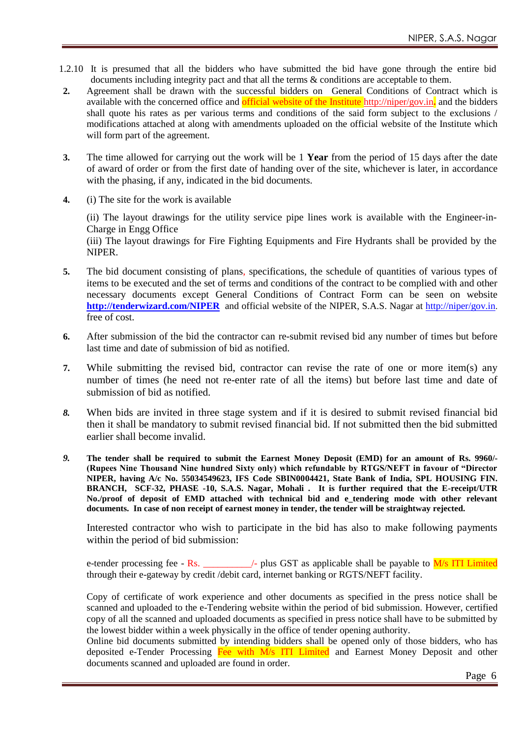1.2.10 It is presumed that all the bidders who have submitted the bid have gone through the entire bid documents including integrity pact and that all the terms & conditions are acceptable to them.

**2.** Agreement shall be drawn with the successful bidders on General Conditions of Contract which is available with the concerned office and official website of the Institute http://niper/gov.in, and the bidders shall quote his rates as per various terms and conditions of the said form subject to the exclusions / modifications attached at along with amendments uploaded on the official website of the Institute which will form part of the agreement.

**3.** The time allowed for carrying out the work will be 1 **Year** from the period of 15 days after the date of award of order or from the first date of handing over of the site, whichever is later, in accordance with the phasing, if any, indicated in the bid documents.

**4.** (i) The site for the work is available

(ii) The layout drawings for the utility service pipe lines work is available with the Engineer-in-Charge in Engg Office

(iii) The layout drawings for Fire Fighting Equipments and Fire Hydrants shall be provided by the NIPER.

**5.** The bid document consisting of plans, specifications, the schedule of quantities of various types of items to be executed and the set of terms and conditions of the contract to be complied with and other necessary documents except General Conditions of Contract Form can be seen on website **http://tenderwizard.com/NIPER** and official website of the NIPER, S.A.S. Nagar at http://niper/gov.in. free of cost.

**6.** After submission of the bid the contractor can re-submit revised bid any number of times but before last time and date of submission of bid as notified.

**7.** While submitting the revised bid, contractor can revise the rate of one or more item(s) any number of times (he need not re-enter rate of all the items) but before last time and date of submission of bid as notified.

***8.*** When bids are invited in three stage system and if it is desired to submit revised financial bid then it shall be mandatory to submit revised financial bid. If not submitted then the bid submitted earlier shall become invalid.

***9.*** **The tender shall be required to submit the Earnest Money Deposit (EMD) for an amount of Rs. 9960/- (Rupees Nine Thousand Nine hundred Sixty only) which refundable by RTGS/NEFT in favour of "Director NIPER, having A/c No. 55034549623, IFS Code SBIN0004421, State Bank of India, SPL HOUSING FIN. BRANCH, SCF-32, PHASE -10, S.A.S. Nagar, Mohali . It is further required that the E-receipt/UTR No./proof of deposit of EMD attached with technical bid and e_tendering mode with other relevant documents. In case of non receipt of earnest money in tender, the tender will be straightway rejected.**

Interested contractor who wish to participate in the bid has also to make following payments within the period of bid submission:

e-tender processing fee - Rs. __________/- plus GST as applicable shall be payable to M/s ITI Limited through their e-gateway by credit /debit card, internet banking or RGTS/NEFT facility.

Copy of certificate of work experience and other documents as specified in the press notice shall be scanned and uploaded to the e-Tendering website within the period of bid submission. However, certified copy of all the scanned and uploaded documents as specified in press notice shall have to be submitted by the lowest bidder within a week physically in the office of tender opening authority.

Online bid documents submitted by intending bidders shall be opened only of those bidders, who has deposited e-Tender Processing Fee with M/s ITI Limited and Earnest Money Deposit and other documents scanned and uploaded are found in order.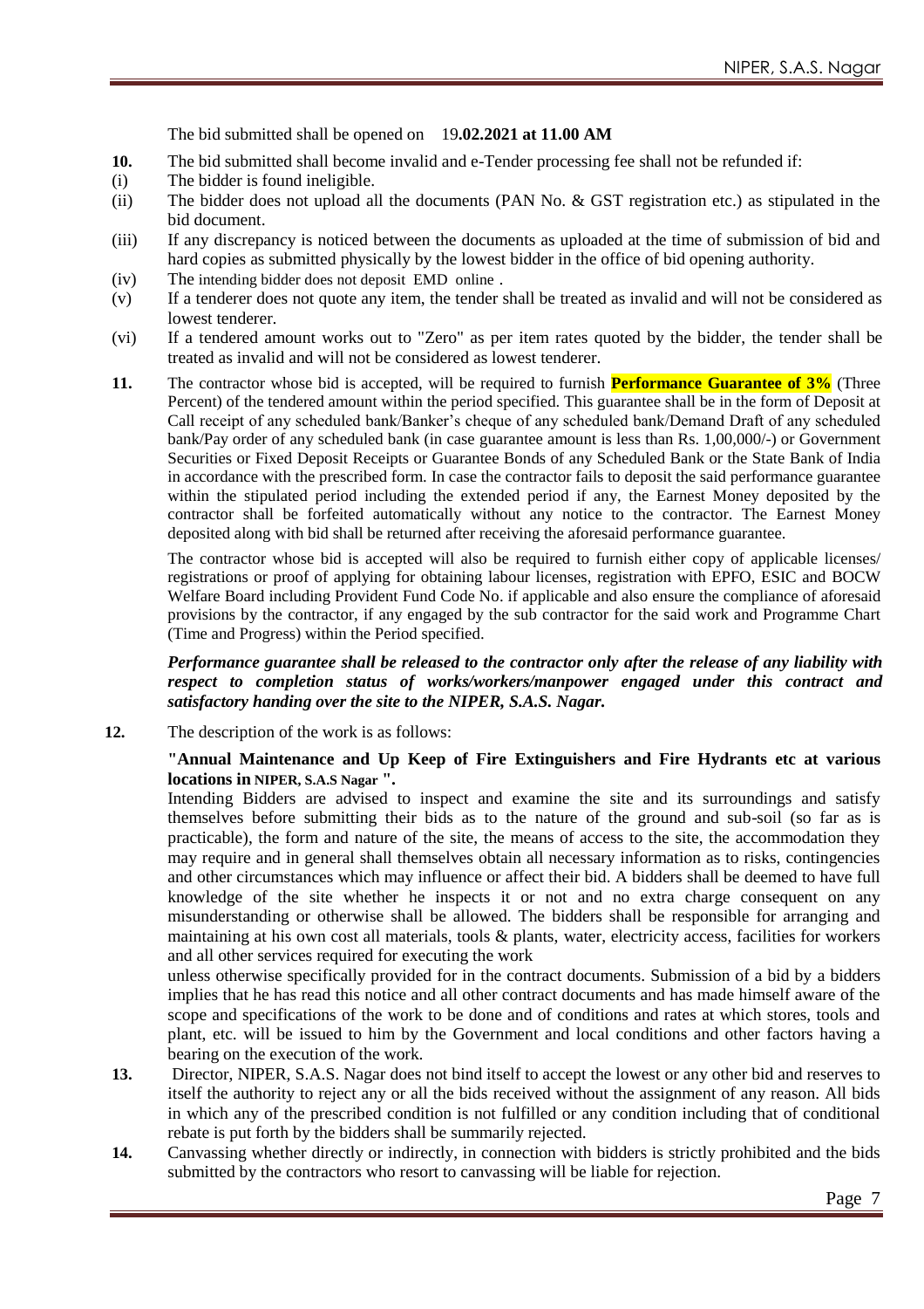The bid submitted shall be opened on 19**.02.2021 at 11.00 AM**

**10.** The bid submitted shall become invalid and e-Tender processing fee shall not be refunded if:

(i) The bidder is found ineligible.

(ii) The bidder does not upload all the documents (PAN No. & GST registration etc.) as stipulated in the bid document.

(iii) If any discrepancy is noticed between the documents as uploaded at the time of submission of bid and hard copies as submitted physically by the lowest bidder in the office of bid opening authority.

(iv) The intending bidder does not deposit EMD online .

(v) If a tenderer does not quote any item, the tender shall be treated as invalid and will not be considered as lowest tenderer.

(vi) If a tendered amount works out to "Zero" as per item rates quoted by the bidder, the tender shall be treated as invalid and will not be considered as lowest tenderer.

**11.** The contractor whose bid is accepted, will be required to furnish **Performance Guarantee of 3%** (Three Percent) of the tendered amount within the period specified. This guarantee shall be in the form of Deposit at Call receipt of any scheduled bank/Banker's cheque of any scheduled bank/Demand Draft of any scheduled bank/Pay order of any scheduled bank (in case guarantee amount is less than Rs. 1,00,000/-) or Government Securities or Fixed Deposit Receipts or Guarantee Bonds of any Scheduled Bank or the State Bank of India in accordance with the prescribed form. In case the contractor fails to deposit the said performance guarantee within the stipulated period including the extended period if any, the Earnest Money deposited by the contractor shall be forfeited automatically without any notice to the contractor. The Earnest Money deposited along with bid shall be returned after receiving the aforesaid performance guarantee.

The contractor whose bid is accepted will also be required to furnish either copy of applicable licenses/ registrations or proof of applying for obtaining labour licenses, registration with EPFO, ESIC and BOCW Welfare Board including Provident Fund Code No. if applicable and also ensure the compliance of aforesaid provisions by the contractor, if any engaged by the sub contractor for the said work and Programme Chart (Time and Progress) within the Period specified.

***Performance guarantee shall be released to the contractor only after the release of any liability with respect to completion status of works/workers/manpower engaged under this contract and satisfactory handing over the site to the NIPER, S.A.S. Nagar.***

**12.** The description of the work is as follows:

**"Annual Maintenance and Up Keep of Fire Extinguishers and Fire Hydrants etc at various locations in NIPER, S.A.S Nagar ".**

Intending Bidders are advised to inspect and examine the site and its surroundings and satisfy themselves before submitting their bids as to the nature of the ground and sub-soil (so far as is practicable), the form and nature of the site, the means of access to the site, the accommodation they may require and in general shall themselves obtain all necessary information as to risks, contingencies and other circumstances which may influence or affect their bid. A bidders shall be deemed to have full knowledge of the site whether he inspects it or not and no extra charge consequent on any misunderstanding or otherwise shall be allowed. The bidders shall be responsible for arranging and maintaining at his own cost all materials, tools & plants, water, electricity access, facilities for workers and all other services required for executing the work

unless otherwise specifically provided for in the contract documents. Submission of a bid by a bidders implies that he has read this notice and all other contract documents and has made himself aware of the scope and specifications of the work to be done and of conditions and rates at which stores, tools and plant, etc. will be issued to him by the Government and local conditions and other factors having a bearing on the execution of the work.

**13.** Director, NIPER, S.A.S. Nagar does not bind itself to accept the lowest or any other bid and reserves to itself the authority to reject any or all the bids received without the assignment of any reason. All bids in which any of the prescribed condition is not fulfilled or any condition including that of conditional rebate is put forth by the bidders shall be summarily rejected.

**14.** Canvassing whether directly or indirectly, in connection with bidders is strictly prohibited and the bids submitted by the contractors who resort to canvassing will be liable for rejection.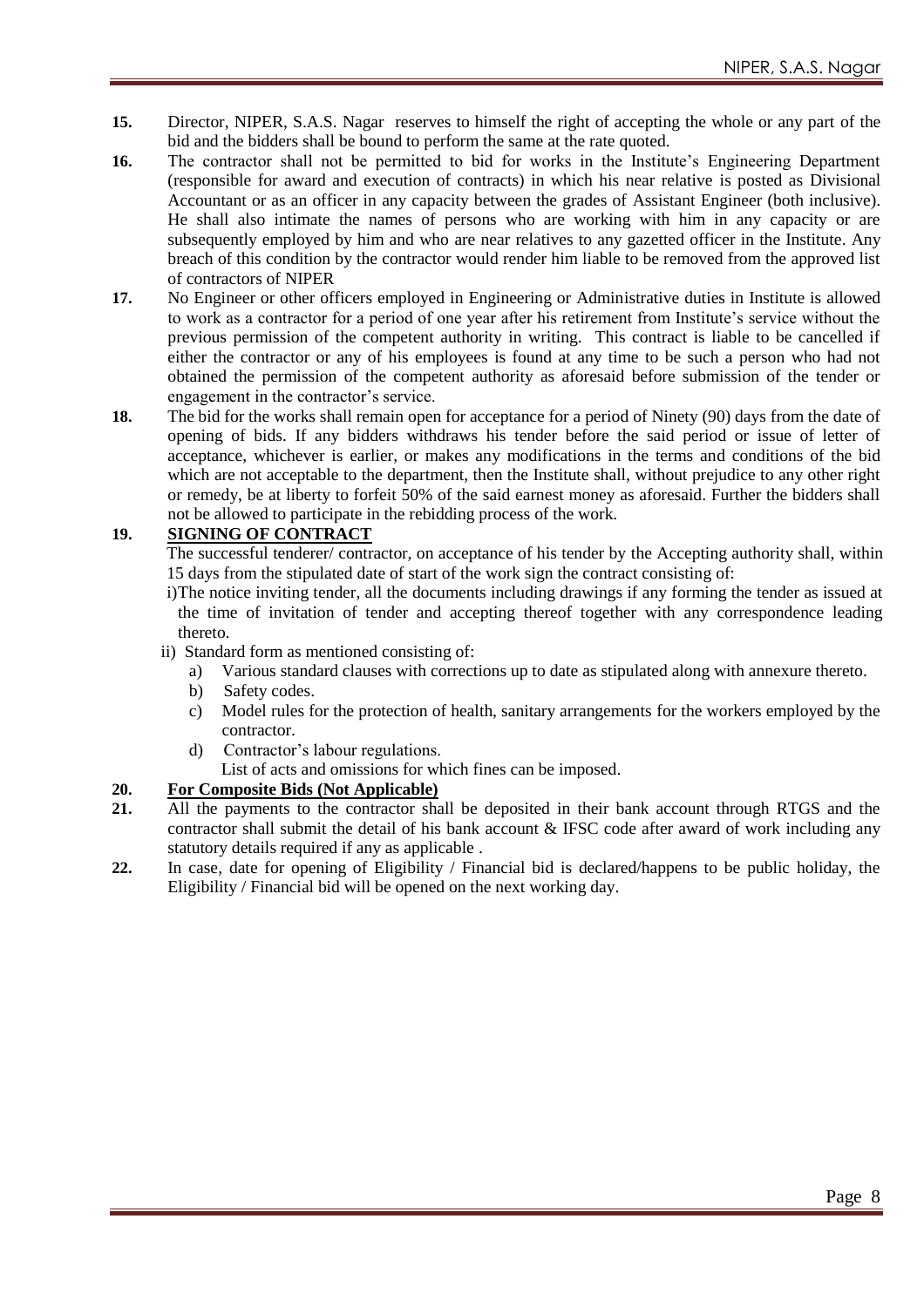**15.** Director, NIPER, S.A.S. Nagar reserves to himself the right of accepting the whole or any part of the bid and the bidders shall be bound to perform the same at the rate quoted.

**16.** The contractor shall not be permitted to bid for works in the Institute's Engineering Department (responsible for award and execution of contracts) in which his near relative is posted as Divisional Accountant or as an officer in any capacity between the grades of Assistant Engineer (both inclusive). He shall also intimate the names of persons who are working with him in any capacity or are subsequently employed by him and who are near relatives to any gazetted officer in the Institute. Any breach of this condition by the contractor would render him liable to be removed from the approved list of contractors of NIPER

**17.** No Engineer or other officers employed in Engineering or Administrative duties in Institute is allowed to work as a contractor for a period of one year after his retirement from Institute's service without the previous permission of the competent authority in writing. This contract is liable to be cancelled if either the contractor or any of his employees is found at any time to be such a person who had not obtained the permission of the competent authority as aforesaid before submission of the tender or engagement in the contractor's service.

**18.** The bid for the works shall remain open for acceptance for a period of Ninety (90) days from the date of opening of bids. If any bidders withdraws his tender before the said period or issue of letter of acceptance, whichever is earlier, or makes any modifications in the terms and conditions of the bid which are not acceptable to the department, then the Institute shall, without prejudice to any other right or remedy, be at liberty to forfeit 50% of the said earnest money as aforesaid. Further the bidders shall not be allowed to participate in the rebidding process of the work.

**19. SIGNING OF CONTRACT**

The successful tenderer/ contractor, on acceptance of his tender by the Accepting authority shall, within 15 days from the stipulated date of start of the work sign the contract consisting of:

i) The notice inviting tender, all the documents including drawings if any forming the tender as issued at the time of invitation of tender and accepting thereof together with any correspondence leading thereto.

ii) Standard form as mentioned consisting of:

a) Various standard clauses with corrections up to date as stipulated along with annexure thereto.
b) Safety codes.
c) Model rules for the protection of health, sanitary arrangements for the workers employed by the contractor.
d) Contractor's labour regulations.
List of acts and omissions for which fines can be imposed.

**20. For Composite Bids (Not Applicable)**

**21.** All the payments to the contractor shall be deposited in their bank account through RTGS and the contractor shall submit the detail of his bank account & IFSC code after award of work including any statutory details required if any as applicable .

**22.** In case, date for opening of Eligibility / Financial bid is declared/happens to be public holiday, the Eligibility / Financial bid will be opened on the next working day.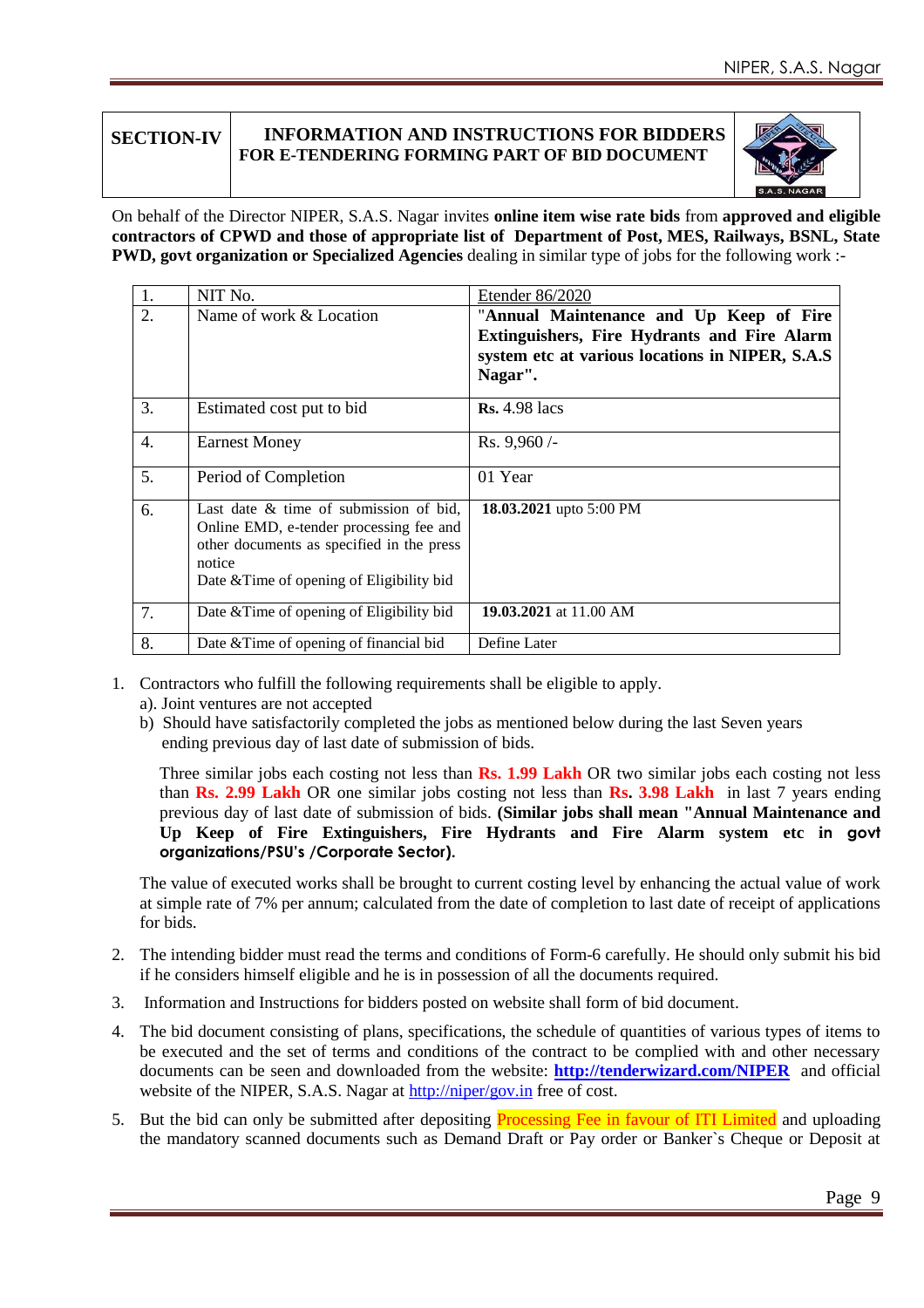| SECTION-IV | INFORMATION AND INSTRUCTIONS FOR BIDDERS FOR E-TENDERING FORMING PART OF BID DOCUMENT |
|---|---|

On behalf of the Director NIPER, S.A.S. Nagar invites **online item wise rate bids** from **approved and eligible contractors of CPWD and those of appropriate list of Department of Post, MES, Railways, BSNL, State PWD, govt organization or Specialized Agencies** dealing in similar type of jobs for the following work :-

| | | |
|---|---|---|
| 1. | NIT No. | Etender 86/2020 |
| 2. | Name of work & Location | **"Annual Maintenance and Up Keep of Fire Extinguishers, Fire Hydrants and Fire Alarm system etc at various locations in NIPER, S.A.S Nagar".** |
| 3. | Estimated cost put to bid | **Rs.** 4.98 lacs |
| 4. | Earnest Money | Rs. 9,960 /- |
| 5. | Period of Completion | 01 Year |
| 6. | Last date & time of submission of bid, Online EMD, e-tender processing fee and other documents as specified in the press notice<br>Date &Time of opening of Eligibility bid | **18.03.2021** upto 5:00 PM |
| 7. | Date &Time of opening of Eligibility bid | **19.03.2021** at 11.00 AM |
| 8. | Date &Time of opening of financial bid | Define Later |

1. Contractors who fulfill the following requirements shall be eligible to apply.
   a). Joint ventures are not accepted
   b) Should have satisfactorily completed the jobs as mentioned below during the last Seven years ending previous day of last date of submission of bids.

   Three similar jobs each costing not less than **Rs. 1.99 Lakh** OR two similar jobs each costing not less than **Rs. 2.99 Lakh** OR one similar jobs costing not less than **Rs. 3.98 Lakh** in last 7 years ending previous day of last date of submission of bids. **(Similar jobs shall mean "Annual Maintenance and Up Keep of Fire Extinguishers, Fire Hydrants and Fire Alarm system etc in govt organizations/PSU's /Corporate Sector).**

   The value of executed works shall be brought to current costing level by enhancing the actual value of work at simple rate of 7% per annum; calculated from the date of completion to last date of receipt of applications for bids.

2. The intending bidder must read the terms and conditions of Form-6 carefully. He should only submit his bid if he considers himself eligible and he is in possession of all the documents required.

3. Information and Instructions for bidders posted on website shall form of bid document.

4. The bid document consisting of plans, specifications, the schedule of quantities of various types of items to be executed and the set of terms and conditions of the contract to be complied with and other necessary documents can be seen and downloaded from the website: **http://tenderwizard.com/NIPER** and official website of the NIPER, S.A.S. Nagar at http://niper/gov.in free of cost.

5. But the bid can only be submitted after depositing Processing Fee in favour of ITI Limited and uploading the mandatory scanned documents such as Demand Draft or Pay order or Banker`s Cheque or Deposit at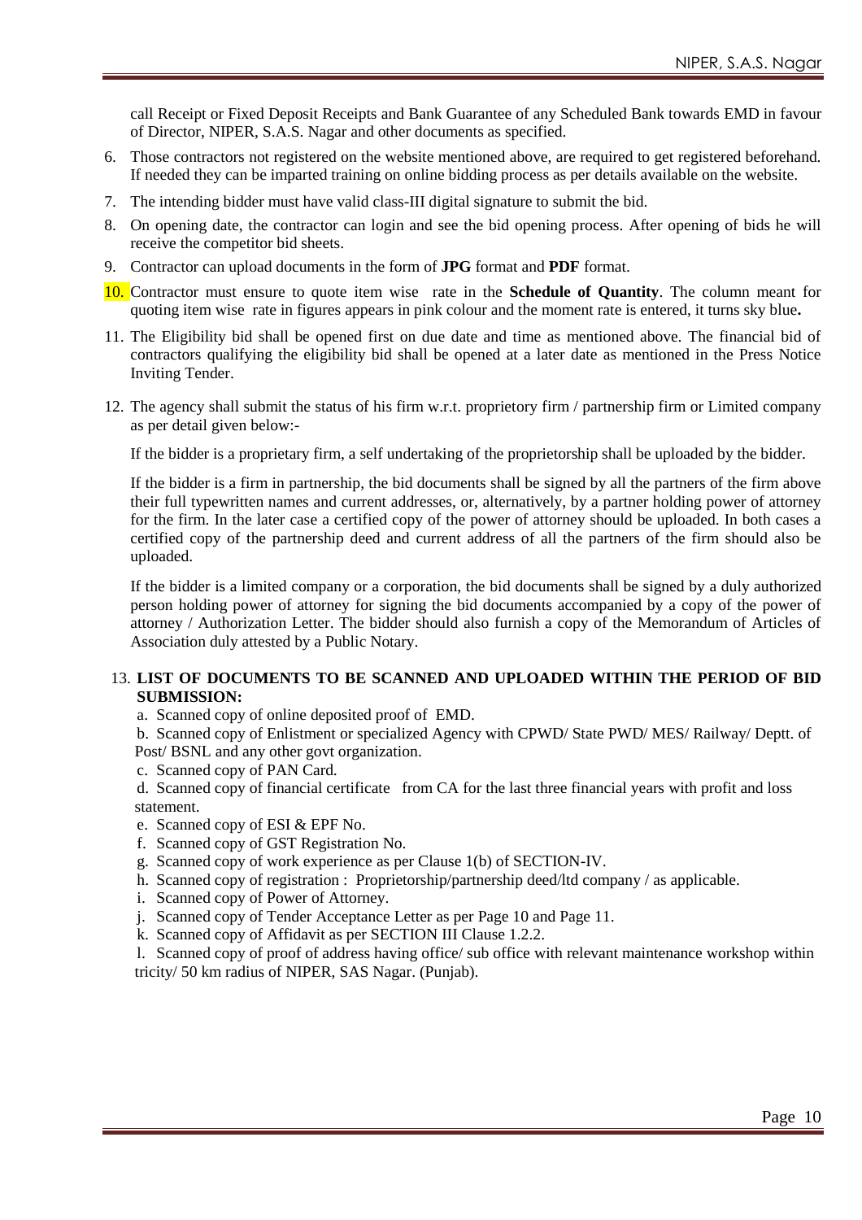call Receipt or Fixed Deposit Receipts and Bank Guarantee of any Scheduled Bank towards EMD in favour of Director, NIPER, S.A.S. Nagar and other documents as specified.

6. Those contractors not registered on the website mentioned above, are required to get registered beforehand. If needed they can be imparted training on online bidding process as per details available on the website.
7. The intending bidder must have valid class-III digital signature to submit the bid.
8. On opening date, the contractor can login and see the bid opening process. After opening of bids he will receive the competitor bid sheets.
9. Contractor can upload documents in the form of **JPG** format and **PDF** format.
10. Contractor must ensure to quote item wise rate in the **Schedule of Quantity**. The column meant for quoting item wise rate in figures appears in pink colour and the moment rate is entered, it turns sky blue**.**
11. The Eligibility bid shall be opened first on due date and time as mentioned above. The financial bid of contractors qualifying the eligibility bid shall be opened at a later date as mentioned in the Press Notice Inviting Tender.
12. The agency shall submit the status of his firm w.r.t. proprietory firm / partnership firm or Limited company as per detail given below:-

    If the bidder is a proprietary firm, a self undertaking of the proprietorship shall be uploaded by the bidder.

    If the bidder is a firm in partnership, the bid documents shall be signed by all the partners of the firm above their full typewritten names and current addresses, or, alternatively, by a partner holding power of attorney for the firm. In the later case a certified copy of the power of attorney should be uploaded. In both cases a certified copy of the partnership deed and current address of all the partners of the firm should also be uploaded.

    If the bidder is a limited company or a corporation, the bid documents shall be signed by a duly authorized person holding power of attorney for signing the bid documents accompanied by a copy of the power of attorney / Authorization Letter. The bidder should also furnish a copy of the Memorandum of Articles of Association duly attested by a Public Notary.

13. **LIST OF DOCUMENTS TO BE SCANNED AND UPLOADED WITHIN THE PERIOD OF BID SUBMISSION:**

    a. Scanned copy of online deposited proof of EMD.
    b. Scanned copy of Enlistment or specialized Agency with CPWD/ State PWD/ MES/ Railway/ Deptt. of Post/ BSNL and any other govt organization.
    c. Scanned copy of PAN Card.
    d. Scanned copy of financial certificate from CA for the last three financial years with profit and loss statement.
    e. Scanned copy of ESI & EPF No.
    f. Scanned copy of GST Registration No.
    g. Scanned copy of work experience as per Clause 1(b) of SECTION-IV.
    h. Scanned copy of registration : Proprietorship/partnership deed/ltd company / as applicable.
    i. Scanned copy of Power of Attorney.
    j. Scanned copy of Tender Acceptance Letter as per Page 10 and Page 11.
    k. Scanned copy of Affidavit as per SECTION III Clause 1.2.2.
    l. Scanned copy of proof of address having office/ sub office with relevant maintenance workshop within tricity/ 50 km radius of NIPER, SAS Nagar. (Punjab).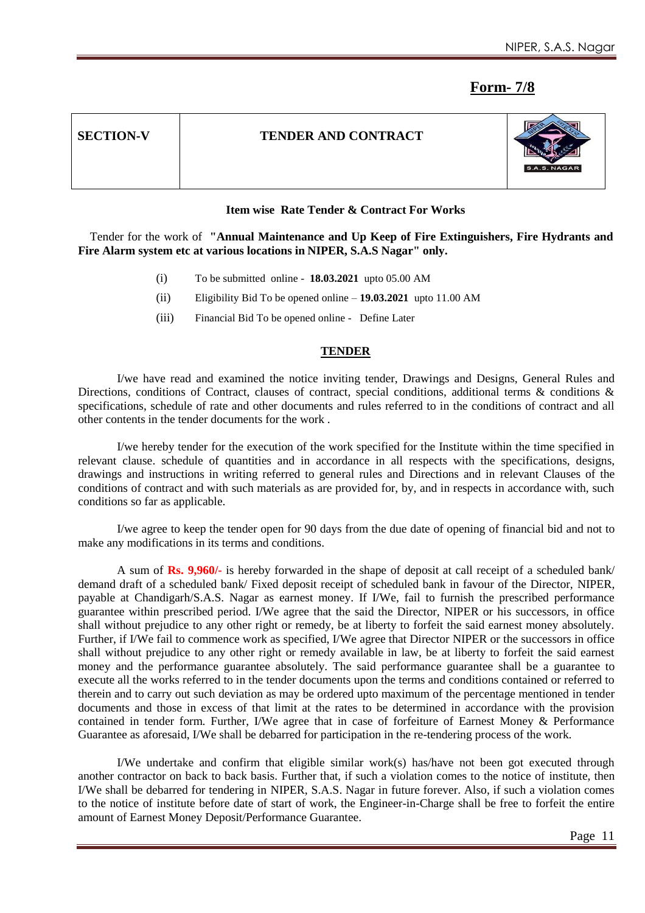**Form- 7/8**

| SECTION-V | TENDER AND CONTRACT |
|---|---|

**Item wise Rate Tender & Contract For Works**

Tender for the work of **"Annual Maintenance and Up Keep of Fire Extinguishers, Fire Hydrants and Fire Alarm system etc at various locations in NIPER, S.A.S Nagar" only.**

(i) To be submitted online - **18.03.2021** upto 05.00 AM

(ii) Eligibility Bid To be opened online – **19.03.2021** upto 11.00 AM

(iii) Financial Bid To be opened online - Define Later

**TENDER**

I/we have read and examined the notice inviting tender, Drawings and Designs, General Rules and Directions, conditions of Contract, clauses of contract, special conditions, additional terms & conditions & specifications, schedule of rate and other documents and rules referred to in the conditions of contract and all other contents in the tender documents for the work .

I/we hereby tender for the execution of the work specified for the Institute within the time specified in relevant clause. schedule of quantities and in accordance in all respects with the specifications, designs, drawings and instructions in writing referred to general rules and Directions and in relevant Clauses of the conditions of contract and with such materials as are provided for, by, and in respects in accordance with, such conditions so far as applicable.

I/we agree to keep the tender open for 90 days from the due date of opening of financial bid and not to make any modifications in its terms and conditions.

A sum of **Rs. 9,960/-** is hereby forwarded in the shape of deposit at call receipt of a scheduled bank/ demand draft of a scheduled bank/ Fixed deposit receipt of scheduled bank in favour of the Director, NIPER, payable at Chandigarh/S.A.S. Nagar as earnest money. If I/We, fail to furnish the prescribed performance guarantee within prescribed period. I/We agree that the said the Director, NIPER or his successors, in office shall without prejudice to any other right or remedy, be at liberty to forfeit the said earnest money absolutely. Further, if I/We fail to commence work as specified, I/We agree that Director NIPER or the successors in office shall without prejudice to any other right or remedy available in law, be at liberty to forfeit the said earnest money and the performance guarantee absolutely. The said performance guarantee shall be a guarantee to execute all the works referred to in the tender documents upon the terms and conditions contained or referred to therein and to carry out such deviation as may be ordered upto maximum of the percentage mentioned in tender documents and those in excess of that limit at the rates to be determined in accordance with the provision contained in tender form. Further, I/We agree that in case of forfeiture of Earnest Money & Performance Guarantee as aforesaid, I/We shall be debarred for participation in the re-tendering process of the work.

I/We undertake and confirm that eligible similar work(s) has/have not been got executed through another contractor on back to back basis. Further that, if such a violation comes to the notice of institute, then I/We shall be debarred for tendering in NIPER, S.A.S. Nagar in future forever. Also, if such a violation comes to the notice of institute before date of start of work, the Engineer-in-Charge shall be free to forfeit the entire amount of Earnest Money Deposit/Performance Guarantee.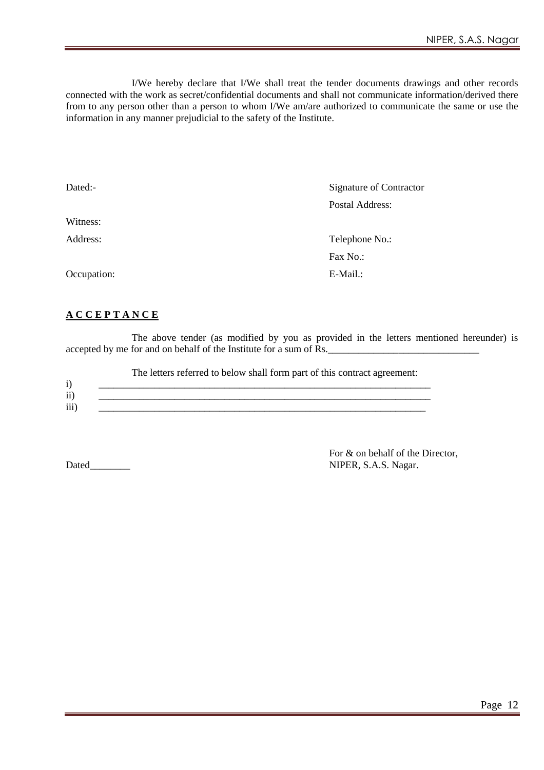I/We hereby declare that I/We shall treat the tender documents drawings and other records connected with the work as secret/confidential documents and shall not communicate information/derived there from to any person other than a person to whom I/We am/are authorized to communicate the same or use the information in any manner prejudicial to the safety of the Institute.

Dated:-

Signature of Contractor

Postal Address:

Witness:

Address:

Telephone No.:

Fax No.:

Occupation:

E-Mail.:

**<u>A C C E P T A N C E</u>**

The above tender (as modified by you as provided in the letters mentioned hereunder) is accepted by me for and on behalf of the Institute for a sum of Rs.______________________________

The letters referred to below shall form part of this contract agreement:

i) ____________________________________________________________________

ii) ____________________________________________________________________

iii) ___________________________________________________________________

For & on behalf of the Director,
NIPER, S.A.S. Nagar.

Dated________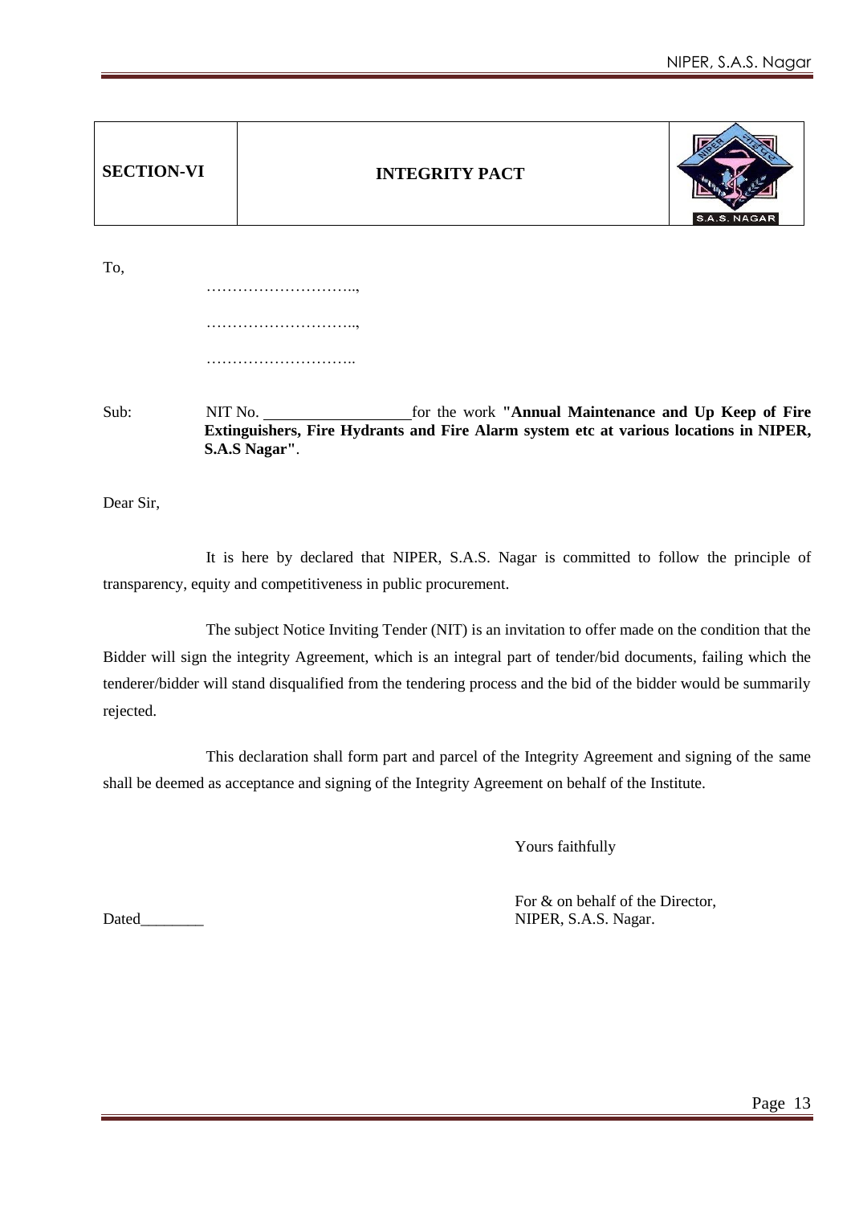| SECTION-VI | INTEGRITY PACT | |
|---|---|---|

To,

………………………..,

………………………..,

………………………..

Sub: NIT No. ____________________ for the work **"Annual Maintenance and Up Keep of Fire Extinguishers, Fire Hydrants and Fire Alarm system etc at various locations in NIPER, S.A.S Nagar"**.

Dear Sir,

It is here by declared that NIPER, S.A.S. Nagar is committed to follow the principle of transparency, equity and competitiveness in public procurement.

The subject Notice Inviting Tender (NIT) is an invitation to offer made on the condition that the Bidder will sign the integrity Agreement, which is an integral part of tender/bid documents, failing which the tenderer/bidder will stand disqualified from the tendering process and the bid of the bidder would be summarily rejected.

This declaration shall form part and parcel of the Integrity Agreement and signing of the same shall be deemed as acceptance and signing of the Integrity Agreement on behalf of the Institute.

Yours faithfully

For & on behalf of the Director,
NIPER, S.A.S. Nagar.

Dated________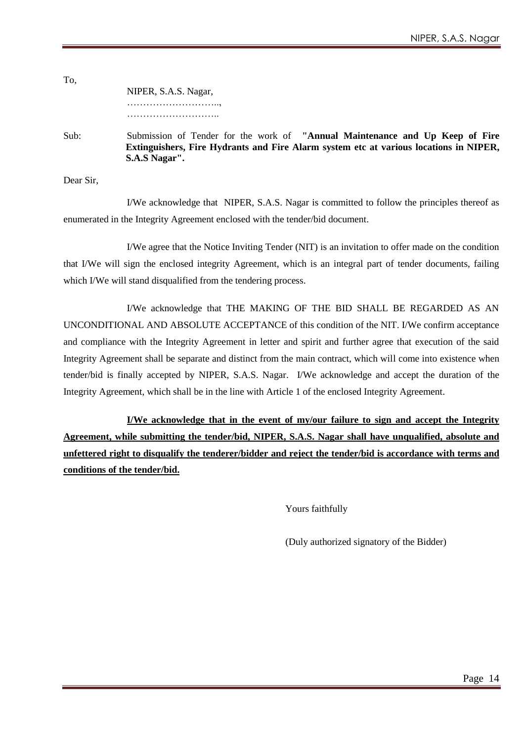To,

NIPER, S.A.S. Nagar,

………………………..,

………………………..

Sub: Submission of Tender for the work of **"Annual Maintenance and Up Keep of Fire Extinguishers, Fire Hydrants and Fire Alarm system etc at various locations in NIPER, S.A.S Nagar".**

Dear Sir,

I/We acknowledge that NIPER, S.A.S. Nagar is committed to follow the principles thereof as enumerated in the Integrity Agreement enclosed with the tender/bid document.

I/We agree that the Notice Inviting Tender (NIT) is an invitation to offer made on the condition that I/We will sign the enclosed integrity Agreement, which is an integral part of tender documents, failing which I/We will stand disqualified from the tendering process.

I/We acknowledge that THE MAKING OF THE BID SHALL BE REGARDED AS AN UNCONDITIONAL AND ABSOLUTE ACCEPTANCE of this condition of the NIT. I/We confirm acceptance and compliance with the Integrity Agreement in letter and spirit and further agree that execution of the said Integrity Agreement shall be separate and distinct from the main contract, which will come into existence when tender/bid is finally accepted by NIPER, S.A.S. Nagar. I/We acknowledge and accept the duration of the Integrity Agreement, which shall be in the line with Article 1 of the enclosed Integrity Agreement.

**I/We acknowledge that in the event of my/our failure to sign and accept the Integrity Agreement, while submitting the tender/bid, NIPER, S.A.S. Nagar shall have unqualified, absolute and unfettered right to disqualify the tenderer/bidder and reject the tender/bid is accordance with terms and conditions of the tender/bid.**

Yours faithfully

(Duly authorized signatory of the Bidder)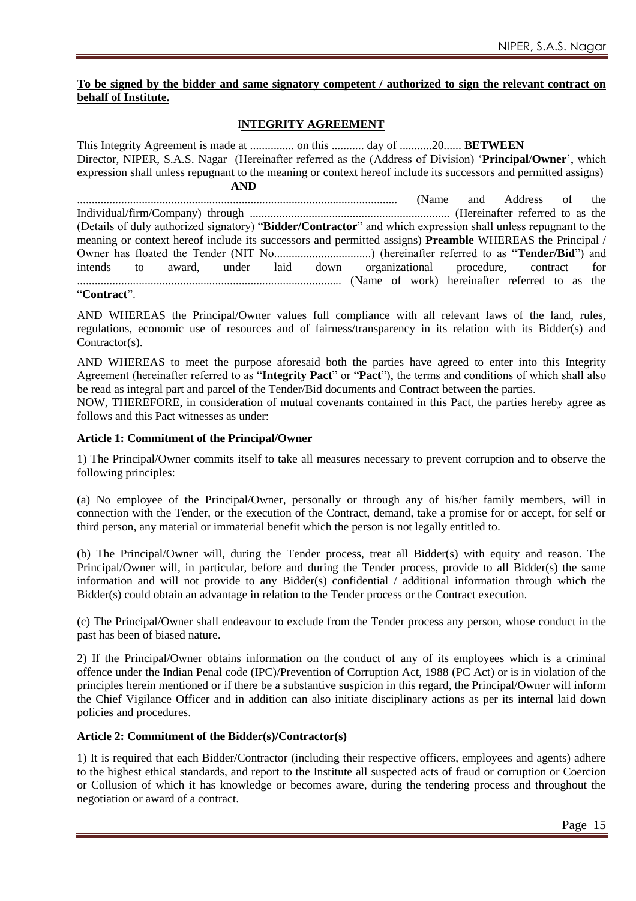**To be signed by the bidder and same signatory competent / authorized to sign the relevant contract on behalf of Institute.**

## INTEGRITY AGREEMENT

This Integrity Agreement is made at ............... on this ........... day of ...........20...... **BETWEEN**
Director, NIPER, S.A.S. Nagar (Hereinafter referred as the (Address of Division) '**Principal/Owner**', which expression shall unless repugnant to the meaning or context hereof include its successors and permitted assigns)

**AND**

............................................................................................................ (Name and Address of the Individual/firm/Company) through .................................................................... (Hereinafter referred to as the (Details of duly authorized signatory) "**Bidder/Contractor**" and which expression shall unless repugnant to the meaning or context hereof include its successors and permitted assigns) **Preamble** WHEREAS the Principal / Owner has floated the Tender (NIT No.................................) (hereinafter referred to as "**Tender/Bid**") and intends to award, under laid down organizational procedure, contract for .......................................................................................... (Name of work) hereinafter referred to as the "**Contract**".

AND WHEREAS the Principal/Owner values full compliance with all relevant laws of the land, rules, regulations, economic use of resources and of fairness/transparency in its relation with its Bidder(s) and Contractor(s).

AND WHEREAS to meet the purpose aforesaid both the parties have agreed to enter into this Integrity Agreement (hereinafter referred to as "**Integrity Pact**" or "**Pact**"), the terms and conditions of which shall also be read as integral part and parcel of the Tender/Bid documents and Contract between the parties.
NOW, THEREFORE, in consideration of mutual covenants contained in this Pact, the parties hereby agree as follows and this Pact witnesses as under:

**Article 1: Commitment of the Principal/Owner**

1) The Principal/Owner commits itself to take all measures necessary to prevent corruption and to observe the following principles:

(a) No employee of the Principal/Owner, personally or through any of his/her family members, will in connection with the Tender, or the execution of the Contract, demand, take a promise for or accept, for self or third person, any material or immaterial benefit which the person is not legally entitled to.

(b) The Principal/Owner will, during the Tender process, treat all Bidder(s) with equity and reason. The Principal/Owner will, in particular, before and during the Tender process, provide to all Bidder(s) the same information and will not provide to any Bidder(s) confidential / additional information through which the Bidder(s) could obtain an advantage in relation to the Tender process or the Contract execution.

(c) The Principal/Owner shall endeavour to exclude from the Tender process any person, whose conduct in the past has been of biased nature.

2) If the Principal/Owner obtains information on the conduct of any of its employees which is a criminal offence under the Indian Penal code (IPC)/Prevention of Corruption Act, 1988 (PC Act) or is in violation of the principles herein mentioned or if there be a substantive suspicion in this regard, the Principal/Owner will inform the Chief Vigilance Officer and in addition can also initiate disciplinary actions as per its internal laid down policies and procedures.

**Article 2: Commitment of the Bidder(s)/Contractor(s)**

1) It is required that each Bidder/Contractor (including their respective officers, employees and agents) adhere to the highest ethical standards, and report to the Institute all suspected acts of fraud or corruption or Coercion or Collusion of which it has knowledge or becomes aware, during the tendering process and throughout the negotiation or award of a contract.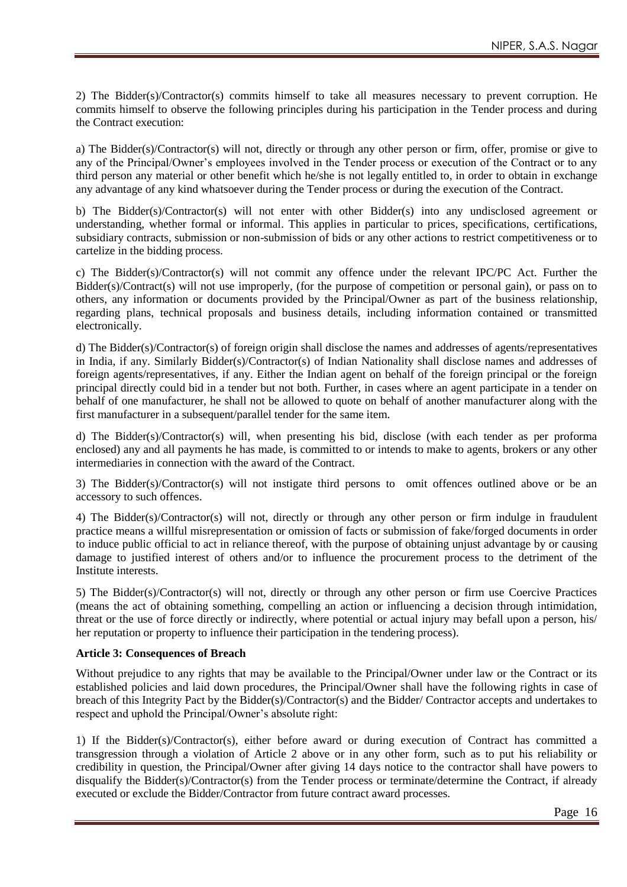2) The Bidder(s)/Contractor(s) commits himself to take all measures necessary to prevent corruption. He commits himself to observe the following principles during his participation in the Tender process and during the Contract execution:

a) The Bidder(s)/Contractor(s) will not, directly or through any other person or firm, offer, promise or give to any of the Principal/Owner's employees involved in the Tender process or execution of the Contract or to any third person any material or other benefit which he/she is not legally entitled to, in order to obtain in exchange any advantage of any kind whatsoever during the Tender process or during the execution of the Contract.

b) The Bidder(s)/Contractor(s) will not enter with other Bidder(s) into any undisclosed agreement or understanding, whether formal or informal. This applies in particular to prices, specifications, certifications, subsidiary contracts, submission or non-submission of bids or any other actions to restrict competitiveness or to cartelize in the bidding process.

c) The Bidder(s)/Contractor(s) will not commit any offence under the relevant IPC/PC Act. Further the Bidder(s)/Contract(s) will not use improperly, (for the purpose of competition or personal gain), or pass on to others, any information or documents provided by the Principal/Owner as part of the business relationship, regarding plans, technical proposals and business details, including information contained or transmitted electronically.

d) The Bidder(s)/Contractor(s) of foreign origin shall disclose the names and addresses of agents/representatives in India, if any. Similarly Bidder(s)/Contractor(s) of Indian Nationality shall disclose names and addresses of foreign agents/representatives, if any. Either the Indian agent on behalf of the foreign principal or the foreign principal directly could bid in a tender but not both. Further, in cases where an agent participate in a tender on behalf of one manufacturer, he shall not be allowed to quote on behalf of another manufacturer along with the first manufacturer in a subsequent/parallel tender for the same item.

d) The Bidder(s)/Contractor(s) will, when presenting his bid, disclose (with each tender as per proforma enclosed) any and all payments he has made, is committed to or intends to make to agents, brokers or any other intermediaries in connection with the award of the Contract.

3) The Bidder(s)/Contractor(s) will not instigate third persons to omit offences outlined above or be an accessory to such offences.

4) The Bidder(s)/Contractor(s) will not, directly or through any other person or firm indulge in fraudulent practice means a willful misrepresentation or omission of facts or submission of fake/forged documents in order to induce public official to act in reliance thereof, with the purpose of obtaining unjust advantage by or causing damage to justified interest of others and/or to influence the procurement process to the detriment of the Institute interests.

5) The Bidder(s)/Contractor(s) will not, directly or through any other person or firm use Coercive Practices (means the act of obtaining something, compelling an action or influencing a decision through intimidation, threat or the use of force directly or indirectly, where potential or actual injury may befall upon a person, his/ her reputation or property to influence their participation in the tendering process).

**Article 3: Consequences of Breach**

Without prejudice to any rights that may be available to the Principal/Owner under law or the Contract or its established policies and laid down procedures, the Principal/Owner shall have the following rights in case of breach of this Integrity Pact by the Bidder(s)/Contractor(s) and the Bidder/ Contractor accepts and undertakes to respect and uphold the Principal/Owner's absolute right:

1) If the Bidder(s)/Contractor(s), either before award or during execution of Contract has committed a transgression through a violation of Article 2 above or in any other form, such as to put his reliability or credibility in question, the Principal/Owner after giving 14 days notice to the contractor shall have powers to disqualify the Bidder(s)/Contractor(s) from the Tender process or terminate/determine the Contract, if already executed or exclude the Bidder/Contractor from future contract award processes.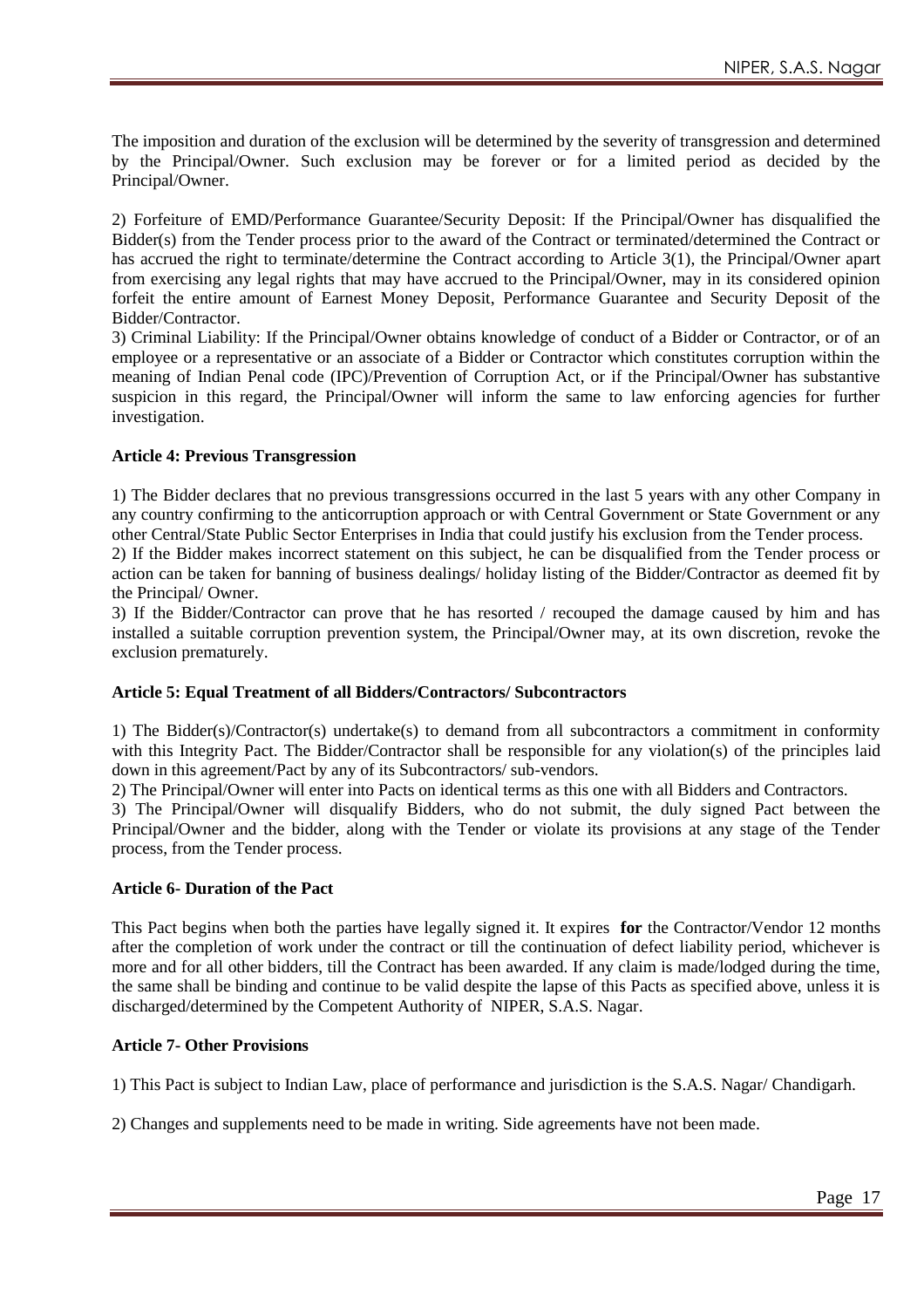The imposition and duration of the exclusion will be determined by the severity of transgression and determined by the Principal/Owner. Such exclusion may be forever or for a limited period as decided by the Principal/Owner.

2) Forfeiture of EMD/Performance Guarantee/Security Deposit: If the Principal/Owner has disqualified the Bidder(s) from the Tender process prior to the award of the Contract or terminated/determined the Contract or has accrued the right to terminate/determine the Contract according to Article 3(1), the Principal/Owner apart from exercising any legal rights that may have accrued to the Principal/Owner, may in its considered opinion forfeit the entire amount of Earnest Money Deposit, Performance Guarantee and Security Deposit of the Bidder/Contractor.

3) Criminal Liability: If the Principal/Owner obtains knowledge of conduct of a Bidder or Contractor, or of an employee or a representative or an associate of a Bidder or Contractor which constitutes corruption within the meaning of Indian Penal code (IPC)/Prevention of Corruption Act, or if the Principal/Owner has substantive suspicion in this regard, the Principal/Owner will inform the same to law enforcing agencies for further investigation.

**Article 4: Previous Transgression**

1) The Bidder declares that no previous transgressions occurred in the last 5 years with any other Company in any country confirming to the anticorruption approach or with Central Government or State Government or any other Central/State Public Sector Enterprises in India that could justify his exclusion from the Tender process.

2) If the Bidder makes incorrect statement on this subject, he can be disqualified from the Tender process or action can be taken for banning of business dealings/ holiday listing of the Bidder/Contractor as deemed fit by the Principal/ Owner.

3) If the Bidder/Contractor can prove that he has resorted / recouped the damage caused by him and has installed a suitable corruption prevention system, the Principal/Owner may, at its own discretion, revoke the exclusion prematurely.

**Article 5: Equal Treatment of all Bidders/Contractors/ Subcontractors**

1) The Bidder(s)/Contractor(s) undertake(s) to demand from all subcontractors a commitment in conformity with this Integrity Pact. The Bidder/Contractor shall be responsible for any violation(s) of the principles laid down in this agreement/Pact by any of its Subcontractors/ sub-vendors.

2) The Principal/Owner will enter into Pacts on identical terms as this one with all Bidders and Contractors.

3) The Principal/Owner will disqualify Bidders, who do not submit, the duly signed Pact between the Principal/Owner and the bidder, along with the Tender or violate its provisions at any stage of the Tender process, from the Tender process.

**Article 6- Duration of the Pact**

This Pact begins when both the parties have legally signed it. It expires **for** the Contractor/Vendor 12 months after the completion of work under the contract or till the continuation of defect liability period, whichever is more and for all other bidders, till the Contract has been awarded. If any claim is made/lodged during the time, the same shall be binding and continue to be valid despite the lapse of this Pacts as specified above, unless it is discharged/determined by the Competent Authority of NIPER, S.A.S. Nagar.

**Article 7- Other Provisions**

1) This Pact is subject to Indian Law, place of performance and jurisdiction is the S.A.S. Nagar/ Chandigarh.

2) Changes and supplements need to be made in writing. Side agreements have not been made.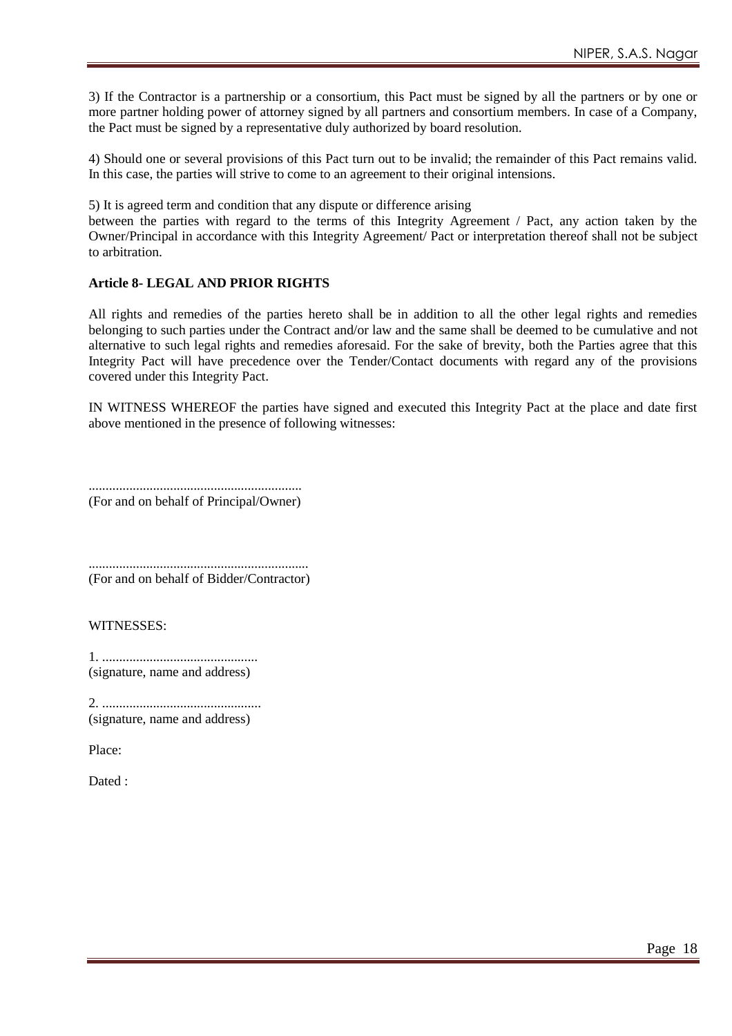3) If the Contractor is a partnership or a consortium, this Pact must be signed by all the partners or by one or more partner holding power of attorney signed by all partners and consortium members. In case of a Company, the Pact must be signed by a representative duly authorized by board resolution.

4) Should one or several provisions of this Pact turn out to be invalid; the remainder of this Pact remains valid. In this case, the parties will strive to come to an agreement to their original intensions.

5) It is agreed term and condition that any dispute or difference arising
between the parties with regard to the terms of this Integrity Agreement / Pact, any action taken by the Owner/Principal in accordance with this Integrity Agreement/ Pact or interpretation thereof shall not be subject to arbitration.

**Article 8- LEGAL AND PRIOR RIGHTS**

All rights and remedies of the parties hereto shall be in addition to all the other legal rights and remedies belonging to such parties under the Contract and/or law and the same shall be deemed to be cumulative and not alternative to such legal rights and remedies aforesaid. For the sake of brevity, both the Parties agree that this Integrity Pact will have precedence over the Tender/Contact documents with regard any of the provisions covered under this Integrity Pact.

IN WITNESS WHEREOF the parties have signed and executed this Integrity Pact at the place and date first above mentioned in the presence of following witnesses:

..............................................................
(For and on behalf of Principal/Owner)

................................................................
(For and on behalf of Bidder/Contractor)

WITNESSES:

1. .............................................
(signature, name and address)

2. ...............................................
(signature, name and address)

Place:

Dated :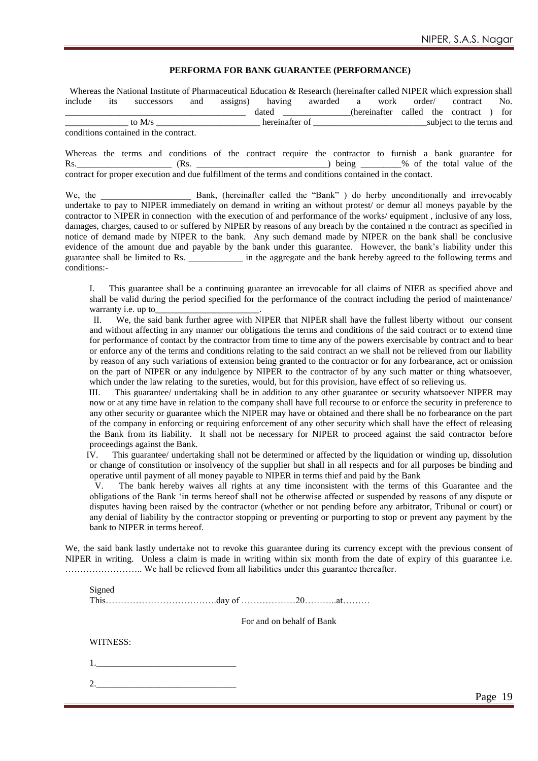## PERFORMA FOR BANK GUARANTEE (PERFORMANCE)

Whereas the National Institute of Pharmaceutical Education & Research (hereinafter called NIPER which expression shall include its successors and assigns) having awarded a work order/ contract No. ________________________________________ dated _______________(hereinafter called the contract ) for ______________ to M/s _______________________ hereinafter of _________________________subject to the terms and conditions contained in the contract.

Whereas the terms and conditions of the contract require the contractor to furnish a bank guarantee for Rs._____________________ (Rs. _____________________________) being _________% of the total value of the contract for proper execution and due fulfillment of the terms and conditions contained in the contact.

We, the ____________________ Bank, (hereinafter called the "Bank" ) do herby unconditionally and irrevocably undertake to pay to NIPER immediately on demand in writing an without protest/ or demur all moneys payable by the contractor to NIPER in connection with the execution of and performance of the works/ equipment , inclusive of any loss, damages, charges, caused to or suffered by NIPER by reasons of any breach by the contained n the contract as specified in notice of demand made by NIPER to the bank. Any such demand made by NIPER on the bank shall be conclusive evidence of the amount due and payable by the bank under this guarantee. However, the bank's liability under this guarantee shall be limited to Rs. ____________ in the aggregate and the bank hereby agreed to the following terms and conditions:-

I. This guarantee shall be a continuing guarantee an irrevocable for all claims of NIER as specified above and shall be valid during the period specified for the performance of the contract including the period of maintenance/ warranty i.e. up to_______________________.

II. We, the said bank further agree with NIPER that NIPER shall have the fullest liberty without our consent and without affecting in any manner our obligations the terms and conditions of the said contract or to extend time for performance of contact by the contractor from time to time any of the powers exercisable by contract and to bear or enforce any of the terms and conditions relating to the said contract an we shall not be relieved from our liability by reason of any such variations of extension being granted to the contractor or for any forbearance, act or omission on the part of NIPER or any indulgence by NIPER to the contractor of by any such matter or thing whatsoever, which under the law relating to the sureties, would, but for this provision, have effect of so relieving us.

III. This guarantee/ undertaking shall be in addition to any other guarantee or security whatsoever NIPER may now or at any time have in relation to the company shall have full recourse to or enforce the security in preference to any other security or guarantee which the NIPER may have or obtained and there shall be no forbearance on the part of the company in enforcing or requiring enforcement of any other security which shall have the effect of releasing the Bank from its liability. It shall not be necessary for NIPER to proceed against the said contractor before proceedings against the Bank.

IV. This guarantee/ undertaking shall not be determined or affected by the liquidation or winding up, dissolution or change of constitution or insolvency of the supplier but shall in all respects and for all purposes be binding and operative until payment of all money payable to NIPER in terms thief and paid by the Bank

V. The bank hereby waives all rights at any time inconsistent with the terms of this Guarantee and the obligations of the Bank 'in terms hereof shall not be otherwise affected or suspended by reasons of any dispute or disputes having been raised by the contractor (whether or not pending before any arbitrator, Tribunal or court) or any denial of liability by the contractor stopping or preventing or purporting to stop or prevent any payment by the bank to NIPER in terms hereof.

We, the said bank lastly undertake not to revoke this guarantee during its currency except with the previous consent of NIPER in writing. Unless a claim is made in writing within six month from the date of expiry of this guarantee i.e. …………………….. We hall be relieved from all liabilities under this guarantee thereafter.

Signed

This……………………………….day of ………………20………..at………

For and on behalf of Bank

WITNESS:

1.______________________________

2.______________________________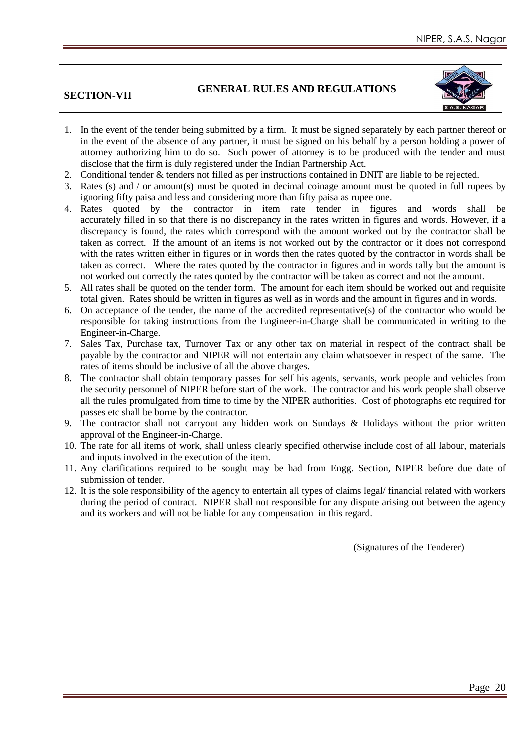## SECTION-VII — GENERAL RULES AND REGULATIONS

1. In the event of the tender being submitted by a firm. It must be signed separately by each partner thereof or in the event of the absence of any partner, it must be signed on his behalf by a person holding a power of attorney authorizing him to do so. Such power of attorney is to be produced with the tender and must disclose that the firm is duly registered under the Indian Partnership Act.
2. Conditional tender & tenders not filled as per instructions contained in DNIT are liable to be rejected.
3. Rates (s) and / or amount(s) must be quoted in decimal coinage amount must be quoted in full rupees by ignoring fifty paisa and less and considering more than fifty paisa as rupee one.
4. Rates quoted by the contractor in item rate tender in figures and words shall be accurately filled in so that there is no discrepancy in the rates written in figures and words. However, if a discrepancy is found, the rates which correspond with the amount worked out by the contractor shall be taken as correct. If the amount of an items is not worked out by the contractor or it does not correspond with the rates written either in figures or in words then the rates quoted by the contractor in words shall be taken as correct. Where the rates quoted by the contractor in figures and in words tally but the amount is not worked out correctly the rates quoted by the contractor will be taken as correct and not the amount.
5. All rates shall be quoted on the tender form. The amount for each item should be worked out and requisite total given. Rates should be written in figures as well as in words and the amount in figures and in words.
6. On acceptance of the tender, the name of the accredited representative(s) of the contractor who would be responsible for taking instructions from the Engineer-in-Charge shall be communicated in writing to the Engineer-in-Charge.
7. Sales Tax, Purchase tax, Turnover Tax or any other tax on material in respect of the contract shall be payable by the contractor and NIPER will not entertain any claim whatsoever in respect of the same. The rates of items should be inclusive of all the above charges.
8. The contractor shall obtain temporary passes for self his agents, servants, work people and vehicles from the security personnel of NIPER before start of the work. The contractor and his work people shall observe all the rules promulgated from time to time by the NIPER authorities. Cost of photographs etc required for passes etc shall be borne by the contractor.
9. The contractor shall not carryout any hidden work on Sundays & Holidays without the prior written approval of the Engineer-in-Charge.
10. The rate for all items of work, shall unless clearly specified otherwise include cost of all labour, materials and inputs involved in the execution of the item.
11. Any clarifications required to be sought may be had from Engg. Section, NIPER before due date of submission of tender.
12. It is the sole responsibility of the agency to entertain all types of claims legal/ financial related with workers during the period of contract. NIPER shall not responsible for any dispute arising out between the agency and its workers and will not be liable for any compensation in this regard.

(Signatures of the Tenderer)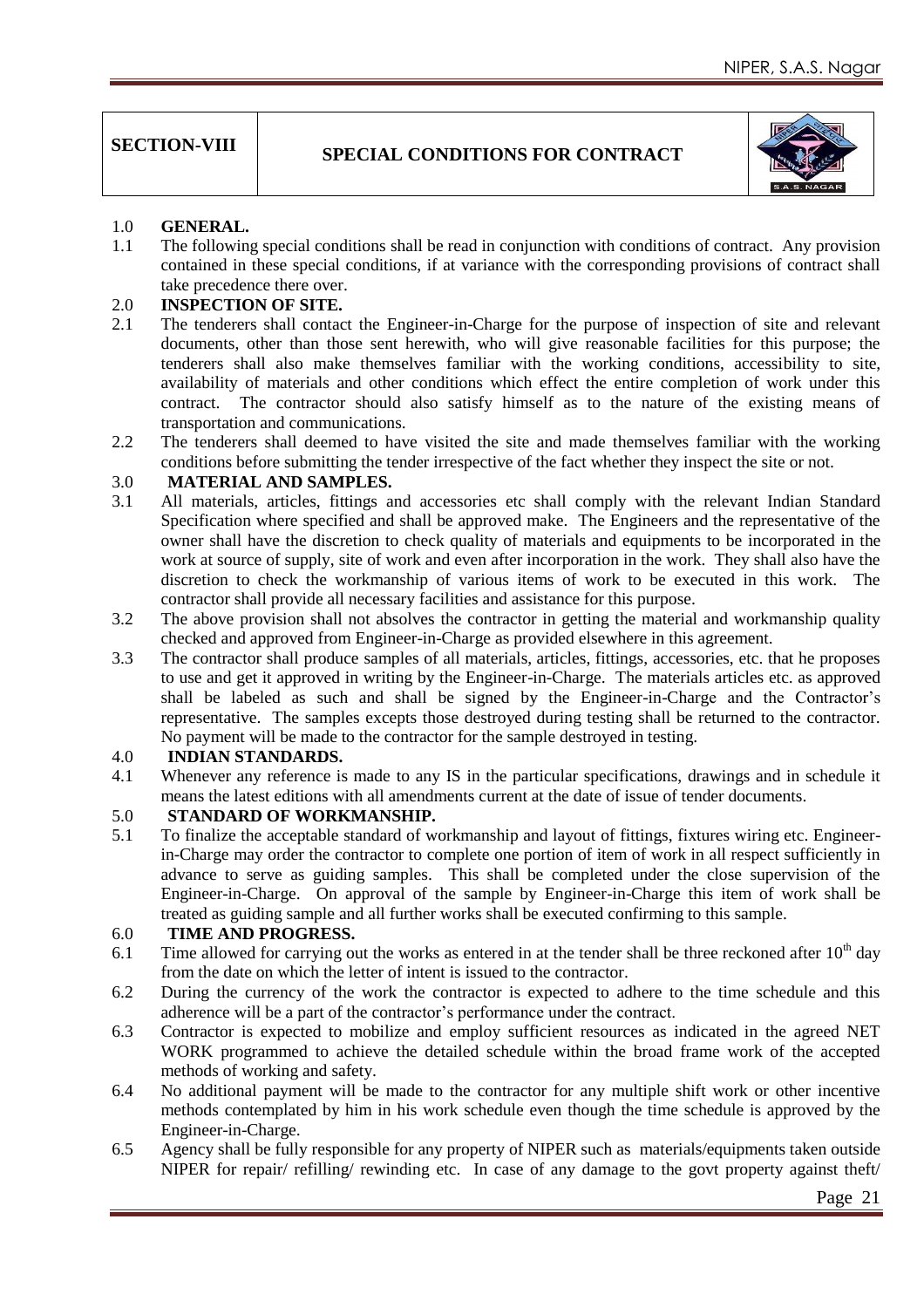| SECTION-VIII | SPECIAL CONDITIONS FOR CONTRACT |
|---|---|

**1.0 GENERAL.**

1.1 The following special conditions shall be read in conjunction with conditions of contract. Any provision contained in these special conditions, if at variance with the corresponding provisions of contract shall take precedence there over.

**2.0 INSPECTION OF SITE.**

2.1 The tenderers shall contact the Engineer-in-Charge for the purpose of inspection of site and relevant documents, other than those sent herewith, who will give reasonable facilities for this purpose; the tenderers shall also make themselves familiar with the working conditions, accessibility to site, availability of materials and other conditions which effect the entire completion of work under this contract. The contractor should also satisfy himself as to the nature of the existing means of transportation and communications.

2.2 The tenderers shall deemed to have visited the site and made themselves familiar with the working conditions before submitting the tender irrespective of the fact whether they inspect the site or not.

**3.0 MATERIAL AND SAMPLES.**

3.1 All materials, articles, fittings and accessories etc shall comply with the relevant Indian Standard Specification where specified and shall be approved make. The Engineers and the representative of the owner shall have the discretion to check quality of materials and equipments to be incorporated in the work at source of supply, site of work and even after incorporation in the work. They shall also have the discretion to check the workmanship of various items of work to be executed in this work. The contractor shall provide all necessary facilities and assistance for this purpose.

3.2 The above provision shall not absolves the contractor in getting the material and workmanship quality checked and approved from Engineer-in-Charge as provided elsewhere in this agreement.

3.3 The contractor shall produce samples of all materials, articles, fittings, accessories, etc. that he proposes to use and get it approved in writing by the Engineer-in-Charge. The materials articles etc. as approved shall be labeled as such and shall be signed by the Engineer-in-Charge and the Contractor's representative. The samples excepts those destroyed during testing shall be returned to the contractor. No payment will be made to the contractor for the sample destroyed in testing.

**4.0 INDIAN STANDARDS.**

4.1 Whenever any reference is made to any IS in the particular specifications, drawings and in schedule it means the latest editions with all amendments current at the date of issue of tender documents.

**5.0 STANDARD OF WORKMANSHIP.**

5.1 To finalize the acceptable standard of workmanship and layout of fittings, fixtures wiring etc. Engineer-in-Charge may order the contractor to complete one portion of item of work in all respect sufficiently in advance to serve as guiding samples. This shall be completed under the close supervision of the Engineer-in-Charge. On approval of the sample by Engineer-in-Charge this item of work shall be treated as guiding sample and all further works shall be executed confirming to this sample.

**6.0 TIME AND PROGRESS.**

6.1 Time allowed for carrying out the works as entered in at the tender shall be three reckoned after 10th day from the date on which the letter of intent is issued to the contractor.

6.2 During the currency of the work the contractor is expected to adhere to the time schedule and this adherence will be a part of the contractor's performance under the contract.

6.3 Contractor is expected to mobilize and employ sufficient resources as indicated in the agreed NET WORK programmed to achieve the detailed schedule within the broad frame work of the accepted methods of working and safety.

6.4 No additional payment will be made to the contractor for any multiple shift work or other incentive methods contemplated by him in his work schedule even though the time schedule is approved by the Engineer-in-Charge.

6.5 Agency shall be fully responsible for any property of NIPER such as materials/equipments taken outside NIPER for repair/ refilling/ rewinding etc. In case of any damage to the govt property against theft/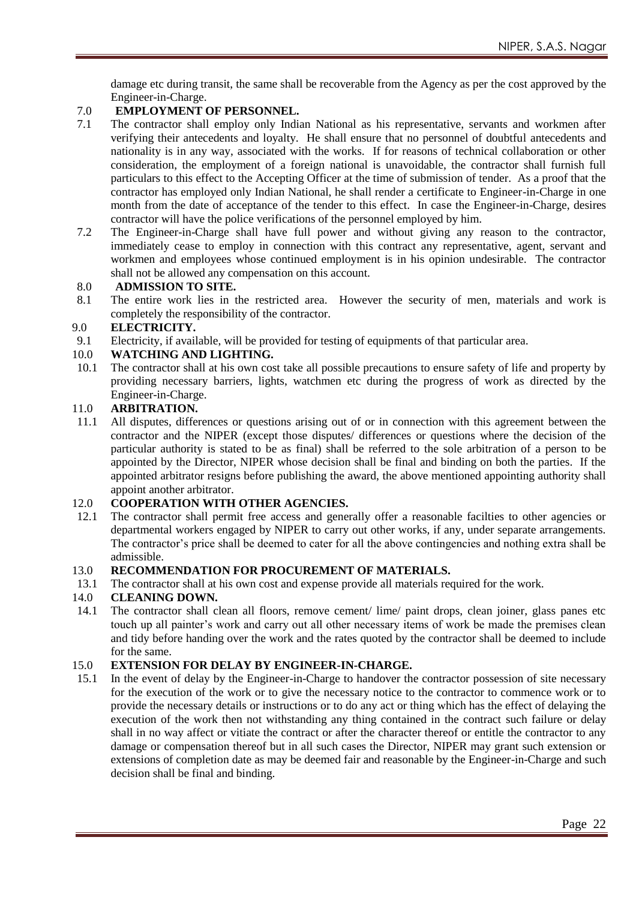damage etc during transit, the same shall be recoverable from the Agency as per the cost approved by the Engineer-in-Charge.

## 7.0 EMPLOYMENT OF PERSONNEL.

7.1 The contractor shall employ only Indian National as his representative, servants and workmen after verifying their antecedents and loyalty. He shall ensure that no personnel of doubtful antecedents and nationality is in any way, associated with the works. If for reasons of technical collaboration or other consideration, the employment of a foreign national is unavoidable, the contractor shall furnish full particulars to this effect to the Accepting Officer at the time of submission of tender. As a proof that the contractor has employed only Indian National, he shall render a certificate to Engineer-in-Charge in one month from the date of acceptance of the tender to this effect. In case the Engineer-in-Charge, desires contractor will have the police verifications of the personnel employed by him.

7.2 The Engineer-in-Charge shall have full power and without giving any reason to the contractor, immediately cease to employ in connection with this contract any representative, agent, servant and workmen and employees whose continued employment is in his opinion undesirable. The contractor shall not be allowed any compensation on this account.

## 8.0 ADMISSION TO SITE.

8.1 The entire work lies in the restricted area. However the security of men, materials and work is completely the responsibility of the contractor.

## 9.0 ELECTRICITY.

9.1 Electricity, if available, will be provided for testing of equipments of that particular area.

## 10.0 WATCHING AND LIGHTING.

10.1 The contractor shall at his own cost take all possible precautions to ensure safety of life and property by providing necessary barriers, lights, watchmen etc during the progress of work as directed by the Engineer-in-Charge.

## 11.0 ARBITRATION.

11.1 All disputes, differences or questions arising out of or in connection with this agreement between the contractor and the NIPER (except those disputes/ differences or questions where the decision of the particular authority is stated to be as final) shall be referred to the sole arbitration of a person to be appointed by the Director, NIPER whose decision shall be final and binding on both the parties. If the appointed arbitrator resigns before publishing the award, the above mentioned appointing authority shall appoint another arbitrator.

## 12.0 COOPERATION WITH OTHER AGENCIES.

12.1 The contractor shall permit free access and generally offer a reasonable facilties to other agencies or departmental workers engaged by NIPER to carry out other works, if any, under separate arrangements. The contractor's price shall be deemed to cater for all the above contingencies and nothing extra shall be admissible.

## 13.0 RECOMMENDATION FOR PROCUREMENT OF MATERIALS.

13.1 The contractor shall at his own cost and expense provide all materials required for the work.

## 14.0 CLEANING DOWN.

14.1 The contractor shall clean all floors, remove cement/ lime/ paint drops, clean joiner, glass panes etc touch up all painter's work and carry out all other necessary items of work be made the premises clean and tidy before handing over the work and the rates quoted by the contractor shall be deemed to include for the same.

## 15.0 EXTENSION FOR DELAY BY ENGINEER-IN-CHARGE.

15.1 In the event of delay by the Engineer-in-Charge to handover the contractor possession of site necessary for the execution of the work or to give the necessary notice to the contractor to commence work or to provide the necessary details or instructions or to do any act or thing which has the effect of delaying the execution of the work then not withstanding any thing contained in the contract such failure or delay shall in no way affect or vitiate the contract or after the character thereof or entitle the contractor to any damage or compensation thereof but in all such cases the Director, NIPER may grant such extension or extensions of completion date as may be deemed fair and reasonable by the Engineer-in-Charge and such decision shall be final and binding.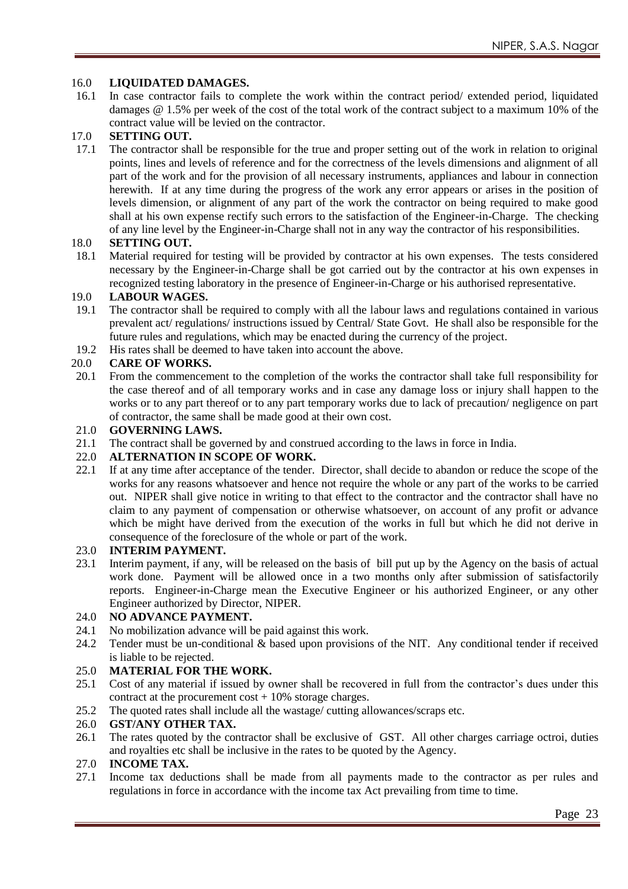### 16.0 LIQUIDATED DAMAGES.

16.1 In case contractor fails to complete the work within the contract period/ extended period, liquidated damages @ 1.5% per week of the cost of the total work of the contract subject to a maximum 10% of the contract value will be levied on the contractor.

### 17.0 SETTING OUT.

17.1 The contractor shall be responsible for the true and proper setting out of the work in relation to original points, lines and levels of reference and for the correctness of the levels dimensions and alignment of all part of the work and for the provision of all necessary instruments, appliances and labour in connection herewith. If at any time during the progress of the work any error appears or arises in the position of levels dimension, or alignment of any part of the work the contractor on being required to make good shall at his own expense rectify such errors to the satisfaction of the Engineer-in-Charge. The checking of any line level by the Engineer-in-Charge shall not in any way the contractor of his responsibilities.

### 18.0 SETTING OUT.

18.1 Material required for testing will be provided by contractor at his own expenses. The tests considered necessary by the Engineer-in-Charge shall be got carried out by the contractor at his own expenses in recognized testing laboratory in the presence of Engineer-in-Charge or his authorised representative.

### 19.0 LABOUR WAGES.

19.1 The contractor shall be required to comply with all the labour laws and regulations contained in various prevalent act/ regulations/ instructions issued by Central/ State Govt. He shall also be responsible for the future rules and regulations, which may be enacted during the currency of the project.

19.2 His rates shall be deemed to have taken into account the above.

### 20.0 CARE OF WORKS.

20.1 From the commencement to the completion of the works the contractor shall take full responsibility for the case thereof and of all temporary works and in case any damage loss or injury shall happen to the works or to any part thereof or to any part temporary works due to lack of precaution/ negligence on part of contractor, the same shall be made good at their own cost.

### 21.0 GOVERNING LAWS.

21.1 The contract shall be governed by and construed according to the laws in force in India.

### 22.0 ALTERNATION IN SCOPE OF WORK.

22.1 If at any time after acceptance of the tender. Director, shall decide to abandon or reduce the scope of the works for any reasons whatsoever and hence not require the whole or any part of the works to be carried out. NIPER shall give notice in writing to that effect to the contractor and the contractor shall have no claim to any payment of compensation or otherwise whatsoever, on account of any profit or advance which be might have derived from the execution of the works in full but which he did not derive in consequence of the foreclosure of the whole or part of the work.

### 23.0 INTERIM PAYMENT.

23.1 Interim payment, if any, will be released on the basis of bill put up by the Agency on the basis of actual work done. Payment will be allowed once in a two months only after submission of satisfactorily reports. Engineer-in-Charge mean the Executive Engineer or his authorized Engineer, or any other Engineer authorized by Director, NIPER.

### 24.0 NO ADVANCE PAYMENT.

24.1 No mobilization advance will be paid against this work.

24.2 Tender must be un-conditional & based upon provisions of the NIT. Any conditional tender if received is liable to be rejected.

### 25.0 MATERIAL FOR THE WORK.

25.1 Cost of any material if issued by owner shall be recovered in full from the contractor's dues under this contract at the procurement cost + 10% storage charges.

25.2 The quoted rates shall include all the wastage/ cutting allowances/scraps etc.

### 26.0 GST/ANY OTHER TAX.

26.1 The rates quoted by the contractor shall be exclusive of GST. All other charges carriage octroi, duties and royalties etc shall be inclusive in the rates to be quoted by the Agency.

### 27.0 INCOME TAX.

27.1 Income tax deductions shall be made from all payments made to the contractor as per rules and regulations in force in accordance with the income tax Act prevailing from time to time.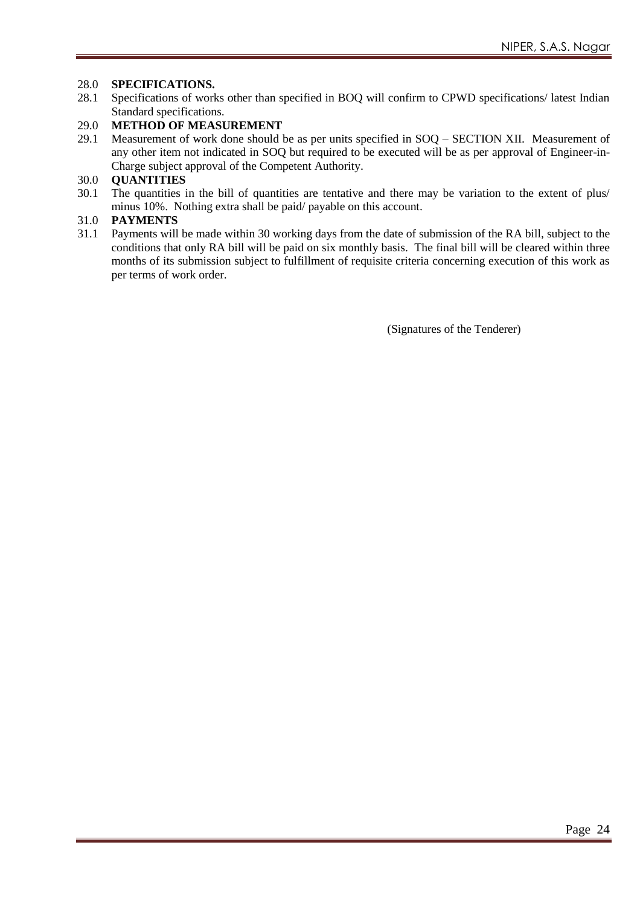28.0 **SPECIFICATIONS.**

28.1 Specifications of works other than specified in BOQ will confirm to CPWD specifications/ latest Indian Standard specifications.

29.0 **METHOD OF MEASUREMENT**

29.1 Measurement of work done should be as per units specified in SOQ – SECTION XII. Measurement of any other item not indicated in SOQ but required to be executed will be as per approval of Engineer-in-Charge subject approval of the Competent Authority.

30.0 **QUANTITIES**

30.1 The quantities in the bill of quantities are tentative and there may be variation to the extent of plus/ minus 10%. Nothing extra shall be paid/ payable on this account.

31.0 **PAYMENTS**

31.1 Payments will be made within 30 working days from the date of submission of the RA bill, subject to the conditions that only RA bill will be paid on six monthly basis. The final bill will be cleared within three months of its submission subject to fulfillment of requisite criteria concerning execution of this work as per terms of work order.

(Signatures of the Tenderer)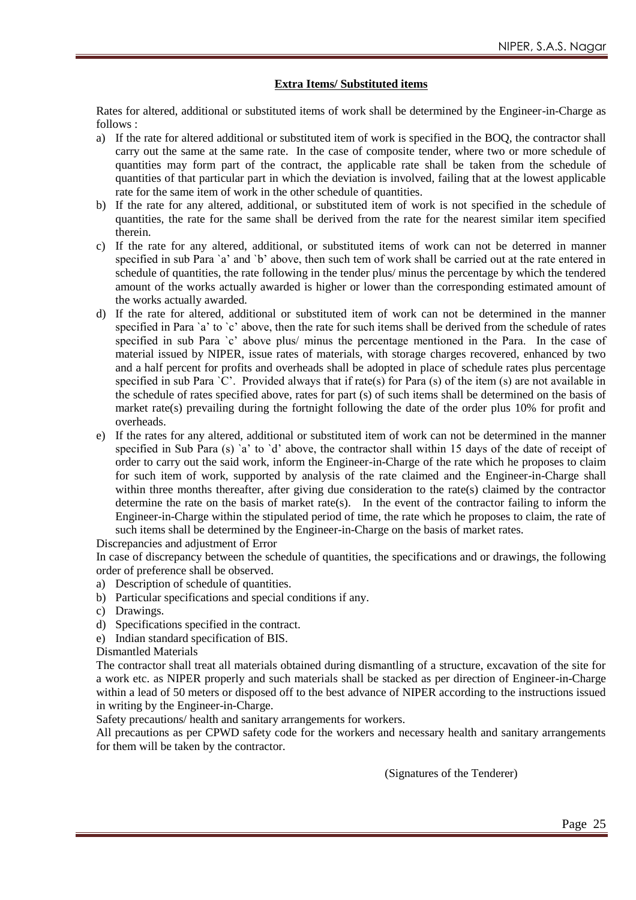## Extra Items/ Substituted items

Rates for altered, additional or substituted items of work shall be determined by the Engineer-in-Charge as follows :

a) If the rate for altered additional or substituted item of work is specified in the BOQ, the contractor shall carry out the same at the same rate. In the case of composite tender, where two or more schedule of quantities may form part of the contract, the applicable rate shall be taken from the schedule of quantities of that particular part in which the deviation is involved, failing that at the lowest applicable rate for the same item of work in the other schedule of quantities.
b) If the rate for any altered, additional, or substituted item of work is not specified in the schedule of quantities, the rate for the same shall be derived from the rate for the nearest similar item specified therein.
c) If the rate for any altered, additional, or substituted items of work can not be deterred in manner specified in sub Para `a' and `b' above, then such tem of work shall be carried out at the rate entered in schedule of quantities, the rate following in the tender plus/ minus the percentage by which the tendered amount of the works actually awarded is higher or lower than the corresponding estimated amount of the works actually awarded.
d) If the rate for altered, additional or substituted item of work can not be determined in the manner specified in Para `a' to `c' above, then the rate for such items shall be derived from the schedule of rates specified in sub Para `c' above plus/ minus the percentage mentioned in the Para. In the case of material issued by NIPER, issue rates of materials, with storage charges recovered, enhanced by two and a half percent for profits and overheads shall be adopted in place of schedule rates plus percentage specified in sub Para `C'. Provided always that if rate(s) for Para (s) of the item (s) are not available in the schedule of rates specified above, rates for part (s) of such items shall be determined on the basis of market rate(s) prevailing during the fortnight following the date of the order plus 10% for profit and overheads.
e) If the rates for any altered, additional or substituted item of work can not be determined in the manner specified in Sub Para (s) `a' to `d' above, the contractor shall within 15 days of the date of receipt of order to carry out the said work, inform the Engineer-in-Charge of the rate which he proposes to claim for such item of work, supported by analysis of the rate claimed and the Engineer-in-Charge shall within three months thereafter, after giving due consideration to the rate(s) claimed by the contractor determine the rate on the basis of market rate(s). In the event of the contractor failing to inform the Engineer-in-Charge within the stipulated period of time, the rate which he proposes to claim, the rate of such items shall be determined by the Engineer-in-Charge on the basis of market rates.

Discrepancies and adjustment of Error

In case of discrepancy between the schedule of quantities, the specifications and or drawings, the following order of preference shall be observed.

a) Description of schedule of quantities.
b) Particular specifications and special conditions if any.
c) Drawings.
d) Specifications specified in the contract.
e) Indian standard specification of BIS.

Dismantled Materials

The contractor shall treat all materials obtained during dismantling of a structure, excavation of the site for a work etc. as NIPER properly and such materials shall be stacked as per direction of Engineer-in-Charge within a lead of 50 meters or disposed off to the best advance of NIPER according to the instructions issued in writing by the Engineer-in-Charge.

Safety precautions/ health and sanitary arrangements for workers.

All precautions as per CPWD safety code for the workers and necessary health and sanitary arrangements for them will be taken by the contractor.

(Signatures of the Tenderer)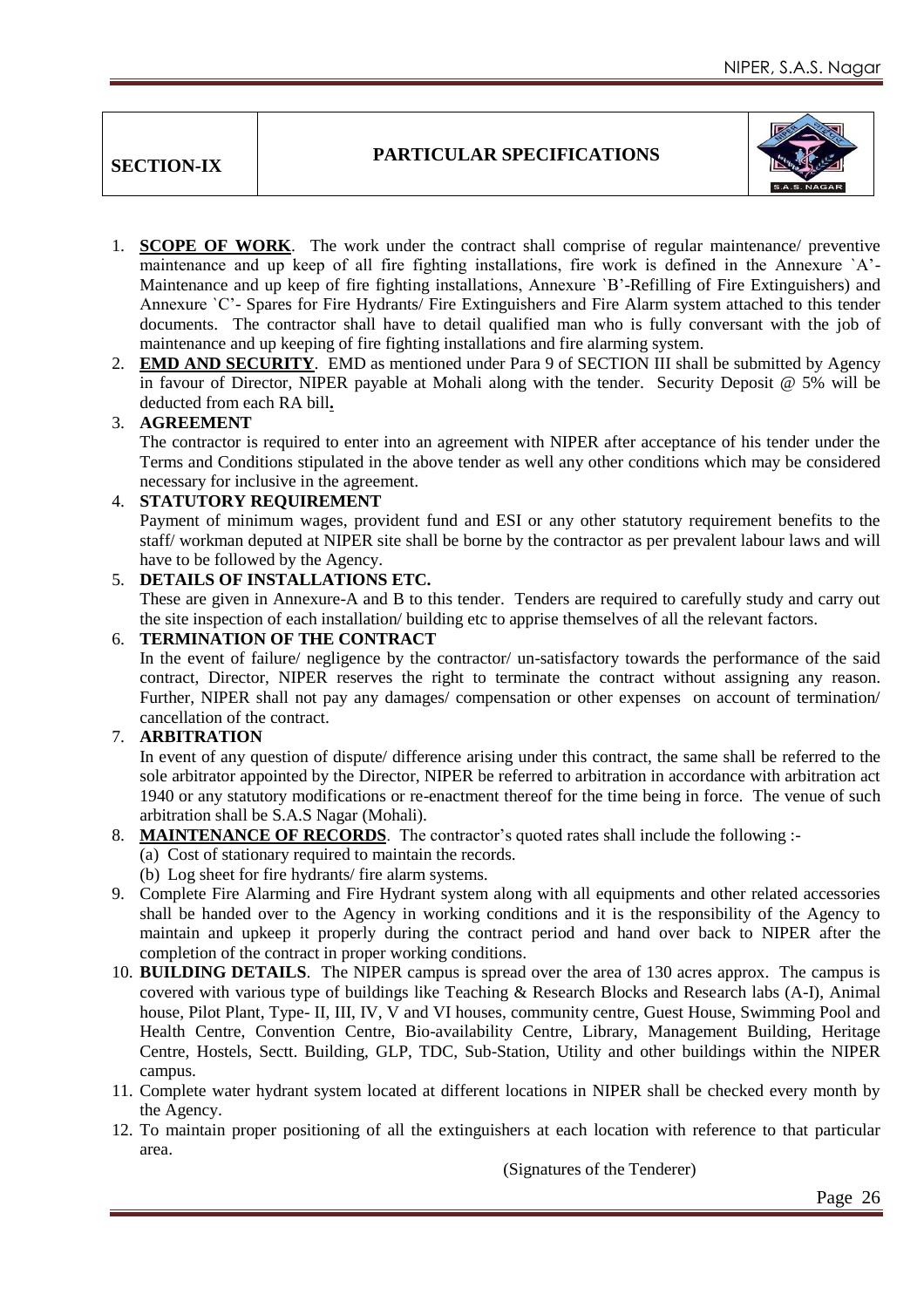**SECTION-IX** | **PARTICULAR SPECIFICATIONS**

1. **SCOPE OF WORK**. The work under the contract shall comprise of regular maintenance/ preventive maintenance and up keep of all fire fighting installations, fire work is defined in the Annexure `A'- Maintenance and up keep of fire fighting installations, Annexure `B'-Refilling of Fire Extinguishers) and Annexure `C'- Spares for Fire Hydrants/ Fire Extinguishers and Fire Alarm system attached to this tender documents. The contractor shall have to detail qualified man who is fully conversant with the job of maintenance and up keeping of fire fighting installations and fire alarming system.
2. **EMD AND SECURITY**. EMD as mentioned under Para 9 of SECTION III shall be submitted by Agency in favour of Director, NIPER payable at Mohali along with the tender. Security Deposit @ 5% will be deducted from each RA bill**.**
3. **AGREEMENT**
   The contractor is required to enter into an agreement with NIPER after acceptance of his tender under the Terms and Conditions stipulated in the above tender as well any other conditions which may be considered necessary for inclusive in the agreement.
4. **STATUTORY REQUIREMENT**
   Payment of minimum wages, provident fund and ESI or any other statutory requirement benefits to the staff/ workman deputed at NIPER site shall be borne by the contractor as per prevalent labour laws and will have to be followed by the Agency.
5. **DETAILS OF INSTALLATIONS ETC.**
   These are given in Annexure-A and B to this tender. Tenders are required to carefully study and carry out the site inspection of each installation/ building etc to apprise themselves of all the relevant factors.
6. **TERMINATION OF THE CONTRACT**
   In the event of failure/ negligence by the contractor/ un-satisfactory towards the performance of the said contract, Director, NIPER reserves the right to terminate the contract without assigning any reason. Further, NIPER shall not pay any damages/ compensation or other expenses on account of termination/ cancellation of the contract.
7. **ARBITRATION**
   In event of any question of dispute/ difference arising under this contract, the same shall be referred to the sole arbitrator appointed by the Director, NIPER be referred to arbitration in accordance with arbitration act 1940 or any statutory modifications or re-enactment thereof for the time being in force. The venue of such arbitration shall be S.A.S Nagar (Mohali).
8. **MAINTENANCE OF RECORDS**. The contractor's quoted rates shall include the following :-
   (a) Cost of stationary required to maintain the records.
   (b) Log sheet for fire hydrants/ fire alarm systems.
9. Complete Fire Alarming and Fire Hydrant system along with all equipments and other related accessories shall be handed over to the Agency in working conditions and it is the responsibility of the Agency to maintain and upkeep it properly during the contract period and hand over back to NIPER after the completion of the contract in proper working conditions.
10. **BUILDING DETAILS**. The NIPER campus is spread over the area of 130 acres approx. The campus is covered with various type of buildings like Teaching & Research Blocks and Research labs (A-I), Animal house, Pilot Plant, Type- II, III, IV, V and VI houses, community centre, Guest House, Swimming Pool and Health Centre, Convention Centre, Bio-availability Centre, Library, Management Building, Heritage Centre, Hostels, Sectt. Building, GLP, TDC, Sub-Station, Utility and other buildings within the NIPER campus.
11. Complete water hydrant system located at different locations in NIPER shall be checked every month by the Agency.
12. To maintain proper positioning of all the extinguishers at each location with reference to that particular area.

(Signatures of the Tenderer)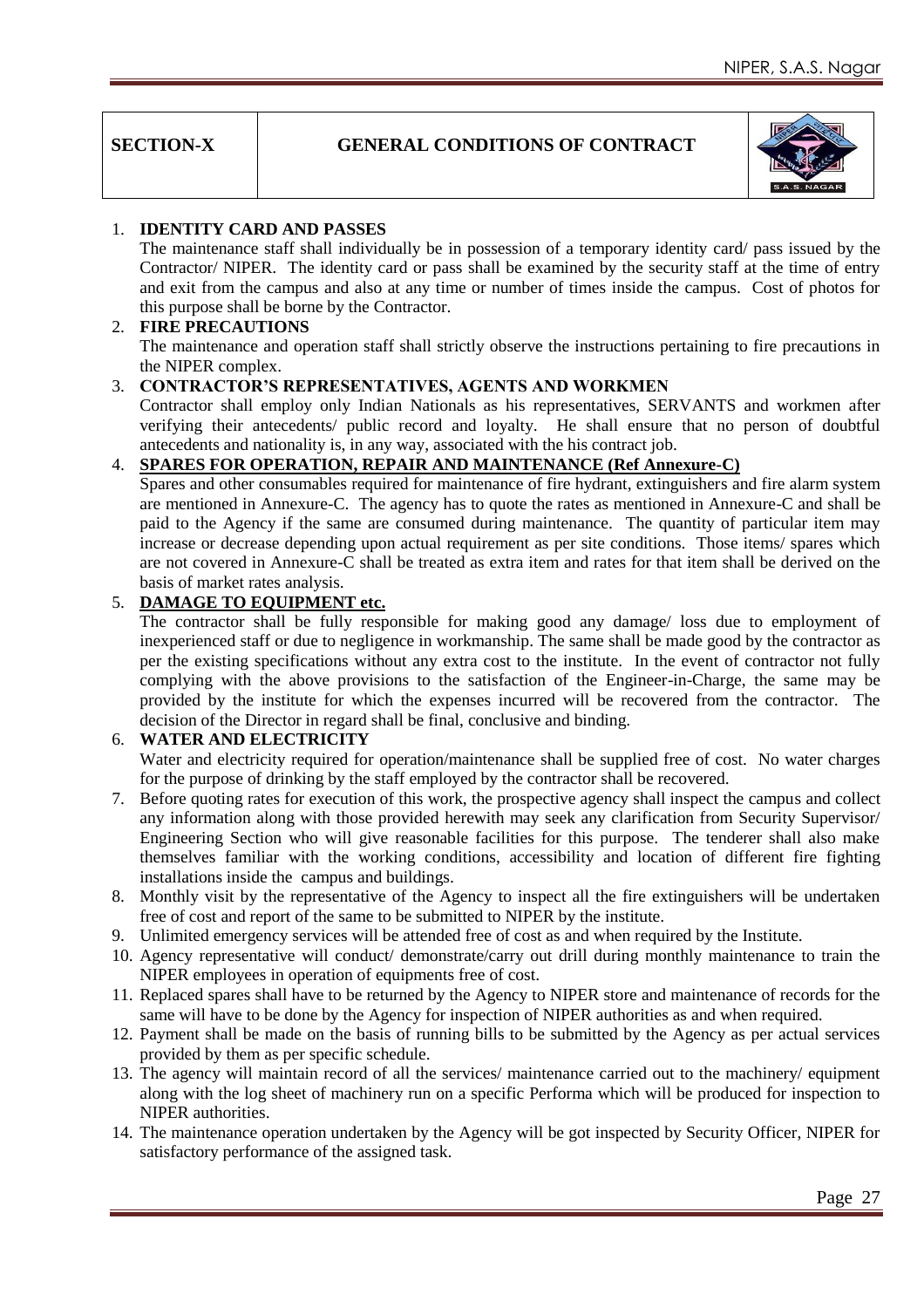| SECTION-X | GENERAL CONDITIONS OF CONTRACT |
|---|---|

1. **IDENTITY CARD AND PASSES**
   The maintenance staff shall individually be in possession of a temporary identity card/ pass issued by the Contractor/ NIPER. The identity card or pass shall be examined by the security staff at the time of entry and exit from the campus and also at any time or number of times inside the campus. Cost of photos for this purpose shall be borne by the Contractor.
2. **FIRE PRECAUTIONS**
   The maintenance and operation staff shall strictly observe the instructions pertaining to fire precautions in the NIPER complex.
3. **CONTRACTOR'S REPRESENTATIVES, AGENTS AND WORKMEN**
   Contractor shall employ only Indian Nationals as his representatives, SERVANTS and workmen after verifying their antecedents/ public record and loyalty. He shall ensure that no person of doubtful antecedents and nationality is, in any way, associated with the his contract job.
4. **SPARES FOR OPERATION, REPAIR AND MAINTENANCE (Ref Annexure-C)**
   Spares and other consumables required for maintenance of fire hydrant, extinguishers and fire alarm system are mentioned in Annexure-C. The agency has to quote the rates as mentioned in Annexure-C and shall be paid to the Agency if the same are consumed during maintenance. The quantity of particular item may increase or decrease depending upon actual requirement as per site conditions. Those items/ spares which are not covered in Annexure-C shall be treated as extra item and rates for that item shall be derived on the basis of market rates analysis.
5. **DAMAGE TO EQUIPMENT etc.**
   The contractor shall be fully responsible for making good any damage/ loss due to employment of inexperienced staff or due to negligence in workmanship. The same shall be made good by the contractor as per the existing specifications without any extra cost to the institute. In the event of contractor not fully complying with the above provisions to the satisfaction of the Engineer-in-Charge, the same may be provided by the institute for which the expenses incurred will be recovered from the contractor. The decision of the Director in regard shall be final, conclusive and binding.
6. **WATER AND ELECTRICITY**
   Water and electricity required for operation/maintenance shall be supplied free of cost. No water charges for the purpose of drinking by the staff employed by the contractor shall be recovered.
7. Before quoting rates for execution of this work, the prospective agency shall inspect the campus and collect any information along with those provided herewith may seek any clarification from Security Supervisor/ Engineering Section who will give reasonable facilities for this purpose. The tenderer shall also make themselves familiar with the working conditions, accessibility and location of different fire fighting installations inside the campus and buildings.
8. Monthly visit by the representative of the Agency to inspect all the fire extinguishers will be undertaken free of cost and report of the same to be submitted to NIPER by the institute.
9. Unlimited emergency services will be attended free of cost as and when required by the Institute.
10. Agency representative will conduct/ demonstrate/carry out drill during monthly maintenance to train the NIPER employees in operation of equipments free of cost.
11. Replaced spares shall have to be returned by the Agency to NIPER store and maintenance of records for the same will have to be done by the Agency for inspection of NIPER authorities as and when required.
12. Payment shall be made on the basis of running bills to be submitted by the Agency as per actual services provided by them as per specific schedule.
13. The agency will maintain record of all the services/ maintenance carried out to the machinery/ equipment along with the log sheet of machinery run on a specific Performa which will be produced for inspection to NIPER authorities.
14. The maintenance operation undertaken by the Agency will be got inspected by Security Officer, NIPER for satisfactory performance of the assigned task.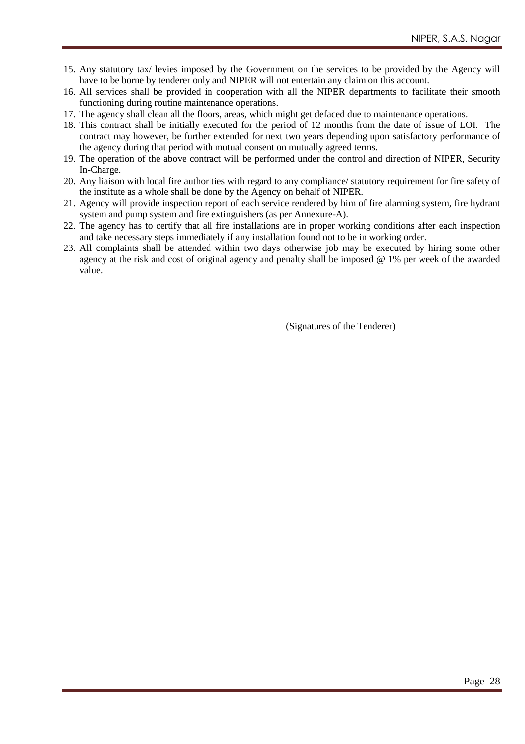15. Any statutory tax/ levies imposed by the Government on the services to be provided by the Agency will have to be borne by tenderer only and NIPER will not entertain any claim on this account.
16. All services shall be provided in cooperation with all the NIPER departments to facilitate their smooth functioning during routine maintenance operations.
17. The agency shall clean all the floors, areas, which might get defaced due to maintenance operations.
18. This contract shall be initially executed for the period of 12 months from the date of issue of LOI. The contract may however, be further extended for next two years depending upon satisfactory performance of the agency during that period with mutual consent on mutually agreed terms.
19. The operation of the above contract will be performed under the control and direction of NIPER, Security In-Charge.
20. Any liaison with local fire authorities with regard to any compliance/ statutory requirement for fire safety of the institute as a whole shall be done by the Agency on behalf of NIPER.
21. Agency will provide inspection report of each service rendered by him of fire alarming system, fire hydrant system and pump system and fire extinguishers (as per Annexure-A).
22. The agency has to certify that all fire installations are in proper working conditions after each inspection and take necessary steps immediately if any installation found not to be in working order.
23. All complaints shall be attended within two days otherwise job may be executed by hiring some other agency at the risk and cost of original agency and penalty shall be imposed @ 1% per week of the awarded value.

(Signatures of the Tenderer)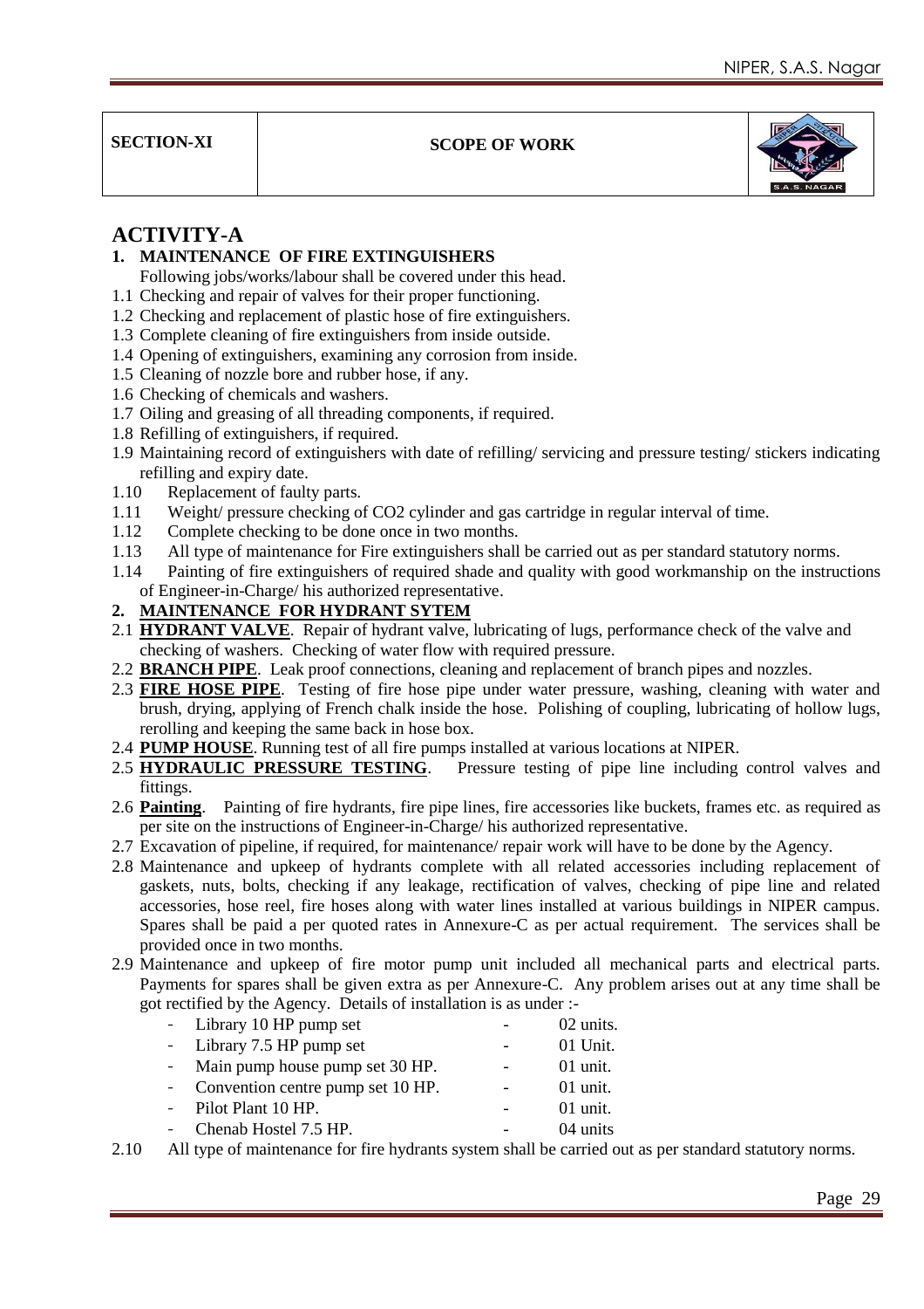| SECTION-XI | SCOPE OF WORK |
|---|---|

## ACTIVITY-A

### 1. MAINTENANCE OF FIRE EXTINGUISHERS

Following jobs/works/labour shall be covered under this head.

1.1 Checking and repair of valves for their proper functioning.

1.2 Checking and replacement of plastic hose of fire extinguishers.

1.3 Complete cleaning of fire extinguishers from inside outside.

1.4 Opening of extinguishers, examining any corrosion from inside.

1.5 Cleaning of nozzle bore and rubber hose, if any.

1.6 Checking of chemicals and washers.

1.7 Oiling and greasing of all threading components, if required.

1.8 Refilling of extinguishers, if required.

1.9 Maintaining record of extinguishers with date of refilling/ servicing and pressure testing/ stickers indicating refilling and expiry date.

1.10 Replacement of faulty parts.

1.11 Weight/ pressure checking of $CO_2$ cylinder and gas cartridge in regular interval of time.

1.12 Complete checking to be done once in two months.

1.13 All type of maintenance for Fire extinguishers shall be carried out as per standard statutory norms.

1.14 Painting of fire extinguishers of required shade and quality with good workmanship on the instructions of Engineer-in-Charge/ his authorized representative.

### 2. MAINTENANCE FOR HYDRANT SYTEM

2.1 **HYDRANT VALVE**. Repair of hydrant valve, lubricating of lugs, performance check of the valve and checking of washers. Checking of water flow with required pressure.

2.2 **BRANCH PIPE**. Leak proof connections, cleaning and replacement of branch pipes and nozzles.

2.3 **FIRE HOSE PIPE**. Testing of fire hose pipe under water pressure, washing, cleaning with water and brush, drying, applying of French chalk inside the hose. Polishing of coupling, lubricating of hollow lugs, rerolling and keeping the same back in hose box.

2.4 **PUMP HOUSE**. Running test of all fire pumps installed at various locations at NIPER.

2.5 **HYDRAULIC PRESSURE TESTING**. Pressure testing of pipe line including control valves and fittings.

2.6 **Painting**. Painting of fire hydrants, fire pipe lines, fire accessories like buckets, frames etc. as required as per site on the instructions of Engineer-in-Charge/ his authorized representative.

2.7 Excavation of pipeline, if required, for maintenance/ repair work will have to be done by the Agency.

2.8 Maintenance and upkeep of hydrants complete with all related accessories including replacement of gaskets, nuts, bolts, checking if any leakage, rectification of valves, checking of pipe line and related accessories, hose reel, fire hoses along with water lines installed at various buildings in NIPER campus. Spares shall be paid a per quoted rates in Annexure-C as per actual requirement. The services shall be provided once in two months.

2.9 Maintenance and upkeep of fire motor pump unit included all mechanical parts and electrical parts. Payments for spares shall be given extra as per Annexure-C. Any problem arises out at any time shall be got rectified by the Agency. Details of installation is as under :-

- Library 10 HP pump set - 02 units.
- Library 7.5 HP pump set - 01 Unit.
- Main pump house pump set 30 HP. - 01 unit.
- Convention centre pump set 10 HP. - 01 unit.
- Pilot Plant 10 HP. - 01 unit.
- Chenab Hostel 7.5 HP. - 04 units

2.10 All type of maintenance for fire hydrants system shall be carried out as per standard statutory norms.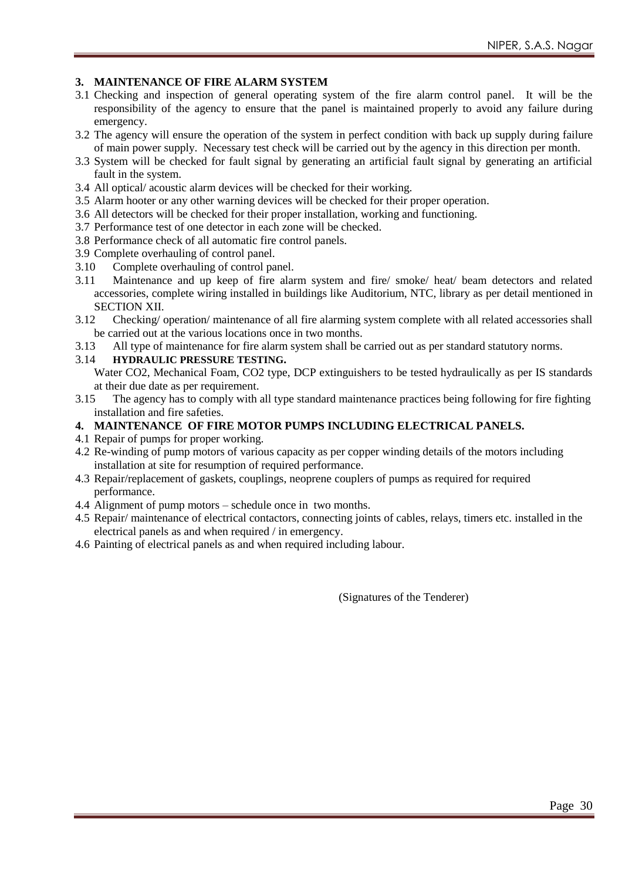## 3. MAINTENANCE OF FIRE ALARM SYSTEM

3.1 Checking and inspection of general operating system of the fire alarm control panel. It will be the responsibility of the agency to ensure that the panel is maintained properly to avoid any failure during emergency.

3.2 The agency will ensure the operation of the system in perfect condition with back up supply during failure of main power supply. Necessary test check will be carried out by the agency in this direction per month.

3.3 System will be checked for fault signal by generating an artificial fault signal by generating an artificial fault in the system.

3.4 All optical/ acoustic alarm devices will be checked for their working.

3.5 Alarm hooter or any other warning devices will be checked for their proper operation.

3.6 All detectors will be checked for their proper installation, working and functioning.

3.7 Performance test of one detector in each zone will be checked.

3.8 Performance check of all automatic fire control panels.

3.9 Complete overhauling of control panel.

3.10 Complete overhauling of control panel.

3.11 Maintenance and up keep of fire alarm system and fire/ smoke/ heat/ beam detectors and related accessories, complete wiring installed in buildings like Auditorium, NTC, library as per detail mentioned in SECTION XII.

3.12 Checking/ operation/ maintenance of all fire alarming system complete with all related accessories shall be carried out at the various locations once in two months.

3.13 All type of maintenance for fire alarm system shall be carried out as per standard statutory norms.

3.14 **HYDRAULIC PRESSURE TESTING.**
Water CO2, Mechanical Foam, CO2 type, DCP extinguishers to be tested hydraulically as per IS standards at their due date as per requirement.

3.15 The agency has to comply with all type standard maintenance practices being following for fire fighting installation and fire safeties.

## 4. MAINTENANCE OF FIRE MOTOR PUMPS INCLUDING ELECTRICAL PANELS.

4.1 Repair of pumps for proper working.

4.2 Re-winding of pump motors of various capacity as per copper winding details of the motors including installation at site for resumption of required performance.

4.3 Repair/replacement of gaskets, couplings, neoprene couplers of pumps as required for required performance.

4.4 Alignment of pump motors – schedule once in two months.

4.5 Repair/ maintenance of electrical contactors, connecting joints of cables, relays, timers etc. installed in the electrical panels as and when required / in emergency.

4.6 Painting of electrical panels as and when required including labour.

(Signatures of the Tenderer)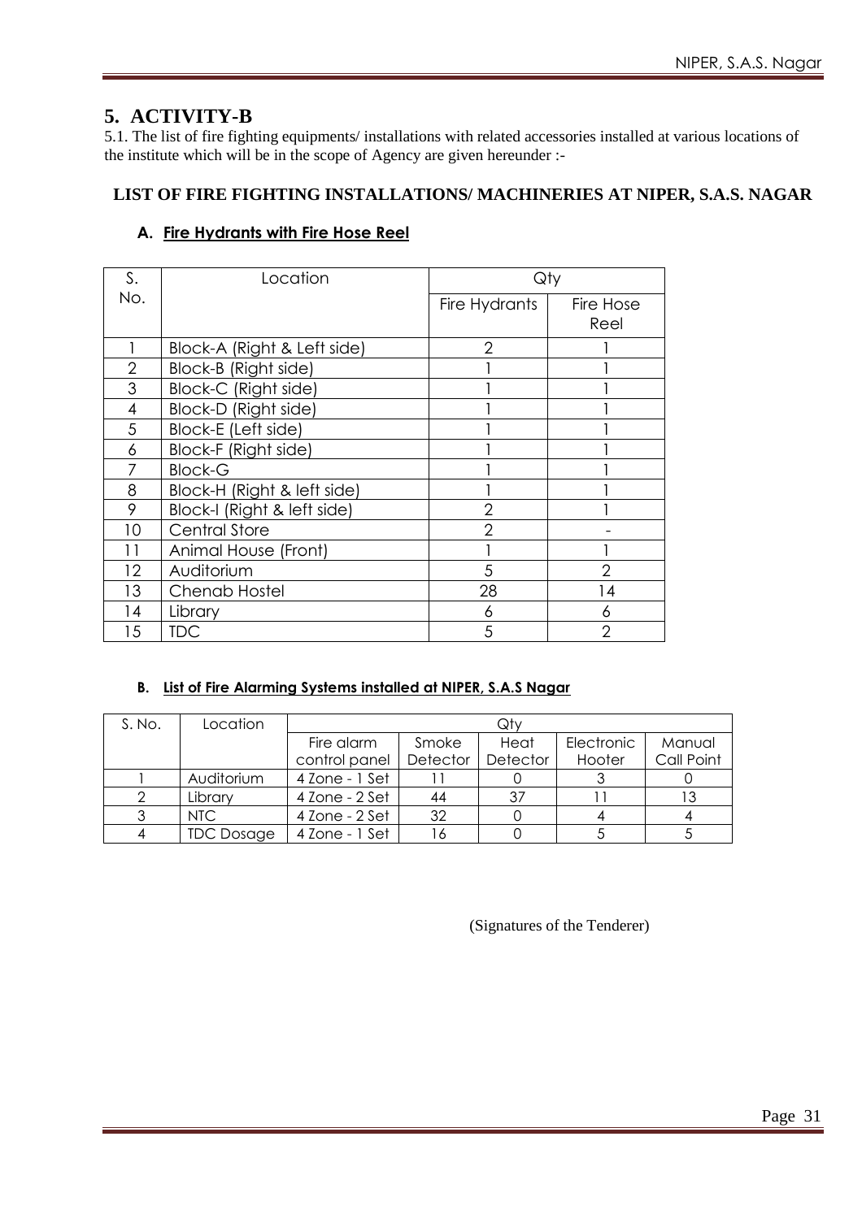# 5. ACTIVITY-B

5.1. The list of fire fighting equipments/ installations with related accessories installed at various locations of the institute which will be in the scope of Agency are given hereunder :-

## LIST OF FIRE FIGHTING INSTALLATIONS/ MACHINERIES AT NIPER, S.A.S. NAGAR

### A. Fire Hydrants with Fire Hose Reel

| S. No. | Location | Qty | |
|---|---|---|---|
| | | Fire Hydrants | Fire Hose Reel |
| 1 | Block-A (Right & Left side) | 2 | 1 |
| 2 | Block-B (Right side) | 1 | 1 |
| 3 | Block-C (Right side) | 1 | 1 |
| 4 | Block-D (Right side) | 1 | 1 |
| 5 | Block-E (Left side) | 1 | 1 |
| 6 | Block-F (Right side) | 1 | 1 |
| 7 | Block-G | 1 | 1 |
| 8 | Block-H (Right & left side) | 1 | 1 |
| 9 | Block-I (Right & left side) | 2 | 1 |
| 10 | Central Store | 2 | - |
| 11 | Animal House (Front) | 1 | 1 |
| 12 | Auditorium | 5 | 2 |
| 13 | Chenab Hostel | 28 | 14 |
| 14 | Library | 6 | 6 |
| 15 | TDC | 5 | 2 |

### B. List of Fire Alarming Systems installed at NIPER, S.A.S Nagar

| S. No. | Location | Qty | | | | |
|---|---|---|---|---|---|---|
| | | Fire alarm control panel | Smoke Detector | Heat Detector | Electronic Hooter | Manual Call Point |
| 1 | Auditorium | 4 Zone - 1 Set | 11 | 0 | 3 | 0 |
| 2 | Library | 4 Zone - 2 Set | 44 | 37 | 11 | 13 |
| 3 | NTC | 4 Zone - 2 Set | 32 | 0 | 4 | 4 |
| 4 | TDC Dosage | 4 Zone - 1 Set | 16 | 0 | 5 | 5 |

(Signatures of the Tenderer)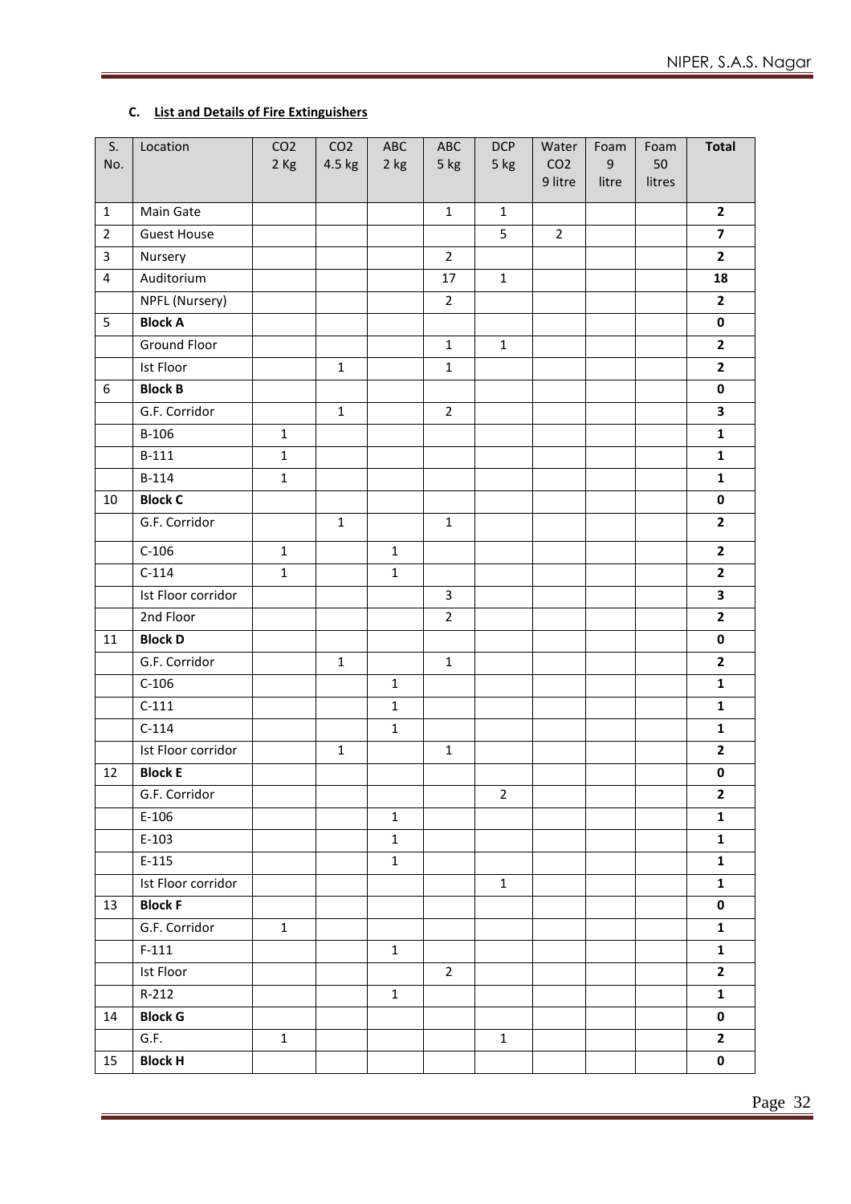**C. List and Details of Fire Extinguishers**

| S. No. | Location | $CO_2$ 2 Kg | $CO_2$ 4.5 kg | ABC 2 kg | ABC 5 kg | DCP 5 kg | Water $CO_2$ 9 litre | Foam 9 litre | Foam 50 litres | **Total** |
|---|---|---|---|---|---|---|---|---|---|---|
| 1 | Main Gate | | | | 1 | 1 | | | | **2** |
| 2 | Guest House | | | | | 5 | 2 | | | **7** |
| 3 | Nursery | | | | 2 | | | | | **2** |
| 4 | Auditorium | | | | 17 | 1 | | | | **18** |
| | NPFL (Nursery) | | | | 2 | | | | | **2** |
| 5 | **Block A** | | | | | | | | | **0** |
| | Ground Floor | | | | 1 | 1 | | | | **2** |
| | Ist Floor | | 1 | | 1 | | | | | **2** |
| 6 | **Block B** | | | | | | | | | **0** |
| | G.F. Corridor | | 1 | | 2 | | | | | **3** |
| | B-106 | 1 | | | | | | | | **1** |
| | B-111 | 1 | | | | | | | | **1** |
| | B-114 | 1 | | | | | | | | **1** |
| 10 | **Block C** | | | | | | | | | **0** |
| | G.F. Corridor | | 1 | | 1 | | | | | **2** |
| | C-106 | 1 | | 1 | | | | | | **2** |
| | C-114 | 1 | | 1 | | | | | | **2** |
| | Ist Floor corridor | | | | 3 | | | | | **3** |
| | 2nd Floor | | | | 2 | | | | | **2** |
| 11 | **Block D** | | | | | | | | | **0** |
| | G.F. Corridor | | 1 | | 1 | | | | | **2** |
| | C-106 | | | 1 | | | | | | **1** |
| | C-111 | | | 1 | | | | | | **1** |
| | C-114 | | | 1 | | | | | | **1** |
| | Ist Floor corridor | | 1 | | 1 | | | | | **2** |
| 12 | **Block E** | | | | | | | | | **0** |
| | G.F. Corridor | | | | | 2 | | | | **2** |
| | E-106 | | | 1 | | | | | | **1** |
| | E-103 | | | 1 | | | | | | **1** |
| | E-115 | | | 1 | | | | | | **1** |
| | Ist Floor corridor | | | | | 1 | | | | **1** |
| 13 | **Block F** | | | | | | | | | **0** |
| | G.F. Corridor | 1 | | | | | | | | **1** |
| | F-111 | | | 1 | | | | | | **1** |
| | Ist Floor | | | | 2 | | | | | **2** |
| | R-212 | | | 1 | | | | | | **1** |
| 14 | **Block G** | | | | | | | | | **0** |
| | G.F. | 1 | | | | 1 | | | | **2** |
| 15 | **Block H** | | | | | | | | | **0** |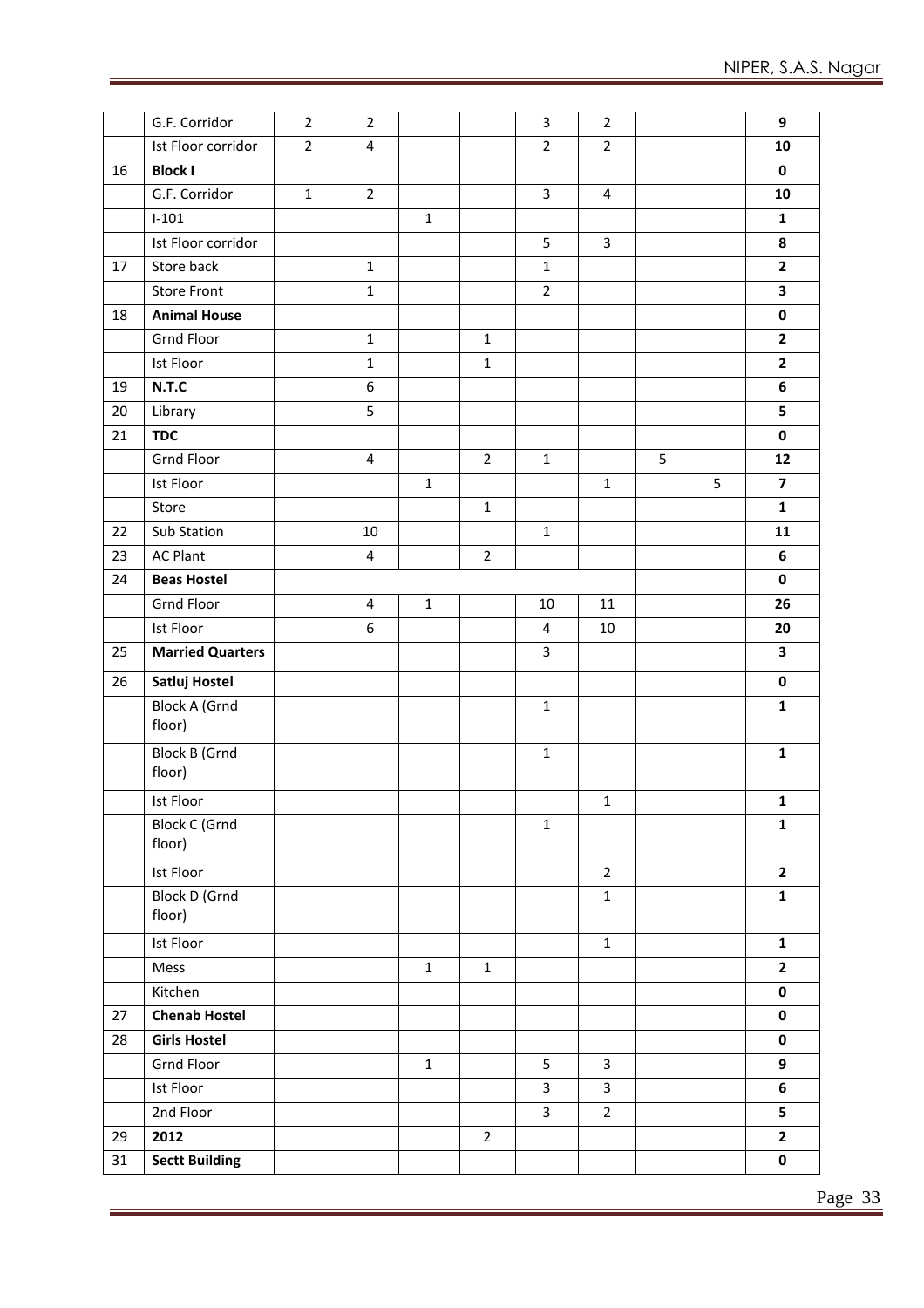| | | | | | | | | | | |
|---|---|---|---|---|---|---|---|---|---|---|
| | G.F. Corridor | 2 | 2 | | | 3 | 2 | | | **9** |
| | Ist Floor corridor | 2 | 4 | | | 2 | 2 | | | **10** |
| 16 | **Block I** | | | | | | | | | **0** |
| | G.F. Corridor | 1 | 2 | | | 3 | 4 | | | **10** |
| | I-101 | | | 1 | | | | | | **1** |
| | Ist Floor corridor | | | | | 5 | 3 | | | **8** |
| 17 | Store back | | 1 | | | 1 | | | | **2** |
| | Store Front | | 1 | | | 2 | | | | **3** |
| 18 | **Animal House** | | | | | | | | | **0** |
| | Grnd Floor | | 1 | | 1 | | | | | **2** |
| | Ist Floor | | 1 | | 1 | | | | | **2** |
| 19 | **N.T.C** | | 6 | | | | | | | **6** |
| 20 | Library | | 5 | | | | | | | **5** |
| 21 | **TDC** | | | | | | | | | **0** |
| | Grnd Floor | | 4 | | 2 | 1 | | 5 | | **12** |
| | Ist Floor | | | 1 | | | 1 | | 5 | **7** |
| | Store | | | | 1 | | | | | **1** |
| 22 | Sub Station | | 10 | | | 1 | | | | **11** |
| 23 | AC Plant | | 4 | | 2 | | | | | **6** |
| 24 | **Beas Hostel** | | | | | | | | | **0** |
| | Grnd Floor | | 4 | 1 | | 10 | 11 | | | **26** |
| | Ist Floor | | 6 | | | 4 | 10 | | | **20** |
| 25 | **Married Quarters** | | | | | 3 | | | | **3** |
| 26 | **Satluj Hostel** | | | | | | | | | **0** |
| | Block A (Grnd floor) | | | | | 1 | | | | **1** |
| | Block B (Grnd floor) | | | | | 1 | | | | **1** |
| | Ist Floor | | | | | | 1 | | | **1** |
| | Block C (Grnd floor) | | | | | 1 | | | | **1** |
| | Ist Floor | | | | | | 2 | | | **2** |
| | Block D (Grnd floor) | | | | | | 1 | | | **1** |
| | Ist Floor | | | | | | 1 | | | **1** |
| | Mess | | | 1 | 1 | | | | | **2** |
| | Kitchen | | | | | | | | | **0** |
| 27 | **Chenab Hostel** | | | | | | | | | **0** |
| 28 | **Girls Hostel** | | | | | | | | | **0** |
| | Grnd Floor | | | 1 | | 5 | 3 | | | **9** |
| | Ist Floor | | | | | 3 | 3 | | | **6** |
| | 2nd Floor | | | | | 3 | 2 | | | **5** |
| 29 | **2012** | | | | 2 | | | | | **2** |
| 31 | **Sectt Building** | | | | | | | | | **0** |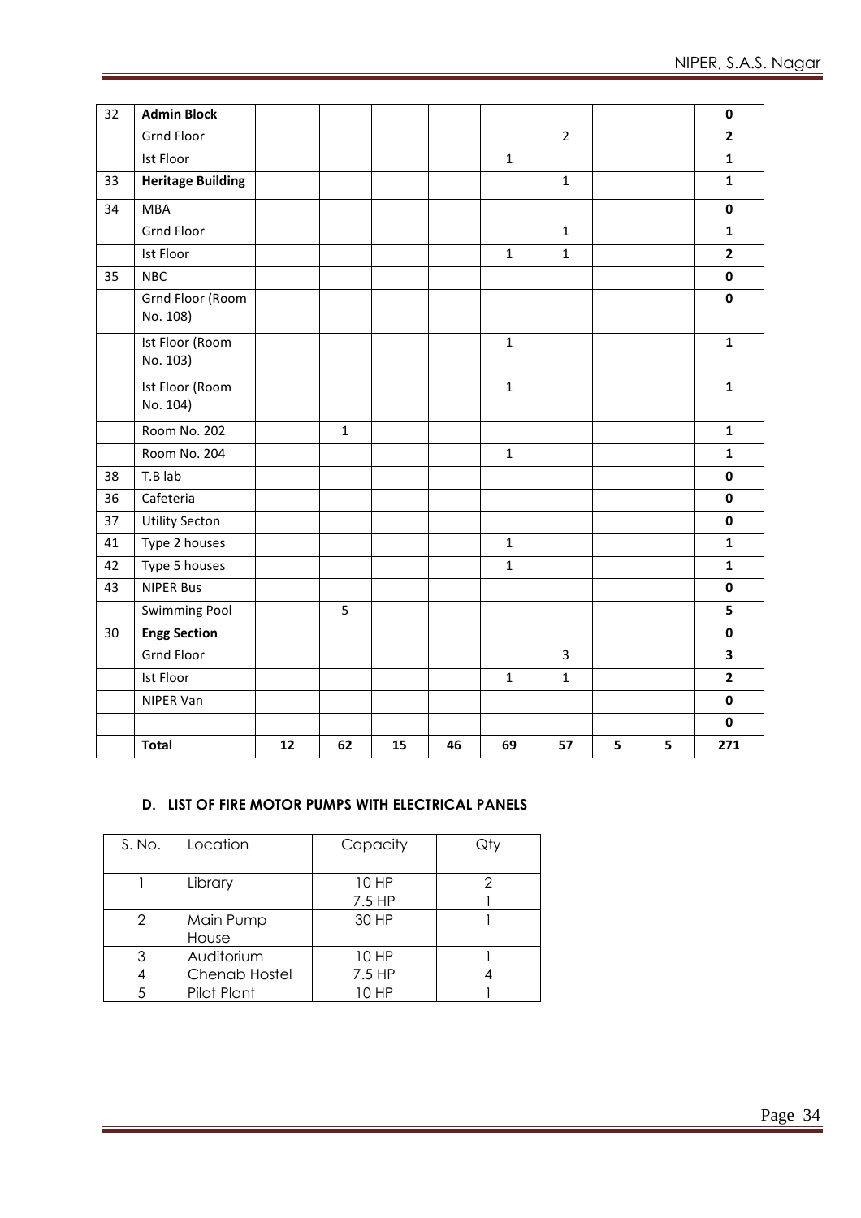| | | | | | | | | | | |
|---|---|---|---|---|---|---|---|---|---|---|
| 32 | **Admin Block** | | | | | | | | | **0** |
| | Grnd Floor | | | | | | 2 | | | **2** |
| | Ist Floor | | | | | 1 | | | | **1** |
| 33 | **Heritage Building** | | | | | | 1 | | | **1** |
| 34 | MBA | | | | | | | | | **0** |
| | Grnd Floor | | | | | | 1 | | | **1** |
| | Ist Floor | | | | | 1 | 1 | | | **2** |
| 35 | NBC | | | | | | | | | **0** |
| | Grnd Floor (Room No. 108) | | | | | | | | | **0** |
| | Ist Floor (Room No. 103) | | | | | 1 | | | | **1** |
| | Ist Floor (Room No. 104) | | | | | 1 | | | | **1** |
| | Room No. 202 | | 1 | | | | | | | **1** |
| | Room No. 204 | | | | | 1 | | | | **1** |
| 38 | T.B lab | | | | | | | | | **0** |
| 36 | Cafeteria | | | | | | | | | **0** |
| 37 | Utility Secton | | | | | | | | | **0** |
| 41 | Type 2 houses | | | | | 1 | | | | **1** |
| 42 | Type 5 houses | | | | | 1 | | | | **1** |
| 43 | NIPER Bus | | | | | | | | | **0** |
| | Swimming Pool | | 5 | | | | | | | **5** |
| 30 | **Engg Section** | | | | | | | | | **0** |
| | Grnd Floor | | | | | | 3 | | | **3** |
| | Ist Floor | | | | | 1 | 1 | | | **2** |
| | NIPER Van | | | | | | | | | **0** |
| | | | | | | | | | | **0** |
| | **Total** | **12** | **62** | **15** | **46** | **69** | **57** | **5** | **5** | **271** |

#### D. LIST OF FIRE MOTOR PUMPS WITH ELECTRICAL PANELS

| S. No. | Location | Capacity | Qty |
|---|---|---|---|
| 1 | Library | 10 HP | 2 |
| | | 7.5 HP | 1 |
| 2 | Main Pump House | 30 HP | 1 |
| 3 | Auditorium | 10 HP | 1 |
| 4 | Chenab Hostel | 7.5 HP | 4 |
| 5 | Pilot Plant | 10 HP | 1 |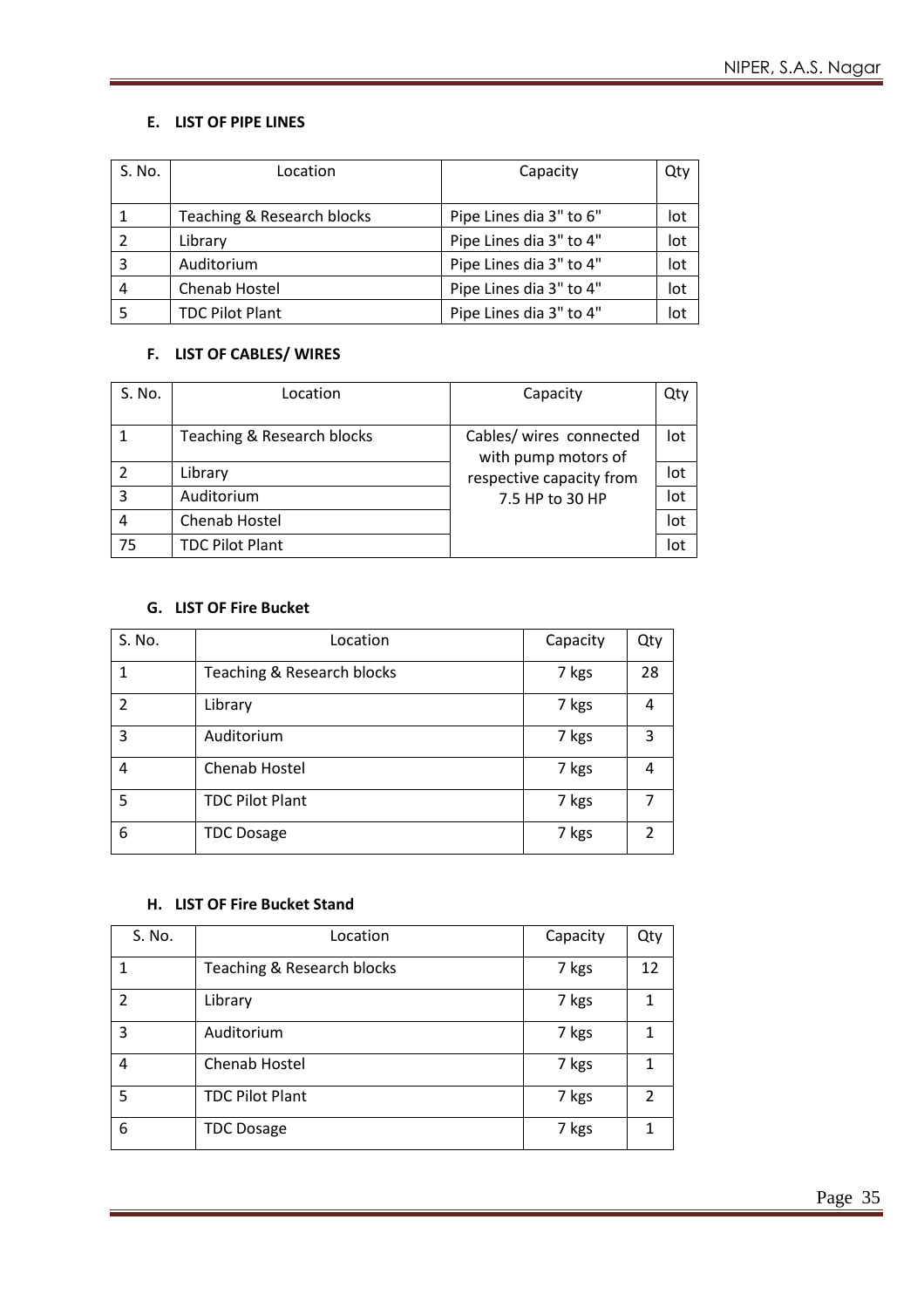### E. LIST OF PIPE LINES

| S. No. | Location | Capacity | Qty |
|---|---|---|---|
| 1 | Teaching & Research blocks | Pipe Lines dia 3" to 6" | lot |
| 2 | Library | Pipe Lines dia 3" to 4" | lot |
| 3 | Auditorium | Pipe Lines dia 3" to 4" | lot |
| 4 | Chenab Hostel | Pipe Lines dia 3" to 4" | lot |
| 5 | TDC Pilot Plant | Pipe Lines dia 3" to 4" | lot |

### F. LIST OF CABLES/ WIRES

| S. No. | Location | Capacity | Qty |
|---|---|---|---|
| 1 | Teaching & Research blocks | Cables/ wires connected with pump motors of respective capacity from 7.5 HP to 30 HP | lot |
| 2 | Library | | lot |
| 3 | Auditorium | | lot |
| 4 | Chenab Hostel | | lot |
| 75 | TDC Pilot Plant | | lot |

### G. LIST OF Fire Bucket

| S. No. | Location | Capacity | Qty |
|---|---|---|---|
| 1 | Teaching & Research blocks | 7 kgs | 28 |
| 2 | Library | 7 kgs | 4 |
| 3 | Auditorium | 7 kgs | 3 |
| 4 | Chenab Hostel | 7 kgs | 4 |
| 5 | TDC Pilot Plant | 7 kgs | 7 |
| 6 | TDC Dosage | 7 kgs | 2 |

### H. LIST OF Fire Bucket Stand

| S. No. | Location | Capacity | Qty |
|---|---|---|---|
| 1 | Teaching & Research blocks | 7 kgs | 12 |
| 2 | Library | 7 kgs | 1 |
| 3 | Auditorium | 7 kgs | 1 |
| 4 | Chenab Hostel | 7 kgs | 1 |
| 5 | TDC Pilot Plant | 7 kgs | 2 |
| 6 | TDC Dosage | 7 kgs | 1 |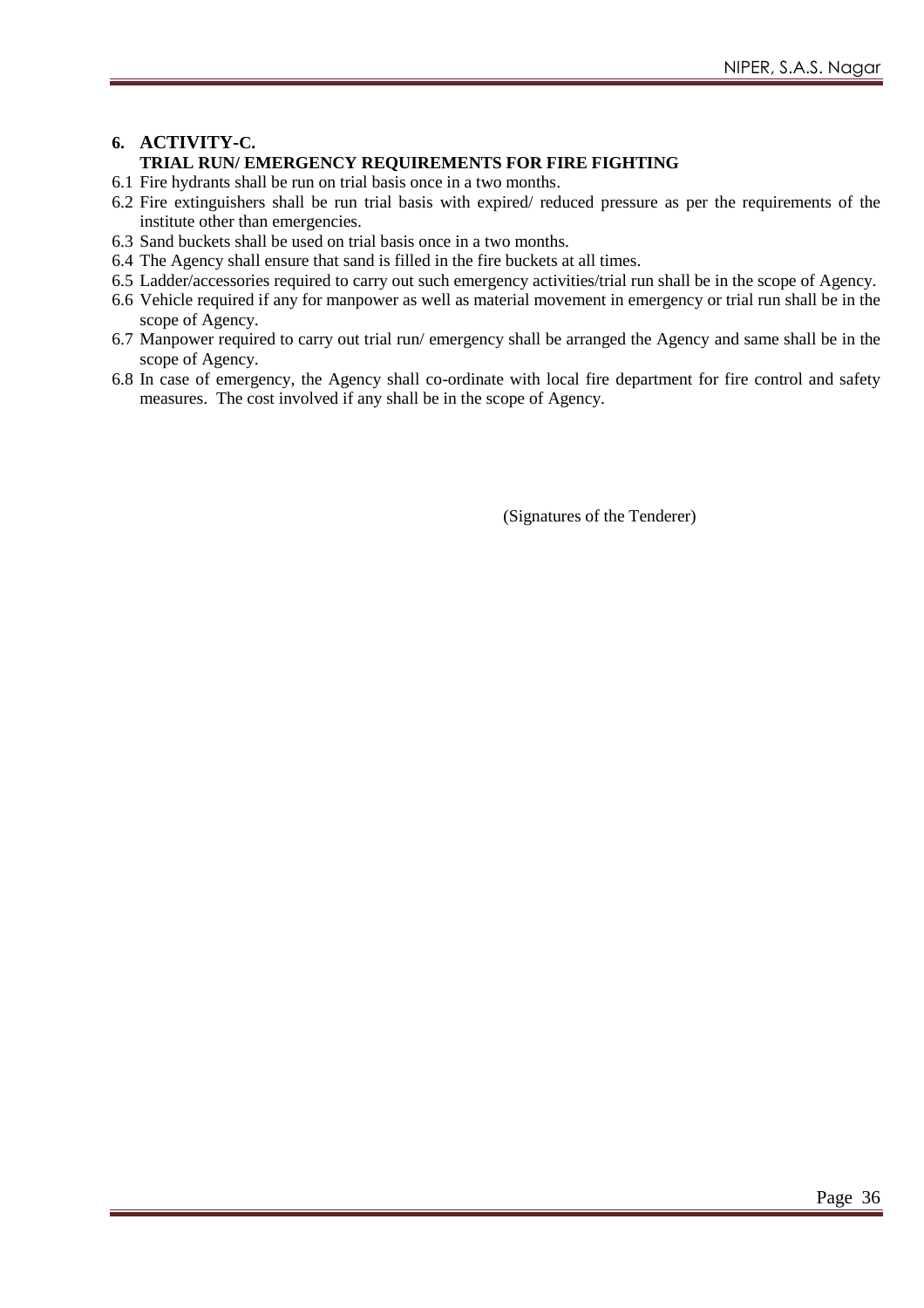## 6. ACTIVITY-C.

### TRIAL RUN/ EMERGENCY REQUIREMENTS FOR FIRE FIGHTING

6.1 Fire hydrants shall be run on trial basis once in a two months.

6.2 Fire extinguishers shall be run trial basis with expired/ reduced pressure as per the requirements of the institute other than emergencies.

6.3 Sand buckets shall be used on trial basis once in a two months.

6.4 The Agency shall ensure that sand is filled in the fire buckets at all times.

6.5 Ladder/accessories required to carry out such emergency activities/trial run shall be in the scope of Agency.

6.6 Vehicle required if any for manpower as well as material movement in emergency or trial run shall be in the scope of Agency.

6.7 Manpower required to carry out trial run/ emergency shall be arranged the Agency and same shall be in the scope of Agency.

6.8 In case of emergency, the Agency shall co-ordinate with local fire department for fire control and safety measures. The cost involved if any shall be in the scope of Agency.

(Signatures of the Tenderer)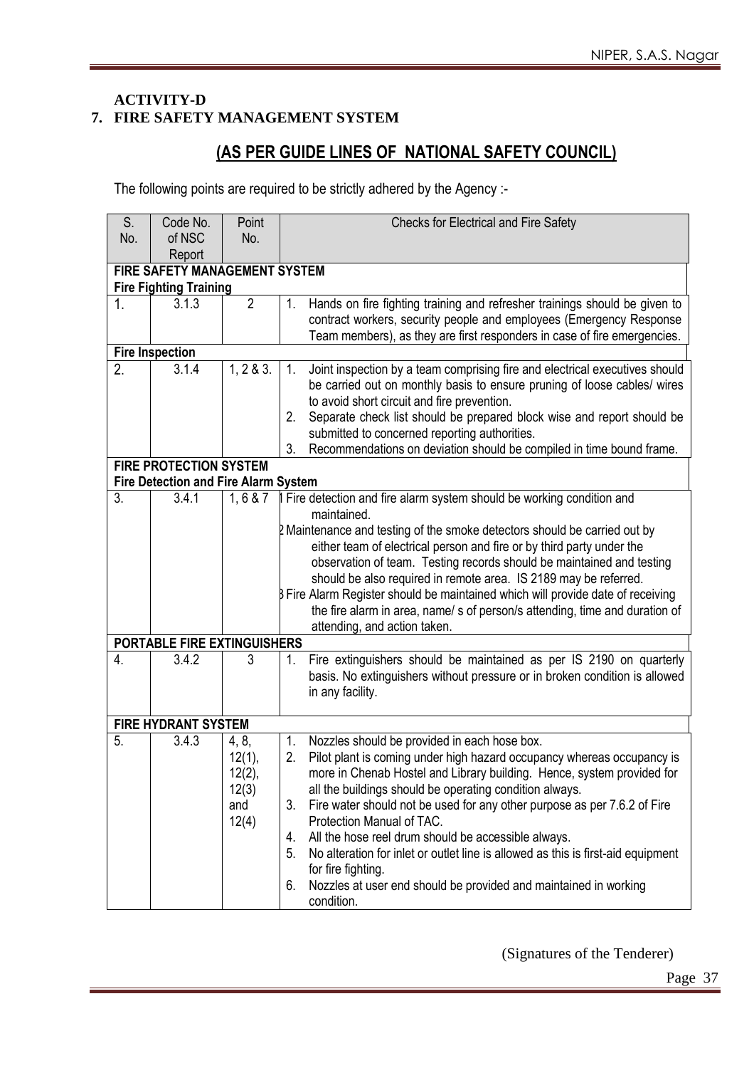**ACTIVITY-D**

**7. FIRE SAFETY MANAGEMENT SYSTEM**

## (AS PER GUIDE LINES OF NATIONAL SAFETY COUNCIL)

The following points are required to be strictly adhered by the Agency :-

| S. No. | Code No. of NSC Report | Point No. | Checks for Electrical and Fire Safety |
|---|---|---|---|
| **FIRE SAFETY MANAGEMENT SYSTEM** | | | |
| **Fire Fighting Training** | | | |
| 1. | 3.1.3 | 2 | 1. Hands on fire fighting training and refresher trainings should be given to contract workers, security people and employees (Emergency Response Team members), as they are first responders in case of fire emergencies. |
| **Fire Inspection** | | | |
| 2. | 3.1.4 | 1, 2 & 3. | 1. Joint inspection by a team comprising fire and electrical executives should be carried out on monthly basis to ensure pruning of loose cables/ wires to avoid short circuit and fire prevention.<br>2. Separate check list should be prepared block wise and report should be submitted to concerned reporting authorities.<br>3. Recommendations on deviation should be compiled in time bound frame. |
| **FIRE PROTECTION SYSTEM** | | | |
| **Fire Detection and Fire Alarm System** | | | |
| 3. | 3.4.1 | 1, 6 & 7 | 1 Fire detection and fire alarm system should be working condition and maintained.<br>2 Maintenance and testing of the smoke detectors should be carried out by either team of electrical person and fire or by third party under the observation of team. Testing records should be maintained and testing should be also required in remote area. IS 2189 may be referred.<br>3 Fire Alarm Register should be maintained which will provide date of receiving the fire alarm in area, name/ s of person/s attending, time and duration of attending, and action taken. |
| **PORTABLE FIRE EXTINGUISHERS** | | | |
| 4. | 3.4.2 | 3 | 1. Fire extinguishers should be maintained as per IS 2190 on quarterly basis. No extinguishers without pressure or in broken condition is allowed in any facility. |
| **FIRE HYDRANT SYSTEM** | | | |
| 5. | 3.4.3 | 4, 8, 12(1), 12(2), 12(3) and 12(4) | 1. Nozzles should be provided in each hose box.<br>2. Pilot plant is coming under high hazard occupancy whereas occupancy is more in Chenab Hostel and Library building. Hence, system provided for all the buildings should be operating condition always.<br>3. Fire water should not be used for any other purpose as per 7.6.2 of Fire Protection Manual of TAC.<br>4. All the hose reel drum should be accessible always.<br>5. No alteration for inlet or outlet line is allowed as this is first-aid equipment for fire fighting.<br>6. Nozzles at user end should be provided and maintained in working condition. |

(Signatures of the Tenderer)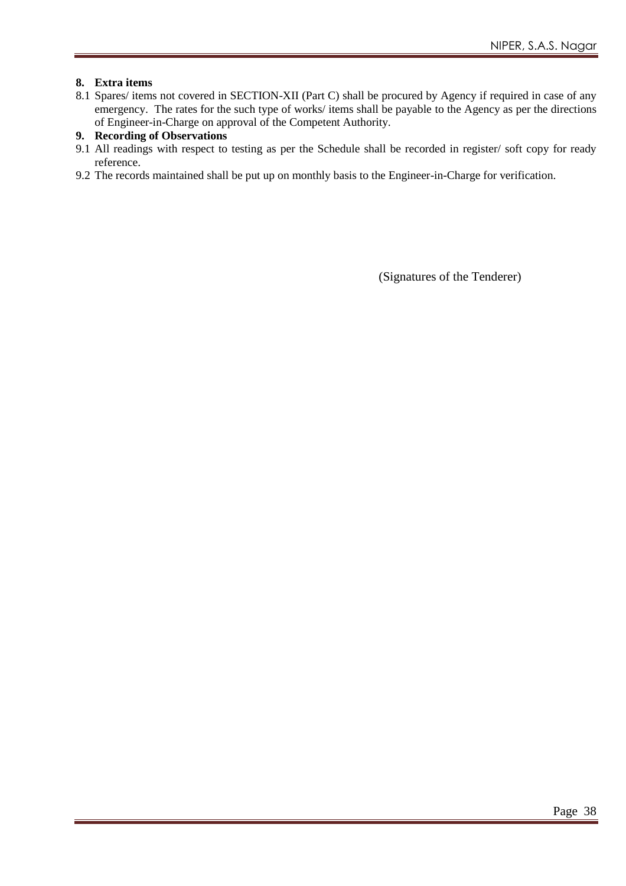**8. Extra items**

8.1 Spares/ items not covered in SECTION-XII (Part C) shall be procured by Agency if required in case of any emergency. The rates for the such type of works/ items shall be payable to the Agency as per the directions of Engineer-in-Charge on approval of the Competent Authority.

**9. Recording of Observations**

9.1 All readings with respect to testing as per the Schedule shall be recorded in register/ soft copy for ready reference.

9.2 The records maintained shall be put up on monthly basis to the Engineer-in-Charge for verification.

(Signatures of the Tenderer)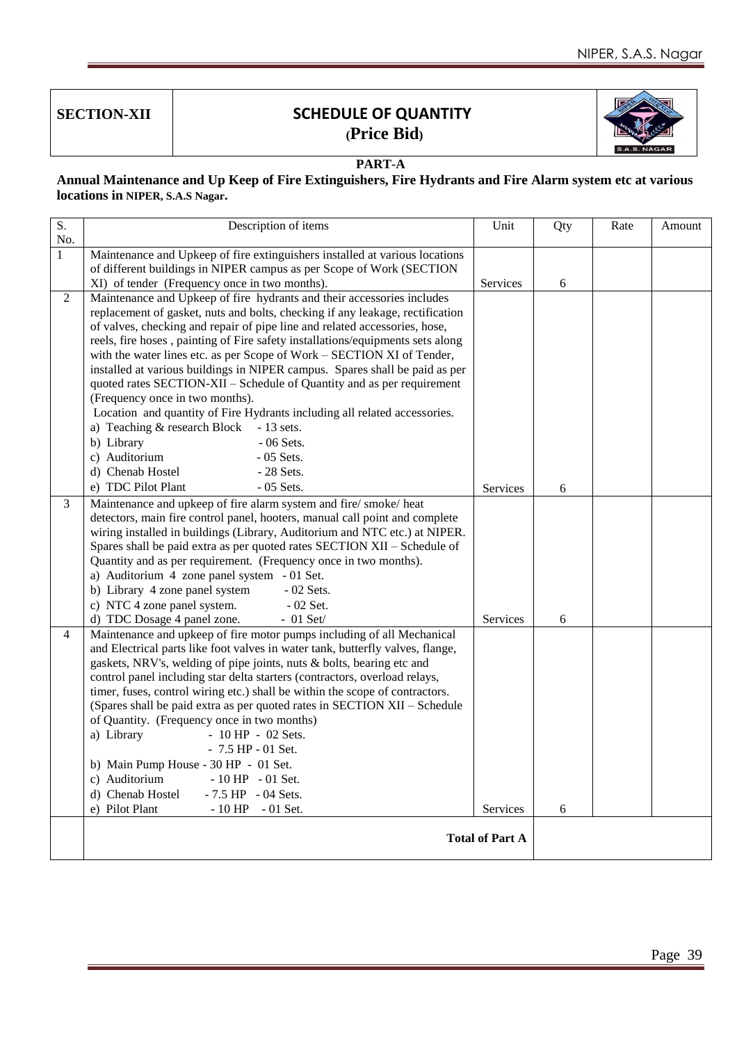| SECTION-XII | SCHEDULE OF QUANTITY (Price Bid) |
|---|---|

**PART-A**

**Annual Maintenance and Up Keep of Fire Extinguishers, Fire Hydrants and Fire Alarm system etc at various locations in NIPER, S.A.S Nagar.**

| S. No. | Description of items | Unit | Qty | Rate | Amount |
|---|---|---|---|---|---|
| 1 | Maintenance and Upkeep of fire extinguishers installed at various locations of different buildings in NIPER campus as per Scope of Work (SECTION XI) of tender (Frequency once in two months). | Services | 6 | | |
| 2 | Maintenance and Upkeep of fire hydrants and their accessories includes replacement of gasket, nuts and bolts, checking if any leakage, rectification of valves, checking and repair of pipe line and related accessories, hose, reels, fire hoses , painting of Fire safety installations/equipments sets along with the water lines etc. as per Scope of Work – SECTION XI of Tender, installed at various buildings in NIPER campus. Spares shall be paid as per quoted rates SECTION-XII – Schedule of Quantity and as per requirement (Frequency once in two months).<br>Location and quantity of Fire Hydrants including all related accessories.<br>a) Teaching & research Block - 13 sets.<br>b) Library - 06 Sets.<br>c) Auditorium - 05 Sets.<br>d) Chenab Hostel - 28 Sets.<br>e) TDC Pilot Plant - 05 Sets. | Services | 6 | | |
| 3 | Maintenance and upkeep of fire alarm system and fire/ smoke/ heat detectors, main fire control panel, hooters, manual call point and complete wiring installed in buildings (Library, Auditorium and NTC etc.) at NIPER. Spares shall be paid extra as per quoted rates SECTION XII – Schedule of Quantity and as per requirement. (Frequency once in two months).<br>a) Auditorium 4 zone panel system - 01 Set.<br>b) Library 4 zone panel system - 02 Sets.<br>c) NTC 4 zone panel system. - 02 Set.<br>d) TDC Dosage 4 panel zone. - 01 Set/ | Services | 6 | | |
| 4 | Maintenance and upkeep of fire motor pumps including of all Mechanical and Electrical parts like foot valves in water tank, butterfly valves, flange, gaskets, NRV's, welding of pipe joints, nuts & bolts, bearing etc and control panel including star delta starters (contractors, overload relays, timer, fuses, control wiring etc.) shall be within the scope of contractors. (Spares shall be paid extra as per quoted rates in SECTION XII – Schedule of Quantity. (Frequency once in two months)<br>a) Library - 10 HP - 02 Sets.<br>- 7.5 HP - 01 Set.<br>b) Main Pump House - 30 HP - 01 Set.<br>c) Auditorium - 10 HP - 01 Set.<br>d) Chenab Hostel - 7.5 HP - 04 Sets.<br>e) Pilot Plant - 10 HP - 01 Set. | Services | 6 | | |
| | **Total of Part A** | | | | |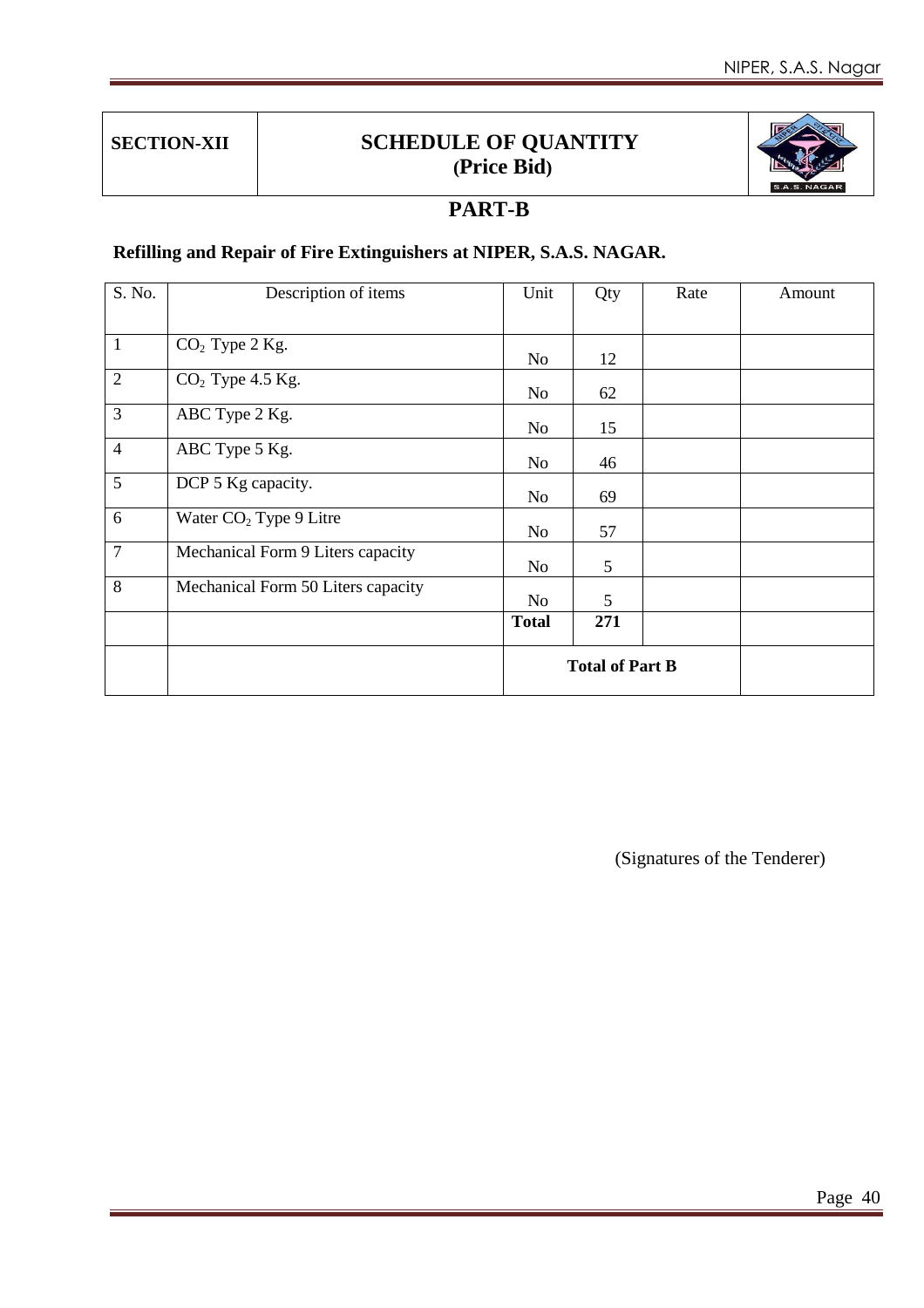| SECTION-XII | SCHEDULE OF QUANTITY (Price Bid) |
|---|---|

## PART-B

**Refilling and Repair of Fire Extinguishers at NIPER, S.A.S. NAGAR.**

| S. No. | Description of items | Unit | Qty | Rate | Amount |
|---|---|---|---|---|---|
| 1 | $CO_2$ Type 2 Kg. | No | 12 | | |
| 2 | $CO_2$ Type 4.5 Kg. | No | 62 | | |
| 3 | ABC Type 2 Kg. | No | 15 | | |
| 4 | ABC Type 5 Kg. | No | 46 | | |
| 5 | DCP 5 Kg capacity. | No | 69 | | |
| 6 | Water $CO_2$ Type 9 Litre | No | 57 | | |
| 7 | Mechanical Form 9 Liters capacity | No | 5 | | |
| 8 | Mechanical Form 50 Liters capacity | No | 5 | | |
| | | **Total** | **271** | | |
| | | **Total of Part B** | | | |

(Signatures of the Tenderer)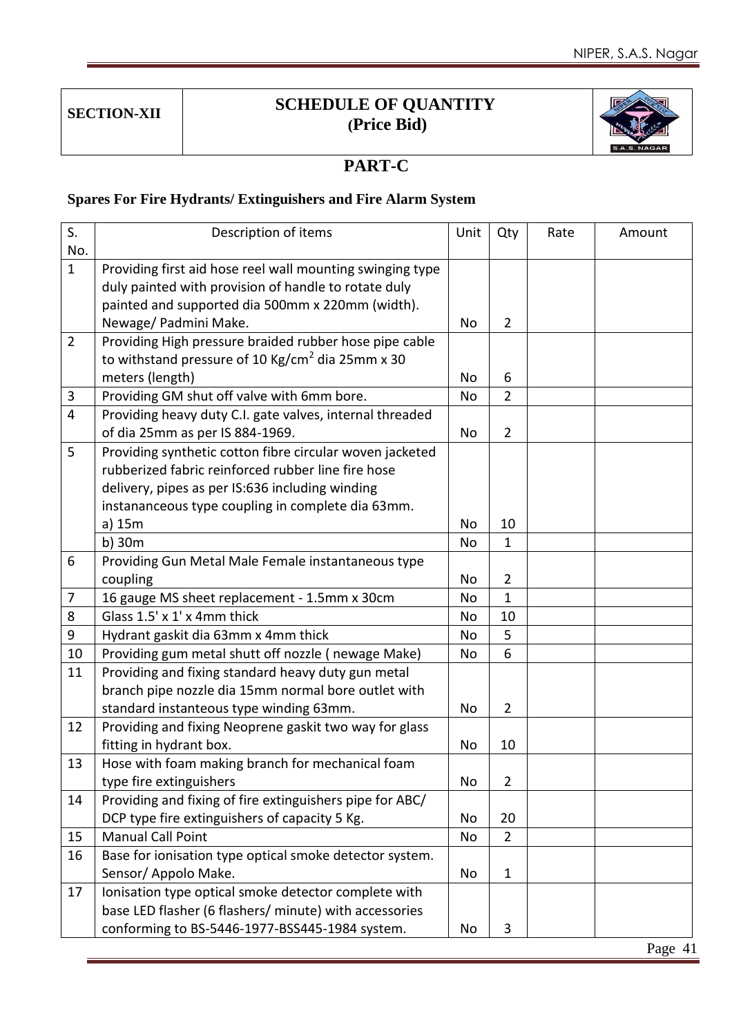| SECTION-XII | SCHEDULE OF QUANTITY (Price Bid) |
|---|---|

## PART-C

**Spares For Fire Hydrants/ Extinguishers and Fire Alarm System**

| S. No. | Description of items | Unit | Qty | Rate | Amount |
|---|---|---|---|---|---|
| 1 | Providing first aid hose reel wall mounting swinging type duly painted with provision of handle to rotate duly painted and supported dia 500mm x 220mm (width). Newage/ Padmini Make. | No | 2 | | |
| 2 | Providing High pressure braided rubber hose pipe cable to withstand pressure of 10 Kg/cm$^2$ dia 25mm x 30 meters (length) | No | 6 | | |
| 3 | Providing GM shut off valve with 6mm bore. | No | 2 | | |
| 4 | Providing heavy duty C.I. gate valves, internal threaded of dia 25mm as per IS 884-1969. | No | 2 | | |
| 5 | Providing synthetic cotton fibre circular woven jacketed rubberized fabric reinforced rubber line fire hose delivery, pipes as per IS:636 including winding instananceous type coupling in complete dia 63mm. a) 15m | No | 10 | | |
| | b) 30m | No | 1 | | |
| 6 | Providing Gun Metal Male Female instantaneous type coupling | No | 2 | | |
| 7 | 16 gauge MS sheet replacement - 1.5mm x 30cm | No | 1 | | |
| 8 | Glass 1.5' x 1' x 4mm thick | No | 10 | | |
| 9 | Hydrant gaskit dia 63mm x 4mm thick | No | 5 | | |
| 10 | Providing gum metal shutt off nozzle ( newage Make) | No | 6 | | |
| 11 | Providing and fixing standard heavy duty gun metal branch pipe nozzle dia 15mm normal bore outlet with standard instanteous type winding 63mm. | No | 2 | | |
| 12 | Providing and fixing Neoprene gaskit two way for glass fitting in hydrant box. | No | 10 | | |
| 13 | Hose with foam making branch for mechanical foam type fire extinguishers | No | 2 | | |
| 14 | Providing and fixing of fire extinguishers pipe for ABC/ DCP type fire extinguishers of capacity 5 Kg. | No | 20 | | |
| 15 | Manual Call Point | No | 2 | | |
| 16 | Base for ionisation type optical smoke detector system. Sensor/ Appolo Make. | No | 1 | | |
| 17 | Ionisation type optical smoke detector complete with base LED flasher (6 flashers/ minute) with accessories conforming to BS-5446-1977-BSS445-1984 system. | No | 3 | | |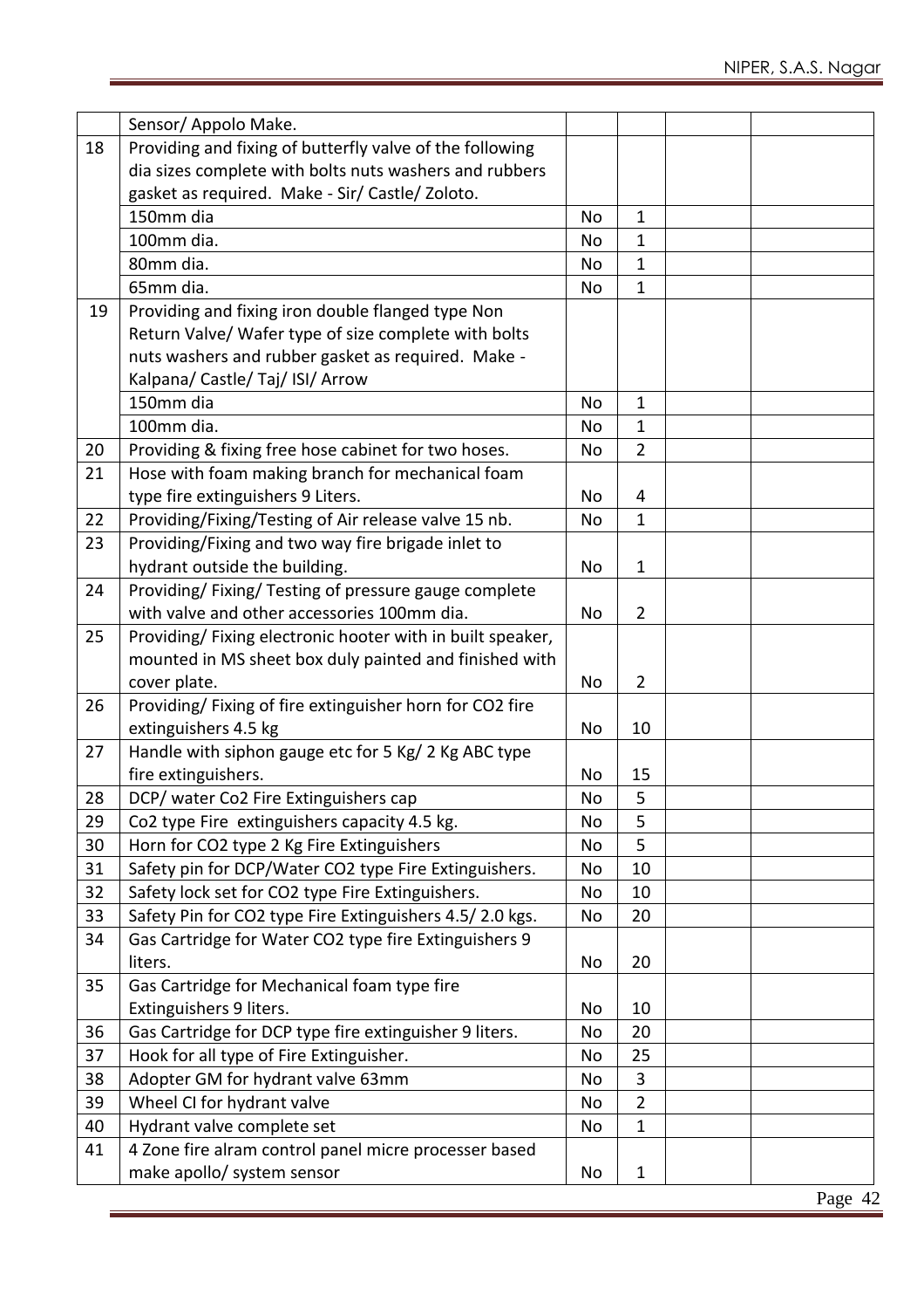| | | | | | |
|---|---|---|---|---|---|
| | Sensor/ Appolo Make. | | | | |
| 18 | Providing and fixing of butterfly valve of the following dia sizes complete with bolts nuts washers and rubbers gasket as required. Make - Sir/ Castle/ Zoloto. | | | | |
| | 150mm dia | No | 1 | | |
| | 100mm dia. | No | 1 | | |
| | 80mm dia. | No | 1 | | |
| | 65mm dia. | No | 1 | | |
| 19 | Providing and fixing iron double flanged type Non Return Valve/ Wafer type of size complete with bolts nuts washers and rubber gasket as required. Make - Kalpana/ Castle/ Taj/ ISI/ Arrow | | | | |
| | 150mm dia | No | 1 | | |
| | 100mm dia. | No | 1 | | |
| 20 | Providing & fixing free hose cabinet for two hoses. | No | 2 | | |
| 21 | Hose with foam making branch for mechanical foam type fire extinguishers 9 Liters. | No | 4 | | |
| 22 | Providing/Fixing/Testing of Air release valve 15 nb. | No | 1 | | |
| 23 | Providing/Fixing and two way fire brigade inlet to hydrant outside the building. | No | 1 | | |
| 24 | Providing/ Fixing/ Testing of pressure gauge complete with valve and other accessories 100mm dia. | No | 2 | | |
| 25 | Providing/ Fixing electronic hooter with in built speaker, mounted in MS sheet box duly painted and finished with cover plate. | No | 2 | | |
| 26 | Providing/ Fixing of fire extinguisher horn for CO2 fire extinguishers 4.5 kg | No | 10 | | |
| 27 | Handle with siphon gauge etc for 5 Kg/ 2 Kg ABC type fire extinguishers. | No | 15 | | |
| 28 | DCP/ water Co2 Fire Extinguishers cap | No | 5 | | |
| 29 | Co2 type Fire extinguishers capacity 4.5 kg. | No | 5 | | |
| 30 | Horn for CO2 type 2 Kg Fire Extinguishers | No | 5 | | |
| 31 | Safety pin for DCP/Water CO2 type Fire Extinguishers. | No | 10 | | |
| 32 | Safety lock set for CO2 type Fire Extinguishers. | No | 10 | | |
| 33 | Safety Pin for CO2 type Fire Extinguishers 4.5/ 2.0 kgs. | No | 20 | | |
| 34 | Gas Cartridge for Water CO2 type fire Extinguishers 9 liters. | No | 20 | | |
| 35 | Gas Cartridge for Mechanical foam type fire Extinguishers 9 liters. | No | 10 | | |
| 36 | Gas Cartridge for DCP type fire extinguisher 9 liters. | No | 20 | | |
| 37 | Hook for all type of Fire Extinguisher. | No | 25 | | |
| 38 | Adopter GM for hydrant valve 63mm | No | 3 | | |
| 39 | Wheel CI for hydrant valve | No | 2 | | |
| 40 | Hydrant valve complete set | No | 1 | | |
| 41 | 4 Zone fire alram control panel micre processer based make apollo/ system sensor | No | 1 | | |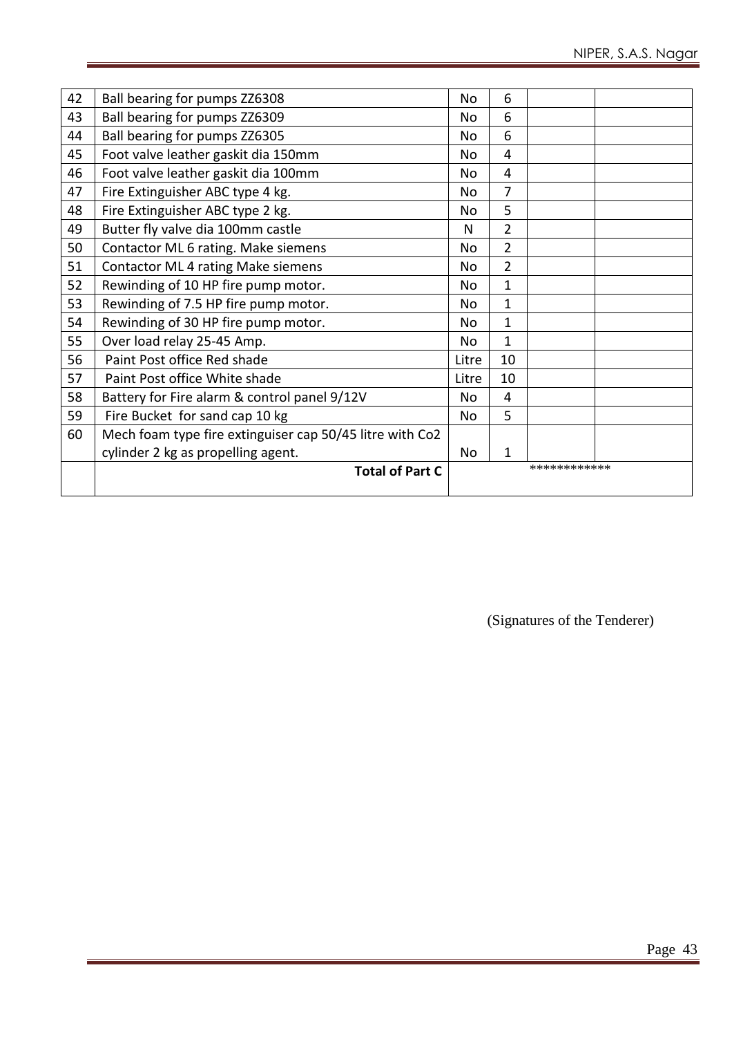| | | | | | |
|---|---|---|---|---|---|
| 42 | Ball bearing for pumps ZZ6308 | No | 6 | | |
| 43 | Ball bearing for pumps ZZ6309 | No | 6 | | |
| 44 | Ball bearing for pumps ZZ6305 | No | 6 | | |
| 45 | Foot valve leather gaskit dia 150mm | No | 4 | | |
| 46 | Foot valve leather gaskit dia 100mm | No | 4 | | |
| 47 | Fire Extinguisher ABC type 4 kg. | No | 7 | | |
| 48 | Fire Extinguisher ABC type 2 kg. | No | 5 | | |
| 49 | Butter fly valve dia 100mm castle | N | 2 | | |
| 50 | Contactor ML 6 rating. Make siemens | No | 2 | | |
| 51 | Contactor ML 4 rating Make siemens | No | 2 | | |
| 52 | Rewinding of 10 HP fire pump motor. | No | 1 | | |
| 53 | Rewinding of 7.5 HP fire pump motor. | No | 1 | | |
| 54 | Rewinding of 30 HP fire pump motor. | No | 1 | | |
| 55 | Over load relay 25-45 Amp. | No | 1 | | |
| 56 | Paint Post office Red shade | Litre | 10 | | |
| 57 | Paint Post office White shade | Litre | 10 | | |
| 58 | Battery for Fire alarm & control panel 9/12V | No | 4 | | |
| 59 | Fire Bucket for sand cap 10 kg | No | 5 | | |
| 60 | Mech foam type fire extinguiser cap 50/45 litre with Co2 cylinder 2 kg as propelling agent. | No | 1 | | |
| | **Total of Part C** | | | ************ | |

(Signatures of the Tenderer)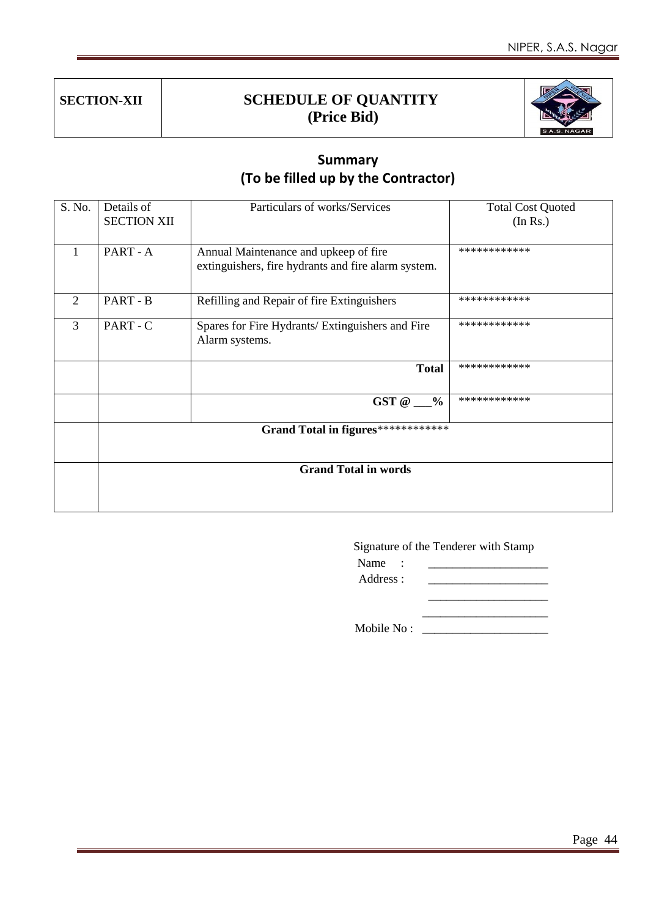| SECTION-XII | SCHEDULE OF QUANTITY (Price Bid) |
|---|---|

## Summary
## (To be filled up by the Contractor)

| S. No. | Details of SECTION XII | Particulars of works/Services | Total Cost Quoted (In Rs.) |
|---|---|---|---|
| 1 | PART - A | Annual Maintenance and upkeep of fire extinguishers, fire hydrants and fire alarm system. | ************ |
| 2 | PART - B | Refilling and Repair of fire Extinguishers | ************ |
| 3 | PART - C | Spares for Fire Hydrants/ Extinguishers and Fire Alarm systems. | ************ |
| | | **Total** | ************ |
| | | **GST @ ___%** | ************ |
| | **Grand Total in figures************** | | |
| | **Grand Total in words** | | |

Signature of the Tenderer with Stamp

Name : ____________________

Address : ____________________

____________________

____________________

Mobile No : ____________________